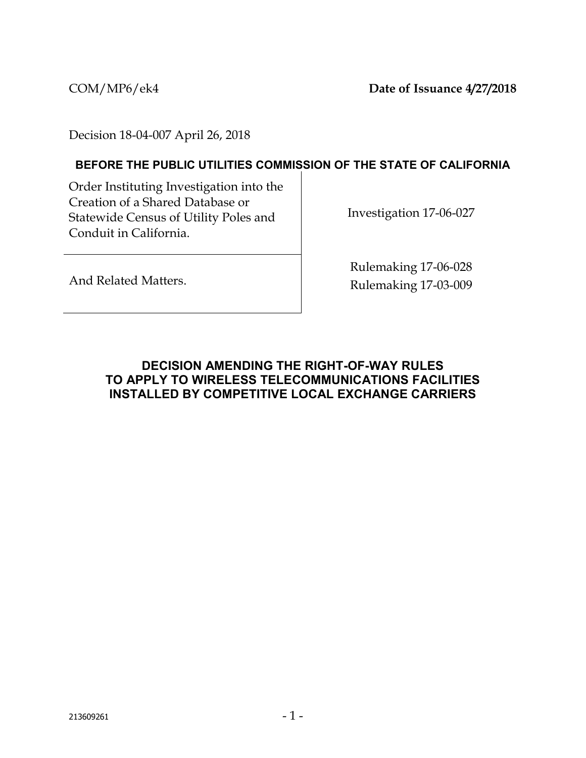COM/MP6/ek4 **Date of Issuance 4/27/2018**

Decision 18-04-007 April 26, 2018

**BEFORE THE PUBLIC UTILITIES COMMISSION OF THE STATE OF CALIFORNIA**

| | |
|---|---|
| Order Instituting Investigation into the Creation of a Shared Database or Statewide Census of Utility Poles and Conduit in California. | Investigation 17-06-027 |
| And Related Matters. | Rulemaking 17-06-028<br>Rulemaking 17-03-009 |

## DECISION AMENDING THE RIGHT-OF-WAY RULES TO APPLY TO WIRELESS TELECOMMUNICATIONS FACILITIES INSTALLED BY COMPETITIVE LOCAL EXCHANGE CARRIERS

213609261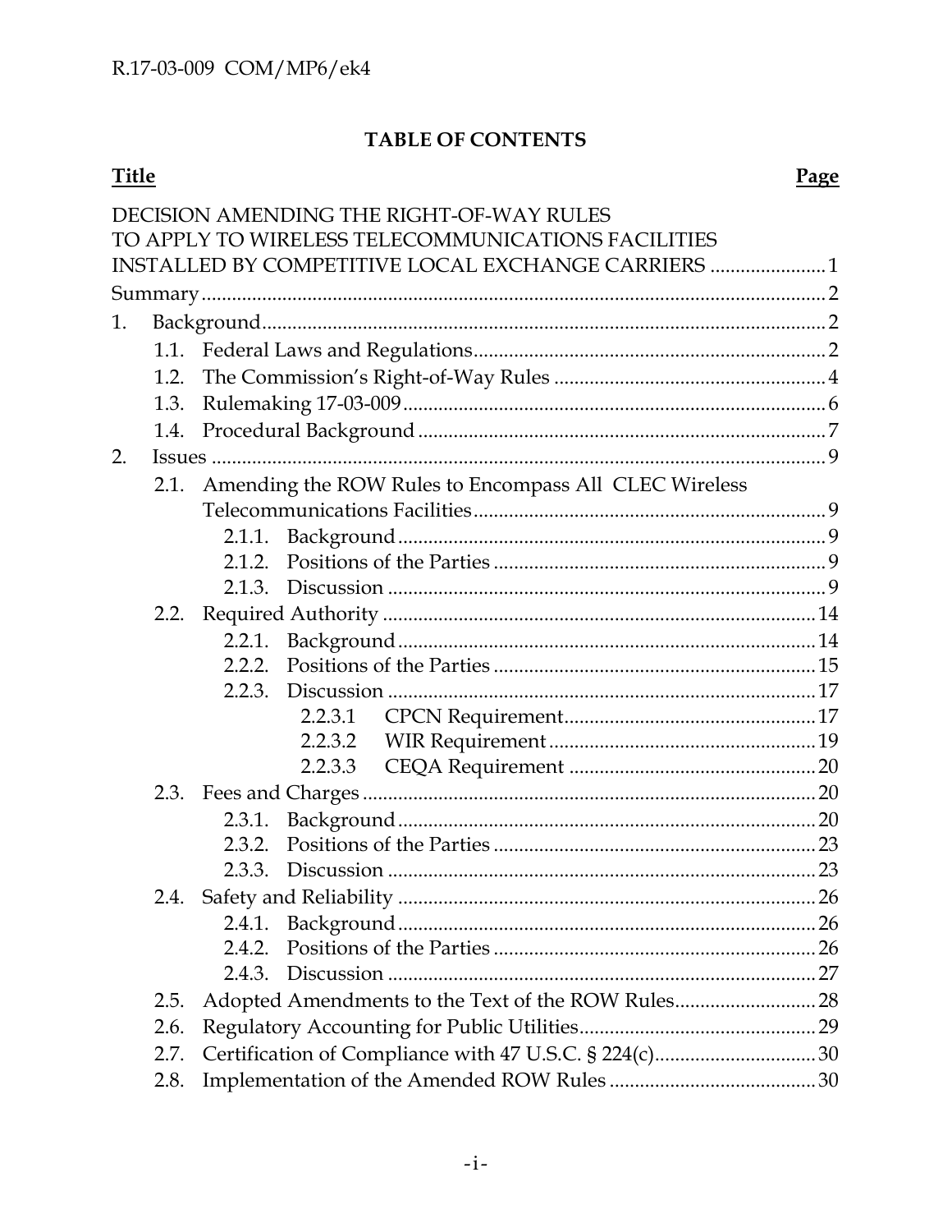**TABLE OF CONTENTS**

| **Title** | **Page** |
|---|---|
| DECISION AMENDING THE RIGHT-OF-WAY RULES TO APPLY TO WIRELESS TELECOMMUNICATIONS FACILITIES INSTALLED BY COMPETITIVE LOCAL EXCHANGE CARRIERS | 1 |
| Summary | 2 |
| 1. Background | 2 |
| 1.1. Federal Laws and Regulations | 2 |
| 1.2. The Commission's Right-of-Way Rules | 4 |
| 1.3. Rulemaking 17-03-009 | 6 |
| 1.4. Procedural Background | 7 |
| 2. Issues | 9 |
| 2.1. Amending the ROW Rules to Encompass All CLEC Wireless Telecommunications Facilities | 9 |
| 2.1.1. Background | 9 |
| 2.1.2. Positions of the Parties | 9 |
| 2.1.3. Discussion | 9 |
| 2.2. Required Authority | 14 |
| 2.2.1. Background | 14 |
| 2.2.2. Positions of the Parties | 15 |
| 2.2.3. Discussion | 17 |
| 2.2.3.1 CPCN Requirement | 17 |
| 2.2.3.2 WIR Requirement | 19 |
| 2.2.3.3 CEQA Requirement | 20 |
| 2.3. Fees and Charges | 20 |
| 2.3.1. Background | 20 |
| 2.3.2. Positions of the Parties | 23 |
| 2.3.3. Discussion | 23 |
| 2.4. Safety and Reliability | 26 |
| 2.4.1. Background | 26 |
| 2.4.2. Positions of the Parties | 26 |
| 2.4.3. Discussion | 27 |
| 2.5. Adopted Amendments to the Text of the ROW Rules | 28 |
| 2.6. Regulatory Accounting for Public Utilities | 29 |
| 2.7. Certification of Compliance with 47 U.S.C. § 224(c) | 30 |
| 2.8. Implementation of the Amended ROW Rules | 30 |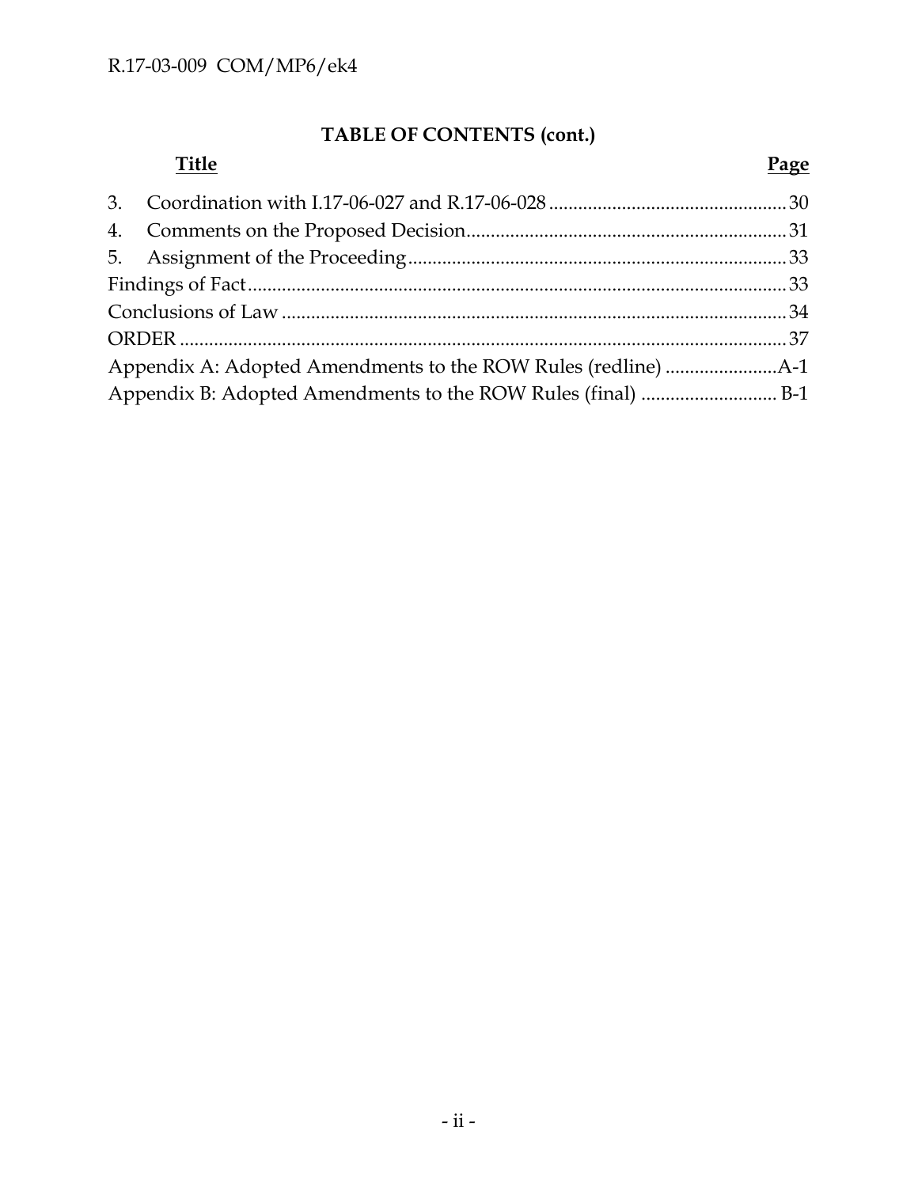**TABLE OF CONTENTS (cont.)**

| Title | Page |
|---|---|
| 3. Coordination with I.17-06-027 and R.17-06-028 | 30 |
| 4. Comments on the Proposed Decision | 31 |
| 5. Assignment of the Proceeding | 33 |
| Findings of Fact | 33 |
| Conclusions of Law | 34 |
| ORDER | 37 |
| Appendix A: Adopted Amendments to the ROW Rules (redline) | A-1 |
| Appendix B: Adopted Amendments to the ROW Rules (final) | B-1 |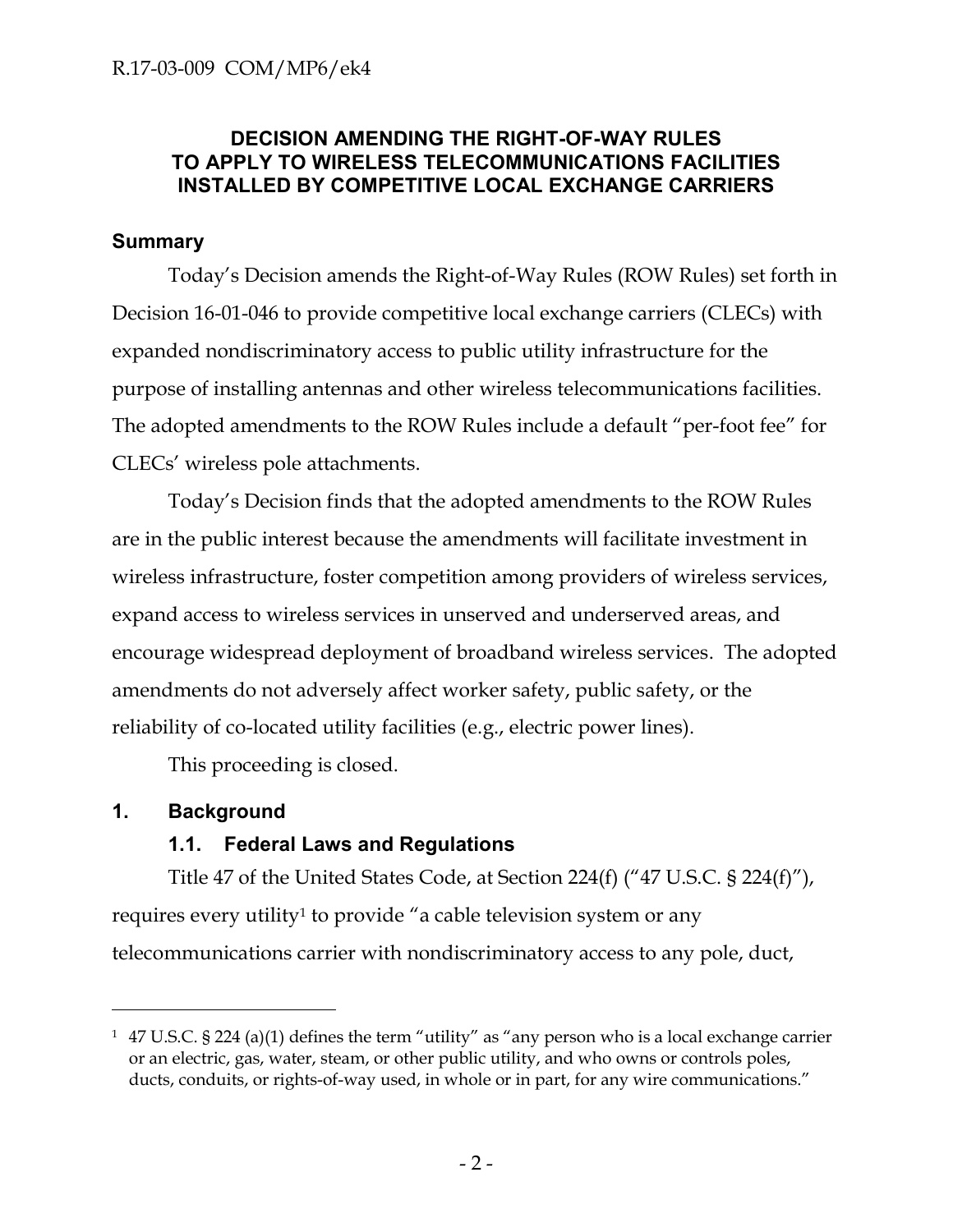## DECISION AMENDING THE RIGHT-OF-WAY RULES TO APPLY TO WIRELESS TELECOMMUNICATIONS FACILITIES INSTALLED BY COMPETITIVE LOCAL EXCHANGE CARRIERS

### Summary

Today's Decision amends the Right-of-Way Rules (ROW Rules) set forth in Decision 16-01-046 to provide competitive local exchange carriers (CLECs) with expanded nondiscriminatory access to public utility infrastructure for the purpose of installing antennas and other wireless telecommunications facilities. The adopted amendments to the ROW Rules include a default "per-foot fee" for CLECs' wireless pole attachments.

Today's Decision finds that the adopted amendments to the ROW Rules are in the public interest because the amendments will facilitate investment in wireless infrastructure, foster competition among providers of wireless services, expand access to wireless services in unserved and underserved areas, and encourage widespread deployment of broadband wireless services. The adopted amendments do not adversely affect worker safety, public safety, or the reliability of co-located utility facilities (e.g., electric power lines).

This proceeding is closed.

### 1. Background

#### 1.1. Federal Laws and Regulations

Title 47 of the United States Code, at Section 224(f) ("47 U.S.C. § 224(f)"), requires every utility[1] to provide "a cable television system or any telecommunications carrier with nondiscriminatory access to any pole, duct,

---

[1] 47 U.S.C. § 224 (a)(1) defines the term "utility" as "any person who is a local exchange carrier or an electric, gas, water, steam, or other public utility, and who owns or controls poles, ducts, conduits, or rights-of-way used, in whole or in part, for any wire communications."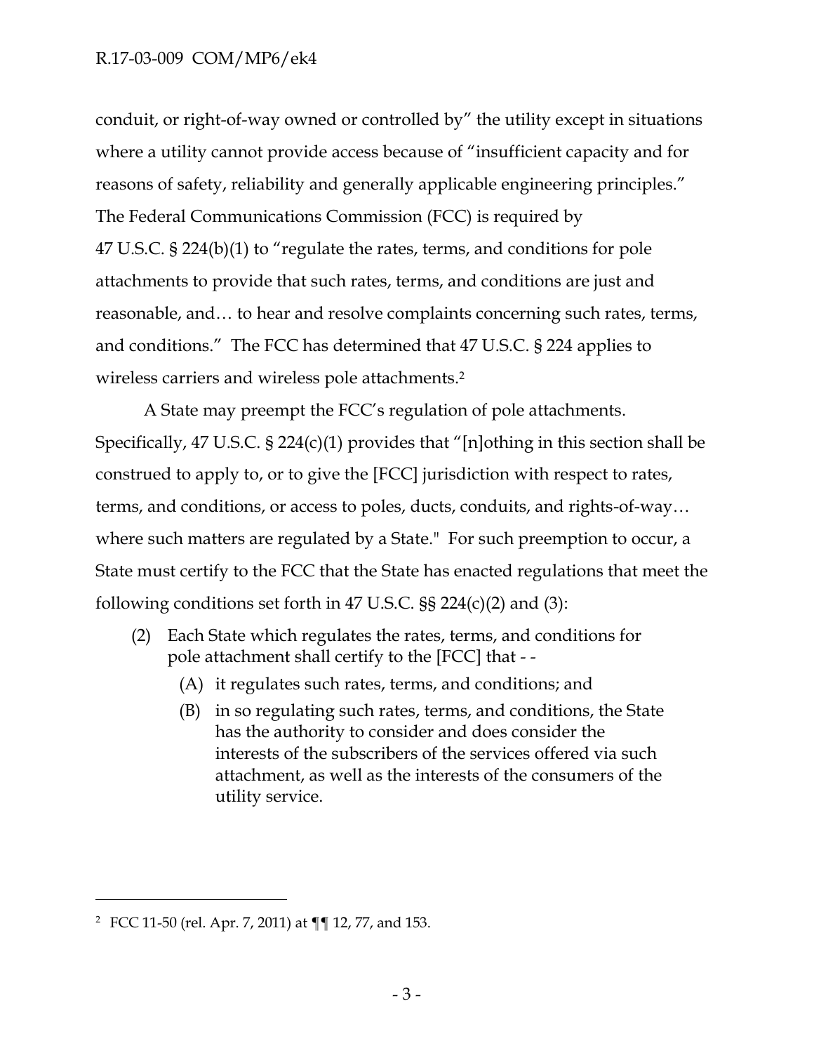conduit, or right-of-way owned or controlled by" the utility except in situations where a utility cannot provide access because of "insufficient capacity and for reasons of safety, reliability and generally applicable engineering principles." The Federal Communications Commission (FCC) is required by 47 U.S.C. § 224(b)(1) to "regulate the rates, terms, and conditions for pole attachments to provide that such rates, terms, and conditions are just and reasonable, and… to hear and resolve complaints concerning such rates, terms, and conditions." The FCC has determined that 47 U.S.C. § 224 applies to wireless carriers and wireless pole attachments.[2]

A State may preempt the FCC's regulation of pole attachments. Specifically, 47 U.S.C. § 224(c)(1) provides that "[n]othing in this section shall be construed to apply to, or to give the [FCC] jurisdiction with respect to rates, terms, and conditions, or access to poles, ducts, conduits, and rights-of-way… where such matters are regulated by a State." For such preemption to occur, a State must certify to the FCC that the State has enacted regulations that meet the following conditions set forth in 47 U.S.C. §§ 224(c)(2) and (3):

> (2) Each State which regulates the rates, terms, and conditions for pole attachment shall certify to the [FCC] that - -
>
> (A) it regulates such rates, terms, and conditions; and
>
> (B) in so regulating such rates, terms, and conditions, the State has the authority to consider and does consider the interests of the subscribers of the services offered via such attachment, as well as the interests of the consumers of the utility service.

---

[2] FCC 11-50 (rel. Apr. 7, 2011) at ¶¶ 12, 77, and 153.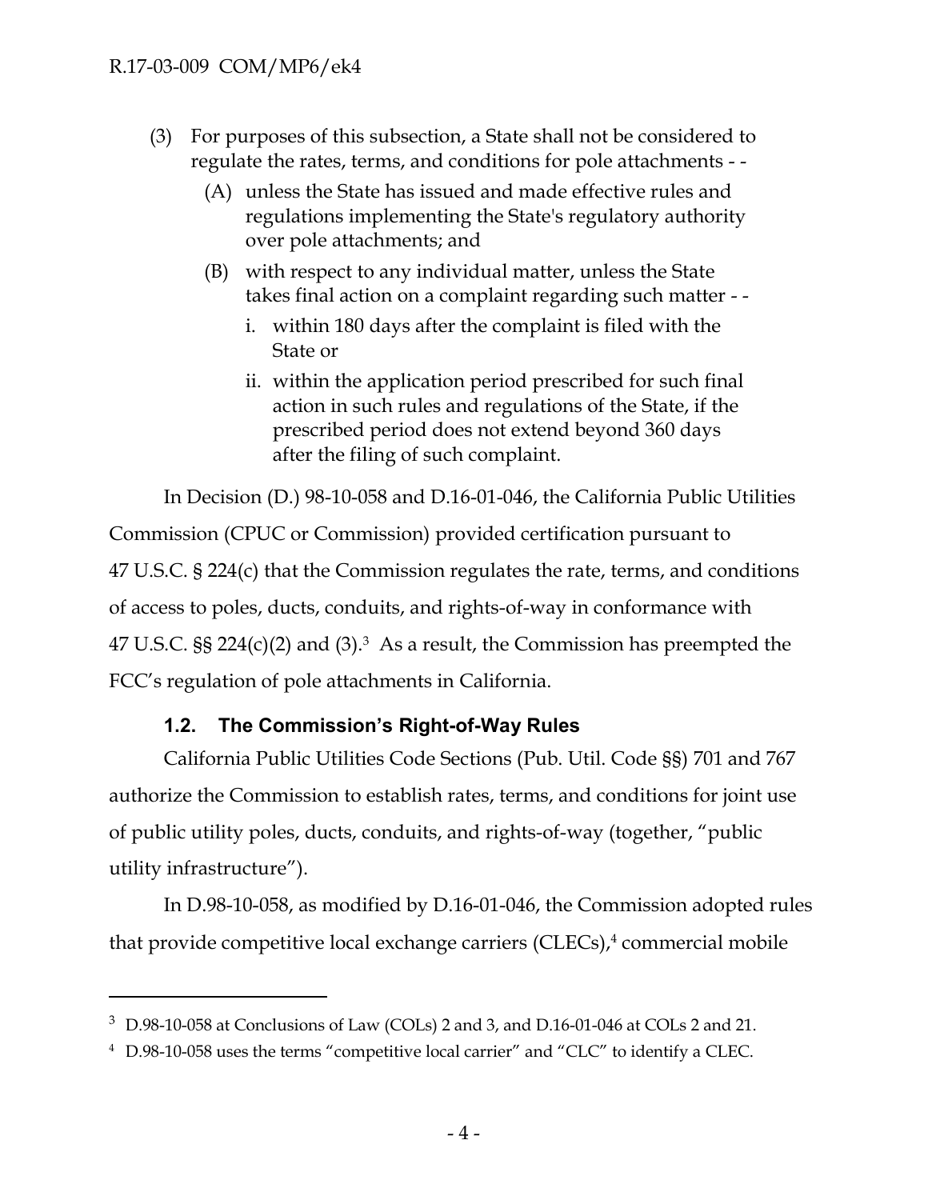(3) For purposes of this subsection, a State shall not be considered to regulate the rates, terms, and conditions for pole attachments - -

    (A) unless the State has issued and made effective rules and regulations implementing the State's regulatory authority over pole attachments; and

    (B) with respect to any individual matter, unless the State takes final action on a complaint regarding such matter - -

        i. within 180 days after the complaint is filed with the State or

        ii. within the application period prescribed for such final action in such rules and regulations of the State, if the prescribed period does not extend beyond 360 days after the filing of such complaint.

In Decision (D.) 98-10-058 and D.16-01-046, the California Public Utilities Commission (CPUC or Commission) provided certification pursuant to 47 U.S.C. § 224(c) that the Commission regulates the rate, terms, and conditions of access to poles, ducts, conduits, and rights-of-way in conformance with 47 U.S.C. §§ 224(c)(2) and (3).[3] As a result, the Commission has preempted the FCC's regulation of pole attachments in California.

### 1.2. The Commission's Right-of-Way Rules

California Public Utilities Code Sections (Pub. Util. Code §§) 701 and 767 authorize the Commission to establish rates, terms, and conditions for joint use of public utility poles, ducts, conduits, and rights-of-way (together, "public utility infrastructure").

In D.98-10-058, as modified by D.16-01-046, the Commission adopted rules that provide competitive local exchange carriers (CLECs),[4] commercial mobile

---

[3] D.98-10-058 at Conclusions of Law (COLs) 2 and 3, and D.16-01-046 at COLs 2 and 21.

[4] D.98-10-058 uses the terms "competitive local carrier" and "CLC" to identify a CLEC.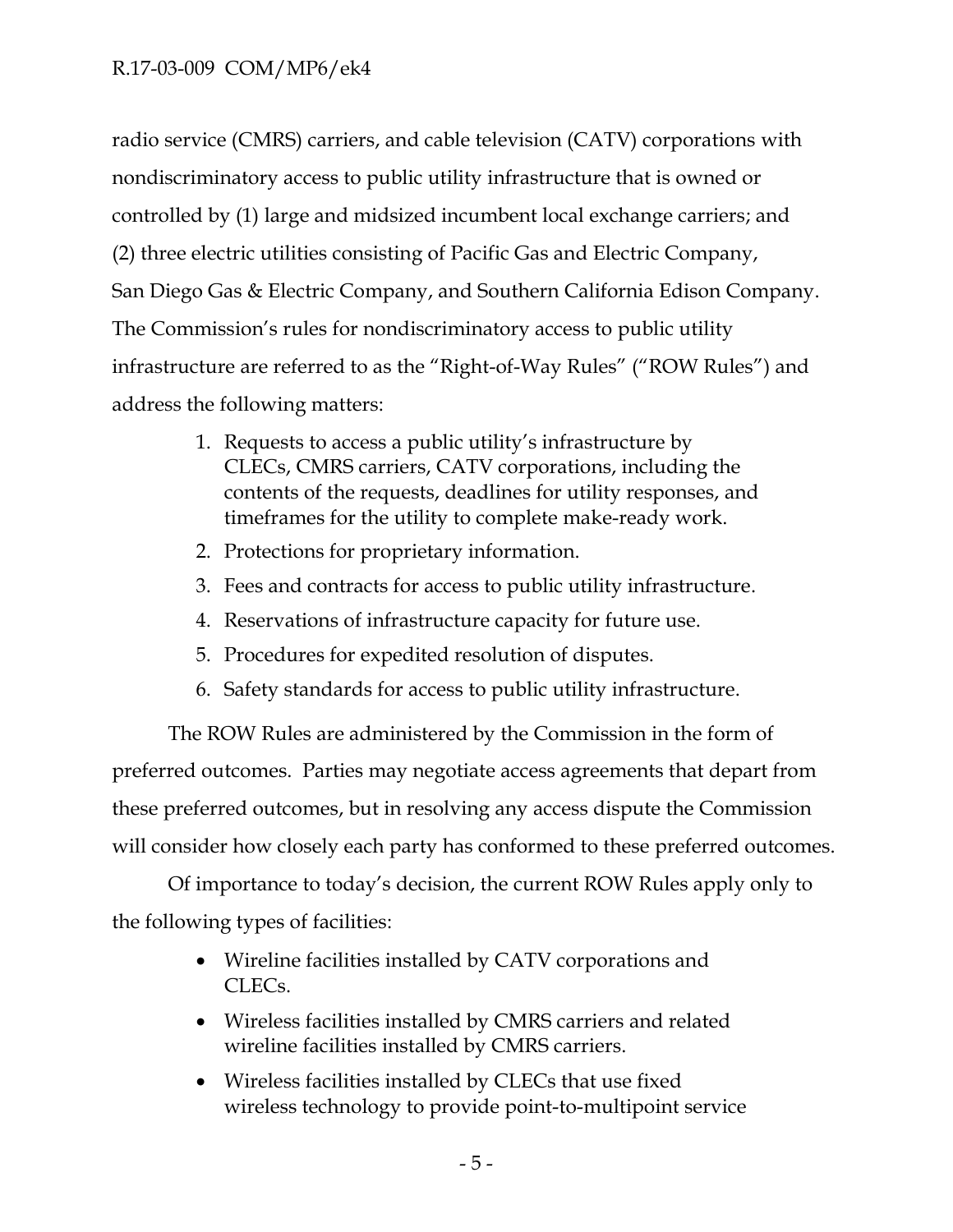radio service (CMRS) carriers, and cable television (CATV) corporations with nondiscriminatory access to public utility infrastructure that is owned or controlled by (1) large and midsized incumbent local exchange carriers; and (2) three electric utilities consisting of Pacific Gas and Electric Company, San Diego Gas & Electric Company, and Southern California Edison Company. The Commission's rules for nondiscriminatory access to public utility infrastructure are referred to as the "Right-of-Way Rules" ("ROW Rules") and address the following matters:

1. Requests to access a public utility's infrastructure by CLECs, CMRS carriers, CATV corporations, including the contents of the requests, deadlines for utility responses, and timeframes for the utility to complete make-ready work.
2. Protections for proprietary information.
3. Fees and contracts for access to public utility infrastructure.
4. Reservations of infrastructure capacity for future use.
5. Procedures for expedited resolution of disputes.
6. Safety standards for access to public utility infrastructure.

The ROW Rules are administered by the Commission in the form of preferred outcomes. Parties may negotiate access agreements that depart from these preferred outcomes, but in resolving any access dispute the Commission will consider how closely each party has conformed to these preferred outcomes.

Of importance to today's decision, the current ROW Rules apply only to the following types of facilities:

- Wireline facilities installed by CATV corporations and CLECs.
- Wireless facilities installed by CMRS carriers and related wireline facilities installed by CMRS carriers.
- Wireless facilities installed by CLECs that use fixed wireless technology to provide point-to-multipoint service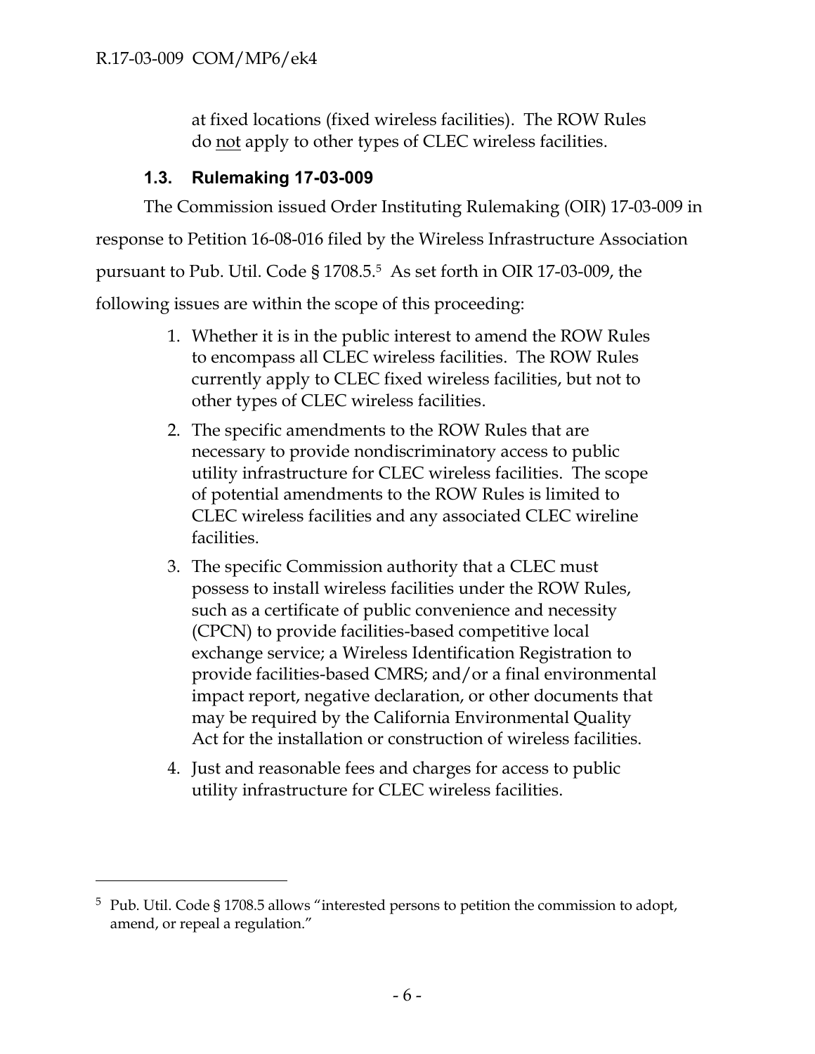at fixed locations (fixed wireless facilities). The ROW Rules do <u>not</u> apply to other types of CLEC wireless facilities.

### 1.3. Rulemaking 17-03-009

The Commission issued Order Instituting Rulemaking (OIR) 17-03-009 in response to Petition 16-08-016 filed by the Wireless Infrastructure Association pursuant to Pub. Util. Code § 1708.5.[5] As set forth in OIR 17-03-009, the following issues are within the scope of this proceeding:

1. Whether it is in the public interest to amend the ROW Rules to encompass all CLEC wireless facilities. The ROW Rules currently apply to CLEC fixed wireless facilities, but not to other types of CLEC wireless facilities.
2. The specific amendments to the ROW Rules that are necessary to provide nondiscriminatory access to public utility infrastructure for CLEC wireless facilities. The scope of potential amendments to the ROW Rules is limited to CLEC wireless facilities and any associated CLEC wireline facilities.
3. The specific Commission authority that a CLEC must possess to install wireless facilities under the ROW Rules, such as a certificate of public convenience and necessity (CPCN) to provide facilities-based competitive local exchange service; a Wireless Identification Registration to provide facilities-based CMRS; and/or a final environmental impact report, negative declaration, or other documents that may be required by the California Environmental Quality Act for the installation or construction of wireless facilities.
4. Just and reasonable fees and charges for access to public utility infrastructure for CLEC wireless facilities.

---

[5] Pub. Util. Code § 1708.5 allows "interested persons to petition the commission to adopt, amend, or repeal a regulation."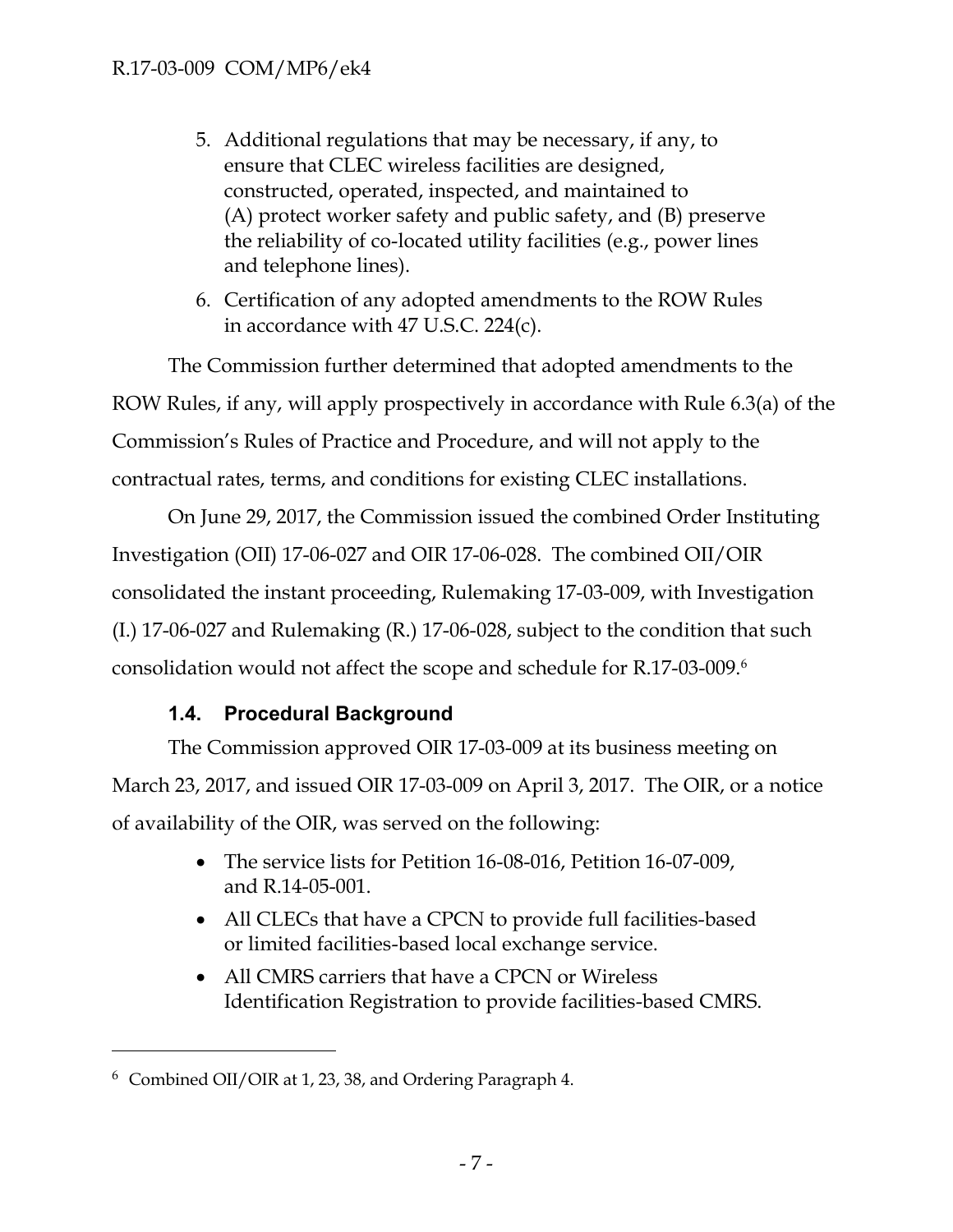5. Additional regulations that may be necessary, if any, to ensure that CLEC wireless facilities are designed, constructed, operated, inspected, and maintained to (A) protect worker safety and public safety, and (B) preserve the reliability of co-located utility facilities (e.g., power lines and telephone lines).
6. Certification of any adopted amendments to the ROW Rules in accordance with 47 U.S.C. 224(c).

The Commission further determined that adopted amendments to the ROW Rules, if any, will apply prospectively in accordance with Rule 6.3(a) of the Commission's Rules of Practice and Procedure, and will not apply to the contractual rates, terms, and conditions for existing CLEC installations.

On June 29, 2017, the Commission issued the combined Order Instituting Investigation (OII) 17-06-027 and OIR 17-06-028. The combined OII/OIR consolidated the instant proceeding, Rulemaking 17-03-009, with Investigation (I.) 17-06-027 and Rulemaking (R.) 17-06-028, subject to the condition that such consolidation would not affect the scope and schedule for R.17-03-009.[6]

### 1.4. Procedural Background

The Commission approved OIR 17-03-009 at its business meeting on March 23, 2017, and issued OIR 17-03-009 on April 3, 2017. The OIR, or a notice of availability of the OIR, was served on the following:

- The service lists for Petition 16-08-016, Petition 16-07-009, and R.14-05-001.
- All CLECs that have a CPCN to provide full facilities-based or limited facilities-based local exchange service.
- All CMRS carriers that have a CPCN or Wireless Identification Registration to provide facilities-based CMRS.

---

[6] Combined OII/OIR at 1, 23, 38, and Ordering Paragraph 4.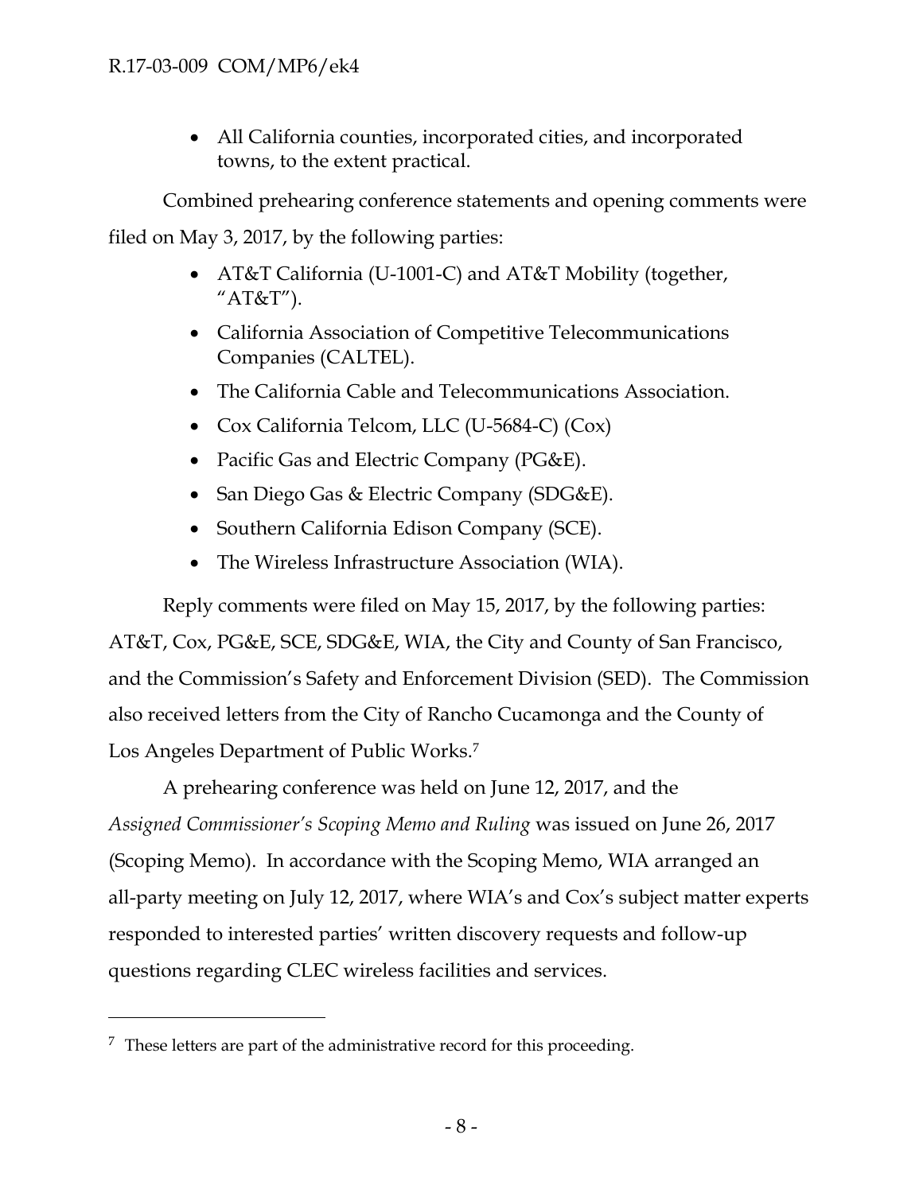- All California counties, incorporated cities, and incorporated towns, to the extent practical.

Combined prehearing conference statements and opening comments were filed on May 3, 2017, by the following parties:

- AT&T California (U-1001-C) and AT&T Mobility (together, "AT&T").
- California Association of Competitive Telecommunications Companies (CALTEL).
- The California Cable and Telecommunications Association.
- Cox California Telcom, LLC (U-5684-C) (Cox)
- Pacific Gas and Electric Company (PG&E).
- San Diego Gas & Electric Company (SDG&E).
- Southern California Edison Company (SCE).
- The Wireless Infrastructure Association (WIA).

Reply comments were filed on May 15, 2017, by the following parties: AT&T, Cox, PG&E, SCE, SDG&E, WIA, the City and County of San Francisco, and the Commission's Safety and Enforcement Division (SED). The Commission also received letters from the City of Rancho Cucamonga and the County of Los Angeles Department of Public Works.[7]

A prehearing conference was held on June 12, 2017, and the *Assigned Commissioner's Scoping Memo and Ruling* was issued on June 26, 2017 (Scoping Memo). In accordance with the Scoping Memo, WIA arranged an all-party meeting on July 12, 2017, where WIA's and Cox's subject matter experts responded to interested parties' written discovery requests and follow-up questions regarding CLEC wireless facilities and services.

---

[7] These letters are part of the administrative record for this proceeding.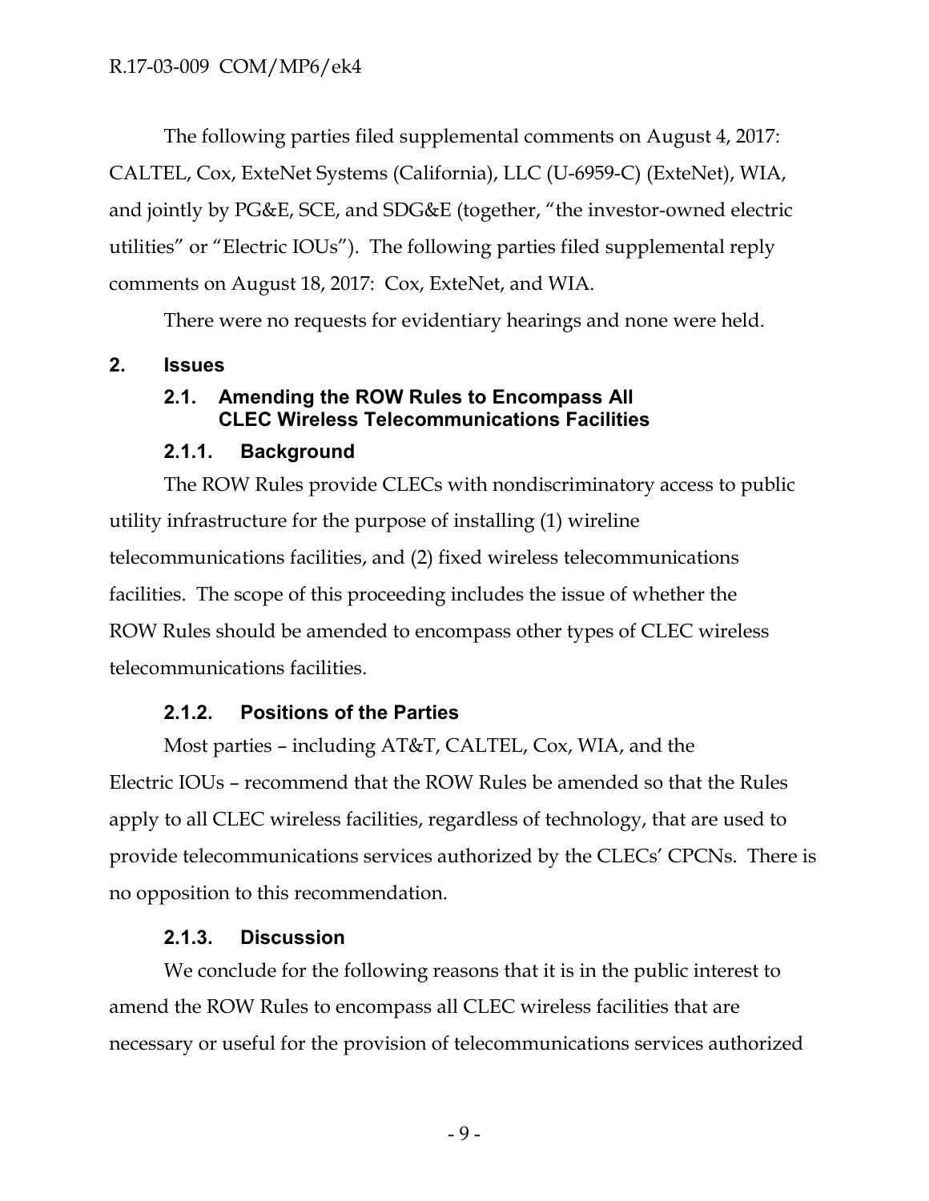The following parties filed supplemental comments on August 4, 2017: CALTEL, Cox, ExteNet Systems (California), LLC (U-6959-C) (ExteNet), WIA, and jointly by PG&E, SCE, and SDG&E (together, "the investor-owned electric utilities" or "Electric IOUs"). The following parties filed supplemental reply comments on August 18, 2017: Cox, ExteNet, and WIA.

There were no requests for evidentiary hearings and none were held.

## 2. Issues

### 2.1. Amending the ROW Rules to Encompass All CLEC Wireless Telecommunications Facilities

#### 2.1.1. Background

The ROW Rules provide CLECs with nondiscriminatory access to public utility infrastructure for the purpose of installing (1) wireline telecommunications facilities, and (2) fixed wireless telecommunications facilities. The scope of this proceeding includes the issue of whether the ROW Rules should be amended to encompass other types of CLEC wireless telecommunications facilities.

#### 2.1.2. Positions of the Parties

Most parties – including AT&T, CALTEL, Cox, WIA, and the Electric IOUs – recommend that the ROW Rules be amended so that the Rules apply to all CLEC wireless facilities, regardless of technology, that are used to provide telecommunications services authorized by the CLECs' CPCNs. There is no opposition to this recommendation.

#### 2.1.3. Discussion

We conclude for the following reasons that it is in the public interest to amend the ROW Rules to encompass all CLEC wireless facilities that are necessary or useful for the provision of telecommunications services authorized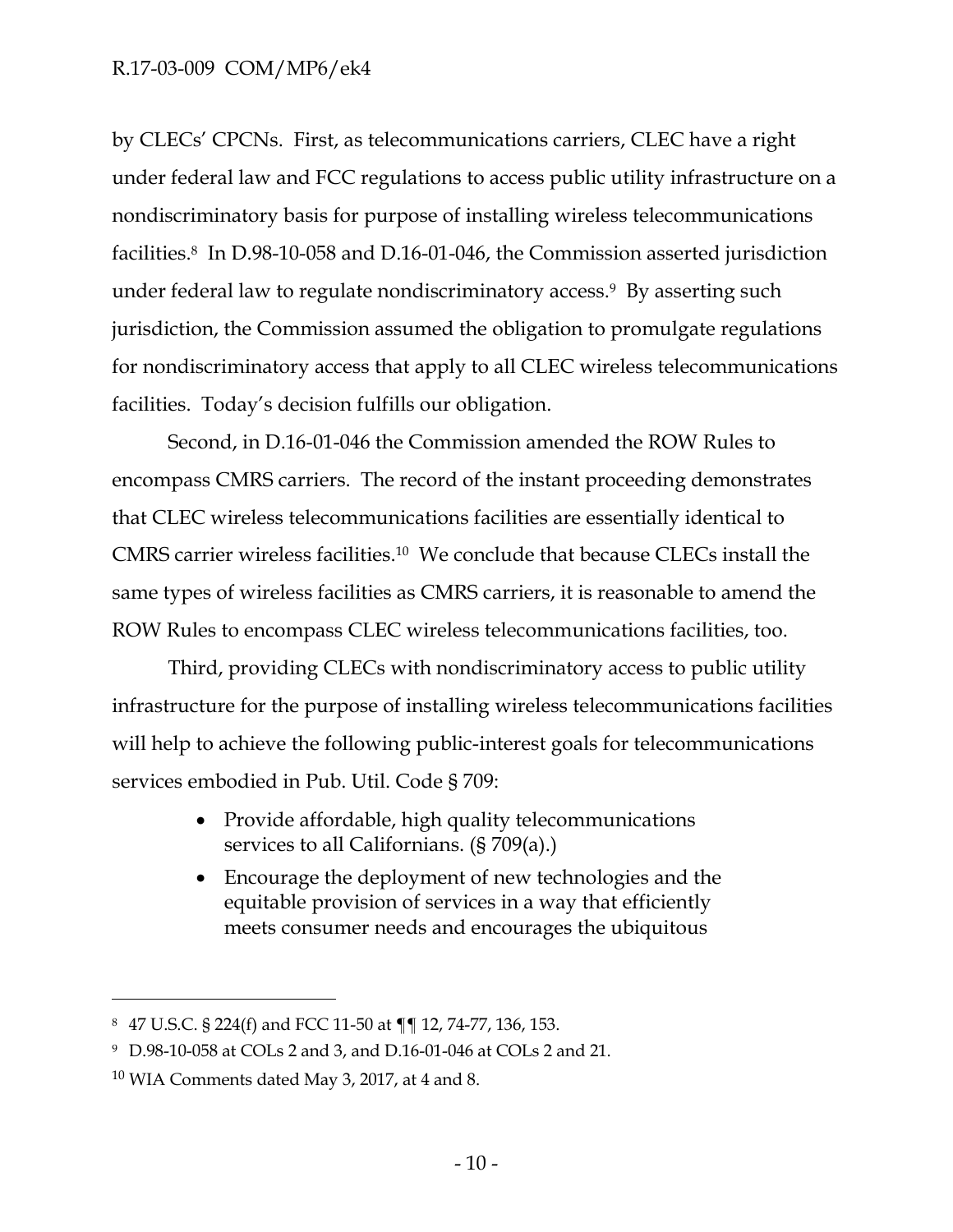by CLECs' CPCNs. First, as telecommunications carriers, CLEC have a right under federal law and FCC regulations to access public utility infrastructure on a nondiscriminatory basis for purpose of installing wireless telecommunications facilities.[8] In D.98-10-058 and D.16-01-046, the Commission asserted jurisdiction under federal law to regulate nondiscriminatory access.[9] By asserting such jurisdiction, the Commission assumed the obligation to promulgate regulations for nondiscriminatory access that apply to all CLEC wireless telecommunications facilities. Today's decision fulfills our obligation.

Second, in D.16-01-046 the Commission amended the ROW Rules to encompass CMRS carriers. The record of the instant proceeding demonstrates that CLEC wireless telecommunications facilities are essentially identical to CMRS carrier wireless facilities.[10] We conclude that because CLECs install the same types of wireless facilities as CMRS carriers, it is reasonable to amend the ROW Rules to encompass CLEC wireless telecommunications facilities, too.

Third, providing CLECs with nondiscriminatory access to public utility infrastructure for the purpose of installing wireless telecommunications facilities will help to achieve the following public-interest goals for telecommunications services embodied in Pub. Util. Code § 709:

- Provide affordable, high quality telecommunications services to all Californians. (§ 709(a).)
- Encourage the deployment of new technologies and the equitable provision of services in a way that efficiently meets consumer needs and encourages the ubiquitous

---

[8] 47 U.S.C. § 224(f) and FCC 11-50 at ¶¶ 12, 74-77, 136, 153.

[9] D.98-10-058 at COLs 2 and 3, and D.16-01-046 at COLs 2 and 21.

[10] WIA Comments dated May 3, 2017, at 4 and 8.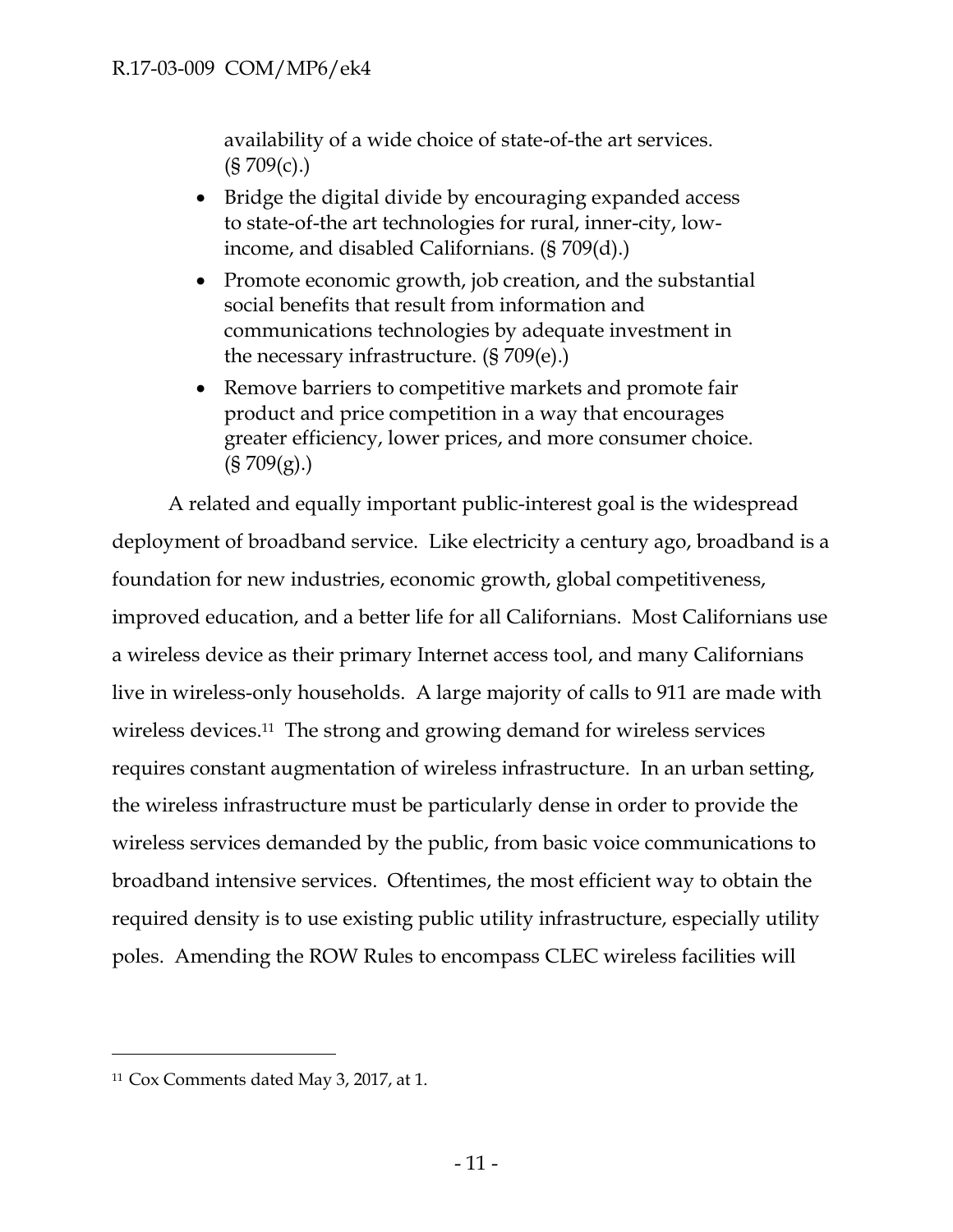availability of a wide choice of state-of-the art services. (§ 709(c).)

- Bridge the digital divide by encouraging expanded access to state-of-the art technologies for rural, inner-city, low-income, and disabled Californians. (§ 709(d).)
- Promote economic growth, job creation, and the substantial social benefits that result from information and communications technologies by adequate investment in the necessary infrastructure. (§ 709(e).)
- Remove barriers to competitive markets and promote fair product and price competition in a way that encourages greater efficiency, lower prices, and more consumer choice. (§ 709(g).)

A related and equally important public-interest goal is the widespread deployment of broadband service. Like electricity a century ago, broadband is a foundation for new industries, economic growth, global competitiveness, improved education, and a better life for all Californians. Most Californians use a wireless device as their primary Internet access tool, and many Californians live in wireless-only households. A large majority of calls to 911 are made with wireless devices.[11] The strong and growing demand for wireless services requires constant augmentation of wireless infrastructure. In an urban setting, the wireless infrastructure must be particularly dense in order to provide the wireless services demanded by the public, from basic voice communications to broadband intensive services. Oftentimes, the most efficient way to obtain the required density is to use existing public utility infrastructure, especially utility poles. Amending the ROW Rules to encompass CLEC wireless facilities will

---

[11] Cox Comments dated May 3, 2017, at 1.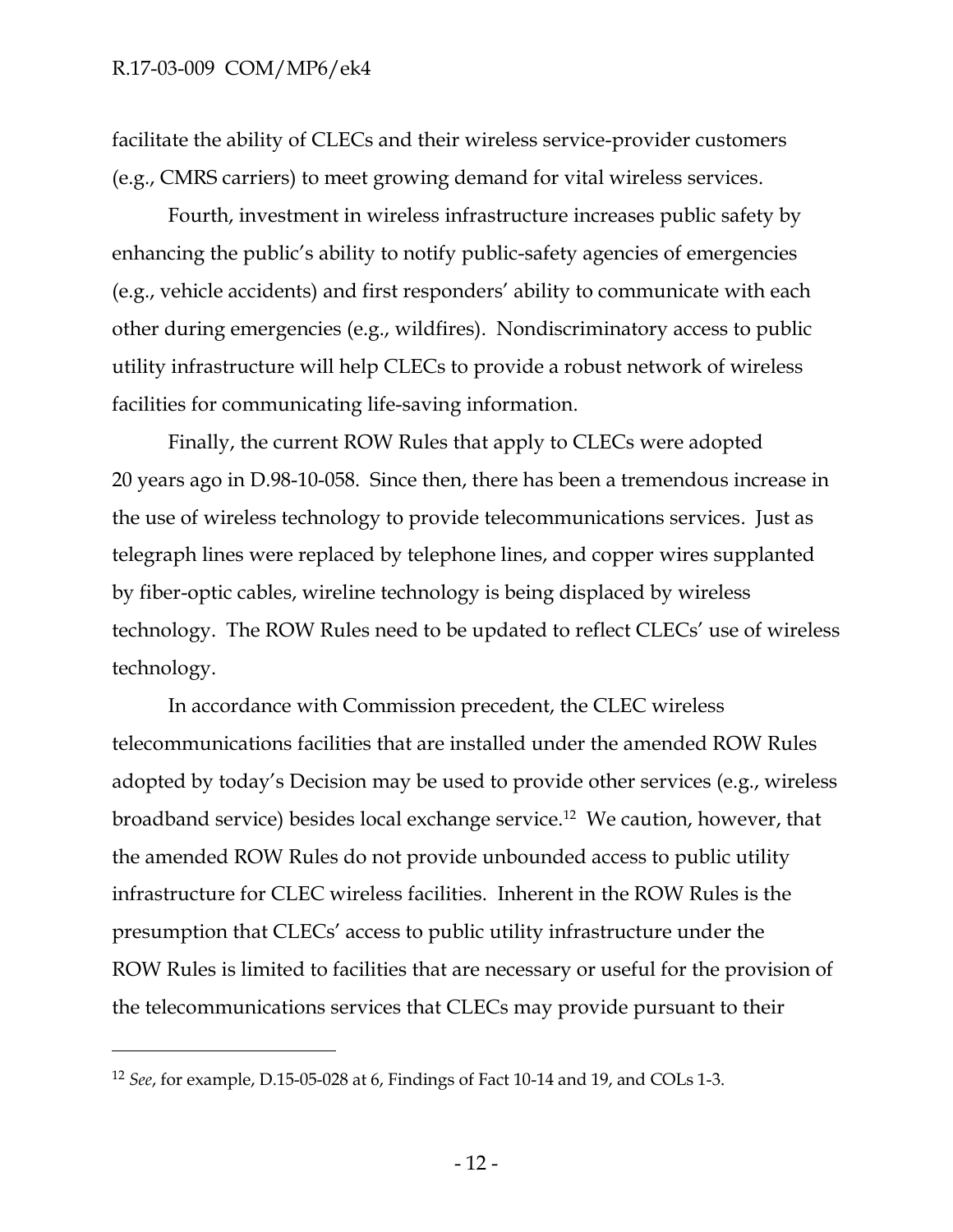facilitate the ability of CLECs and their wireless service-provider customers (e.g., CMRS carriers) to meet growing demand for vital wireless services.

Fourth, investment in wireless infrastructure increases public safety by enhancing the public's ability to notify public-safety agencies of emergencies (e.g., vehicle accidents) and first responders' ability to communicate with each other during emergencies (e.g., wildfires). Nondiscriminatory access to public utility infrastructure will help CLECs to provide a robust network of wireless facilities for communicating life-saving information.

Finally, the current ROW Rules that apply to CLECs were adopted 20 years ago in D.98-10-058. Since then, there has been a tremendous increase in the use of wireless technology to provide telecommunications services. Just as telegraph lines were replaced by telephone lines, and copper wires supplanted by fiber-optic cables, wireline technology is being displaced by wireless technology. The ROW Rules need to be updated to reflect CLECs' use of wireless technology.

In accordance with Commission precedent, the CLEC wireless telecommunications facilities that are installed under the amended ROW Rules adopted by today's Decision may be used to provide other services (e.g., wireless broadband service) besides local exchange service.[12] We caution, however, that the amended ROW Rules do not provide unbounded access to public utility infrastructure for CLEC wireless facilities. Inherent in the ROW Rules is the presumption that CLECs' access to public utility infrastructure under the ROW Rules is limited to facilities that are necessary or useful for the provision of the telecommunications services that CLECs may provide pursuant to their

---

[12] *See*, for example, D.15-05-028 at 6, Findings of Fact 10-14 and 19, and COLs 1-3.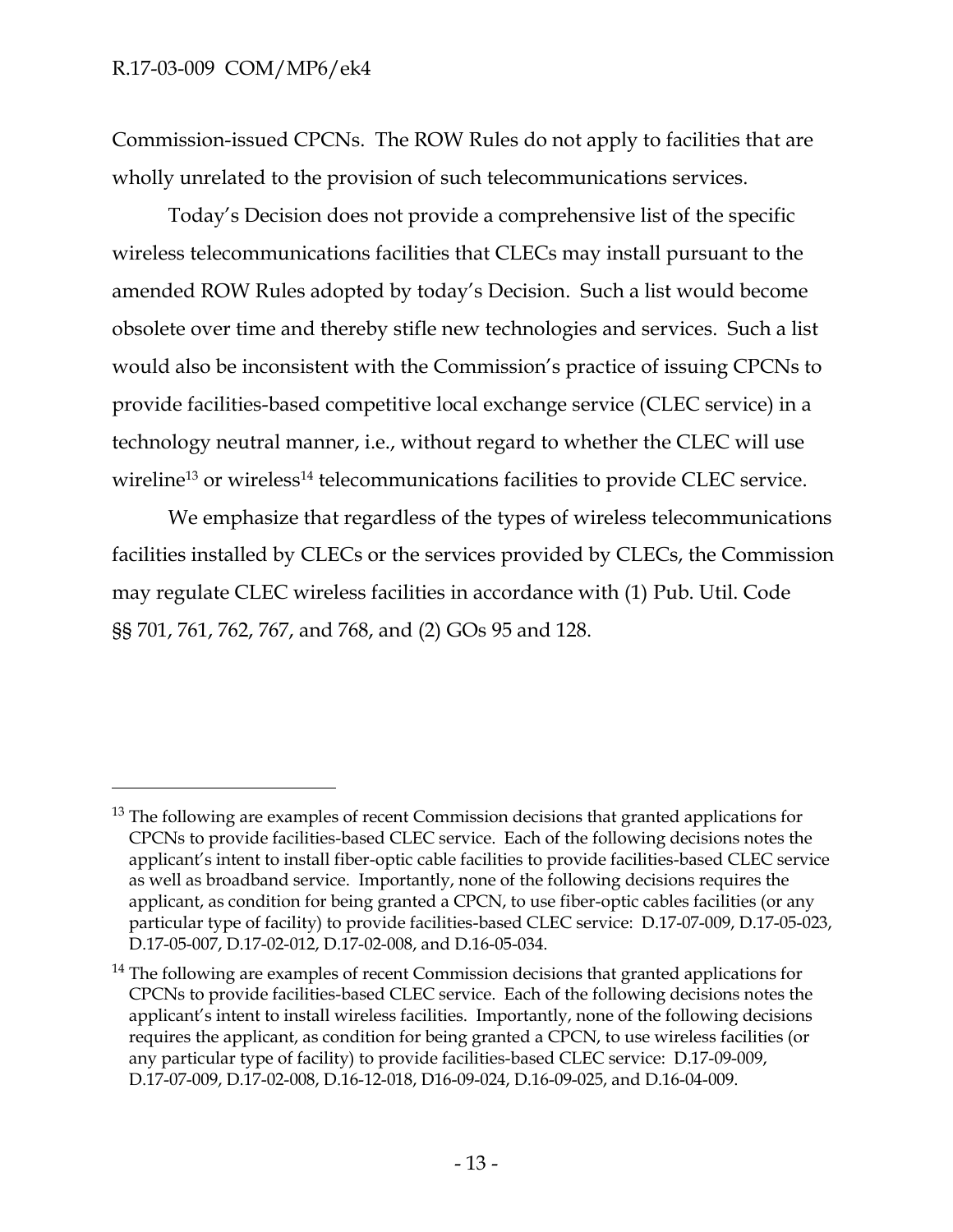Commission-issued CPCNs. The ROW Rules do not apply to facilities that are wholly unrelated to the provision of such telecommunications services.

Today's Decision does not provide a comprehensive list of the specific wireless telecommunications facilities that CLECs may install pursuant to the amended ROW Rules adopted by today's Decision. Such a list would become obsolete over time and thereby stifle new technologies and services. Such a list would also be inconsistent with the Commission's practice of issuing CPCNs to provide facilities-based competitive local exchange service (CLEC service) in a technology neutral manner, i.e., without regard to whether the CLEC will use wireline[13] or wireless[14] telecommunications facilities to provide CLEC service.

We emphasize that regardless of the types of wireless telecommunications facilities installed by CLECs or the services provided by CLECs, the Commission may regulate CLEC wireless facilities in accordance with (1) Pub. Util. Code §§ 701, 761, 762, 767, and 768, and (2) GOs 95 and 128.

---

[13] The following are examples of recent Commission decisions that granted applications for CPCNs to provide facilities-based CLEC service. Each of the following decisions notes the applicant's intent to install fiber-optic cable facilities to provide facilities-based CLEC service as well as broadband service. Importantly, none of the following decisions requires the applicant, as condition for being granted a CPCN, to use fiber-optic cables facilities (or any particular type of facility) to provide facilities-based CLEC service: D.17-07-009, D.17-05-023, D.17-05-007, D.17-02-012, D.17-02-008, and D.16-05-034.

[14] The following are examples of recent Commission decisions that granted applications for CPCNs to provide facilities-based CLEC service. Each of the following decisions notes the applicant's intent to install wireless facilities. Importantly, none of the following decisions requires the applicant, as condition for being granted a CPCN, to use wireless facilities (or any particular type of facility) to provide facilities-based CLEC service: D.17-09-009, D.17-07-009, D.17-02-008, D.16-12-018, D16-09-024, D.16-09-025, and D.16-04-009.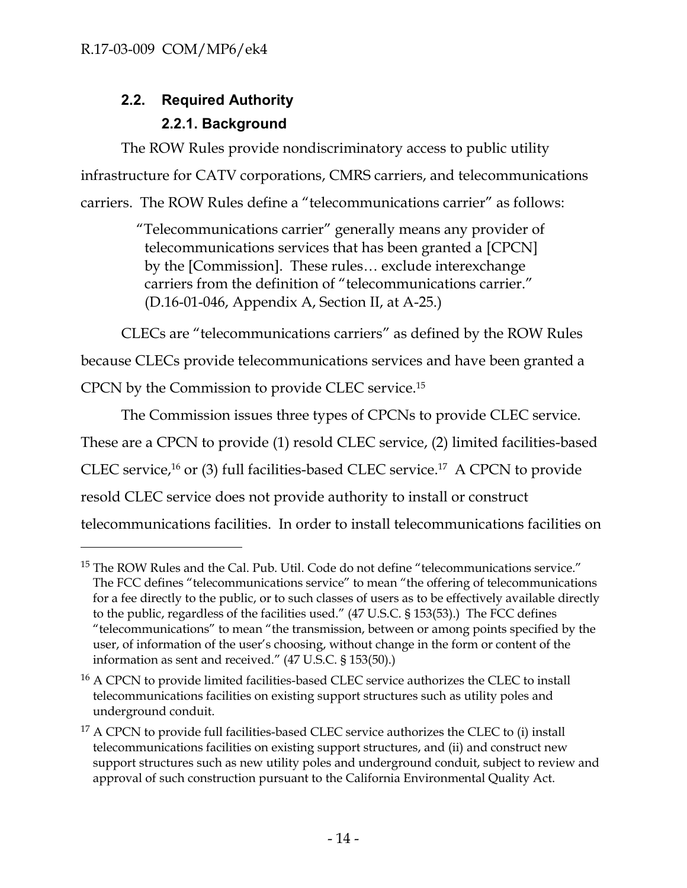### 2.2. Required Authority

#### 2.2.1. Background

The ROW Rules provide nondiscriminatory access to public utility infrastructure for CATV corporations, CMRS carriers, and telecommunications carriers. The ROW Rules define a "telecommunications carrier" as follows:

> "Telecommunications carrier" generally means any provider of telecommunications services that has been granted a [CPCN] by the [Commission]. These rules… exclude interexchange carriers from the definition of "telecommunications carrier." (D.16-01-046, Appendix A, Section II, at A-25.)

CLECs are "telecommunications carriers" as defined by the ROW Rules because CLECs provide telecommunications services and have been granted a CPCN by the Commission to provide CLEC service.[15]

The Commission issues three types of CPCNs to provide CLEC service. These are a CPCN to provide (1) resold CLEC service, (2) limited facilities-based CLEC service,[16] or (3) full facilities-based CLEC service.[17] A CPCN to provide resold CLEC service does not provide authority to install or construct telecommunications facilities. In order to install telecommunications facilities on

---

[15] The ROW Rules and the Cal. Pub. Util. Code do not define "telecommunications service." The FCC defines "telecommunications service" to mean "the offering of telecommunications for a fee directly to the public, or to such classes of users as to be effectively available directly to the public, regardless of the facilities used." (47 U.S.C. § 153(53).) The FCC defines "telecommunications" to mean "the transmission, between or among points specified by the user, of information of the user's choosing, without change in the form or content of the information as sent and received." (47 U.S.C. § 153(50).)

[16] A CPCN to provide limited facilities-based CLEC service authorizes the CLEC to install telecommunications facilities on existing support structures such as utility poles and underground conduit.

[17] A CPCN to provide full facilities-based CLEC service authorizes the CLEC to (i) install telecommunications facilities on existing support structures, and (ii) and construct new support structures such as new utility poles and underground conduit, subject to review and approval of such construction pursuant to the California Environmental Quality Act.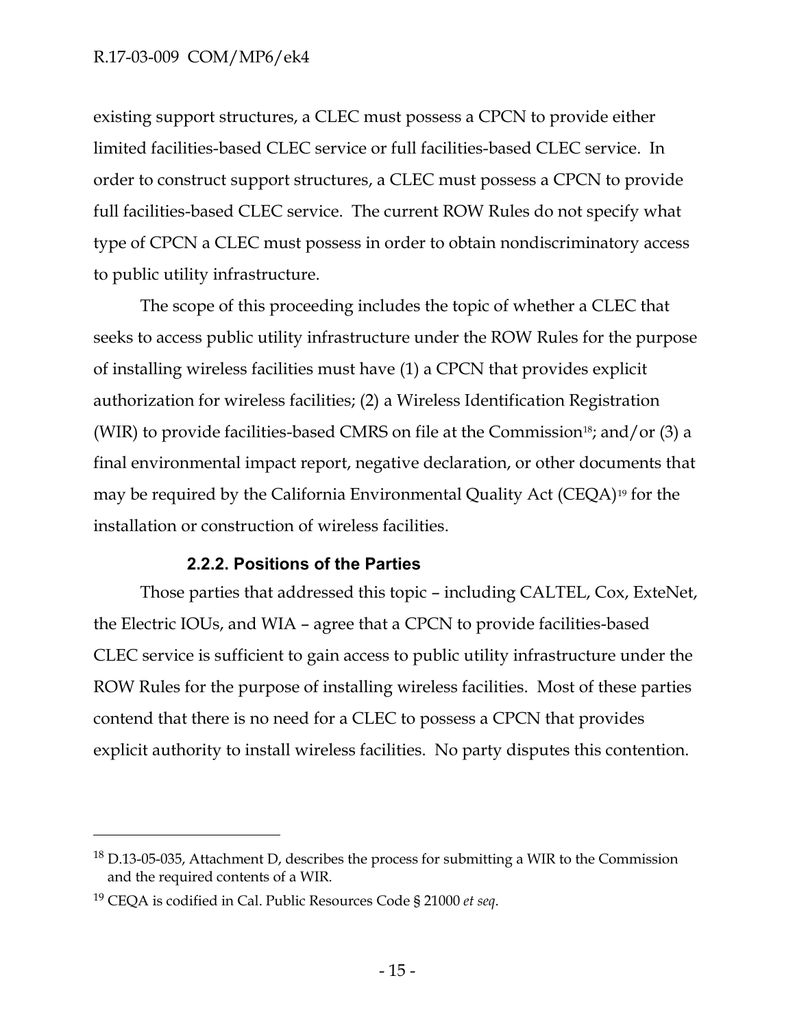existing support structures, a CLEC must possess a CPCN to provide either limited facilities-based CLEC service or full facilities-based CLEC service. In order to construct support structures, a CLEC must possess a CPCN to provide full facilities-based CLEC service. The current ROW Rules do not specify what type of CPCN a CLEC must possess in order to obtain nondiscriminatory access to public utility infrastructure.

The scope of this proceeding includes the topic of whether a CLEC that seeks to access public utility infrastructure under the ROW Rules for the purpose of installing wireless facilities must have (1) a CPCN that provides explicit authorization for wireless facilities; (2) a Wireless Identification Registration (WIR) to provide facilities-based CMRS on file at the Commission[18]; and/or (3) a final environmental impact report, negative declaration, or other documents that may be required by the California Environmental Quality Act (CEQA)[19] for the installation or construction of wireless facilities.

#### 2.2.2. Positions of the Parties

Those parties that addressed this topic – including CALTEL, Cox, ExteNet, the Electric IOUs, and WIA – agree that a CPCN to provide facilities-based CLEC service is sufficient to gain access to public utility infrastructure under the ROW Rules for the purpose of installing wireless facilities. Most of these parties contend that there is no need for a CLEC to possess a CPCN that provides explicit authority to install wireless facilities. No party disputes this contention.

---

[18] D.13-05-035, Attachment D, describes the process for submitting a WIR to the Commission and the required contents of a WIR.

[19] CEQA is codified in Cal. Public Resources Code § 21000 *et seq*.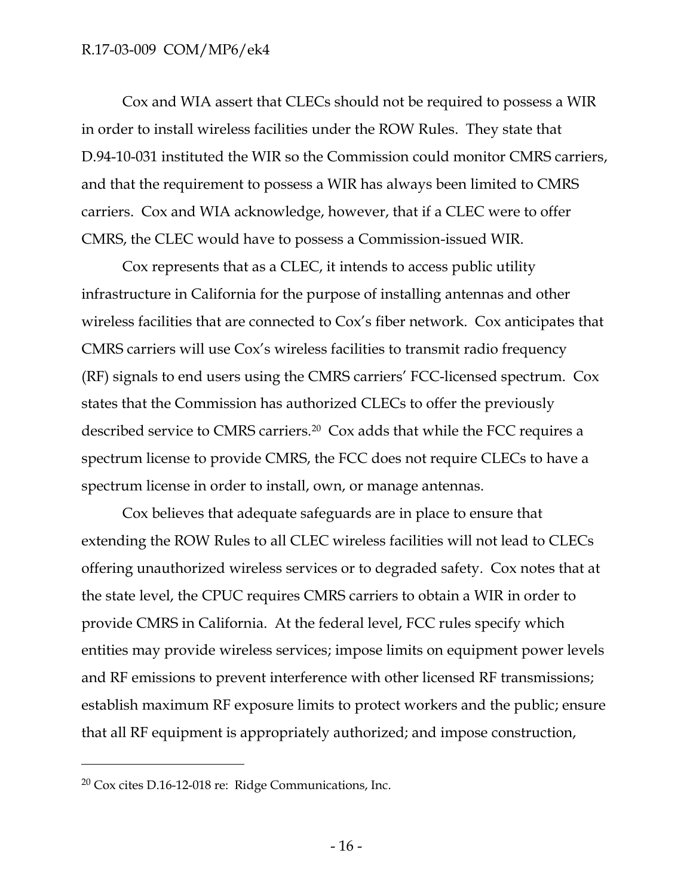Cox and WIA assert that CLECs should not be required to possess a WIR in order to install wireless facilities under the ROW Rules. They state that D.94-10-031 instituted the WIR so the Commission could monitor CMRS carriers, and that the requirement to possess a WIR has always been limited to CMRS carriers. Cox and WIA acknowledge, however, that if a CLEC were to offer CMRS, the CLEC would have to possess a Commission-issued WIR.

Cox represents that as a CLEC, it intends to access public utility infrastructure in California for the purpose of installing antennas and other wireless facilities that are connected to Cox's fiber network. Cox anticipates that CMRS carriers will use Cox's wireless facilities to transmit radio frequency (RF) signals to end users using the CMRS carriers' FCC-licensed spectrum. Cox states that the Commission has authorized CLECs to offer the previously described service to CMRS carriers.[20] Cox adds that while the FCC requires a spectrum license to provide CMRS, the FCC does not require CLECs to have a spectrum license in order to install, own, or manage antennas.

Cox believes that adequate safeguards are in place to ensure that extending the ROW Rules to all CLEC wireless facilities will not lead to CLECs offering unauthorized wireless services or to degraded safety. Cox notes that at the state level, the CPUC requires CMRS carriers to obtain a WIR in order to provide CMRS in California. At the federal level, FCC rules specify which entities may provide wireless services; impose limits on equipment power levels and RF emissions to prevent interference with other licensed RF transmissions; establish maximum RF exposure limits to protect workers and the public; ensure that all RF equipment is appropriately authorized; and impose construction,

---

[20] Cox cites D.16-12-018 re: Ridge Communications, Inc.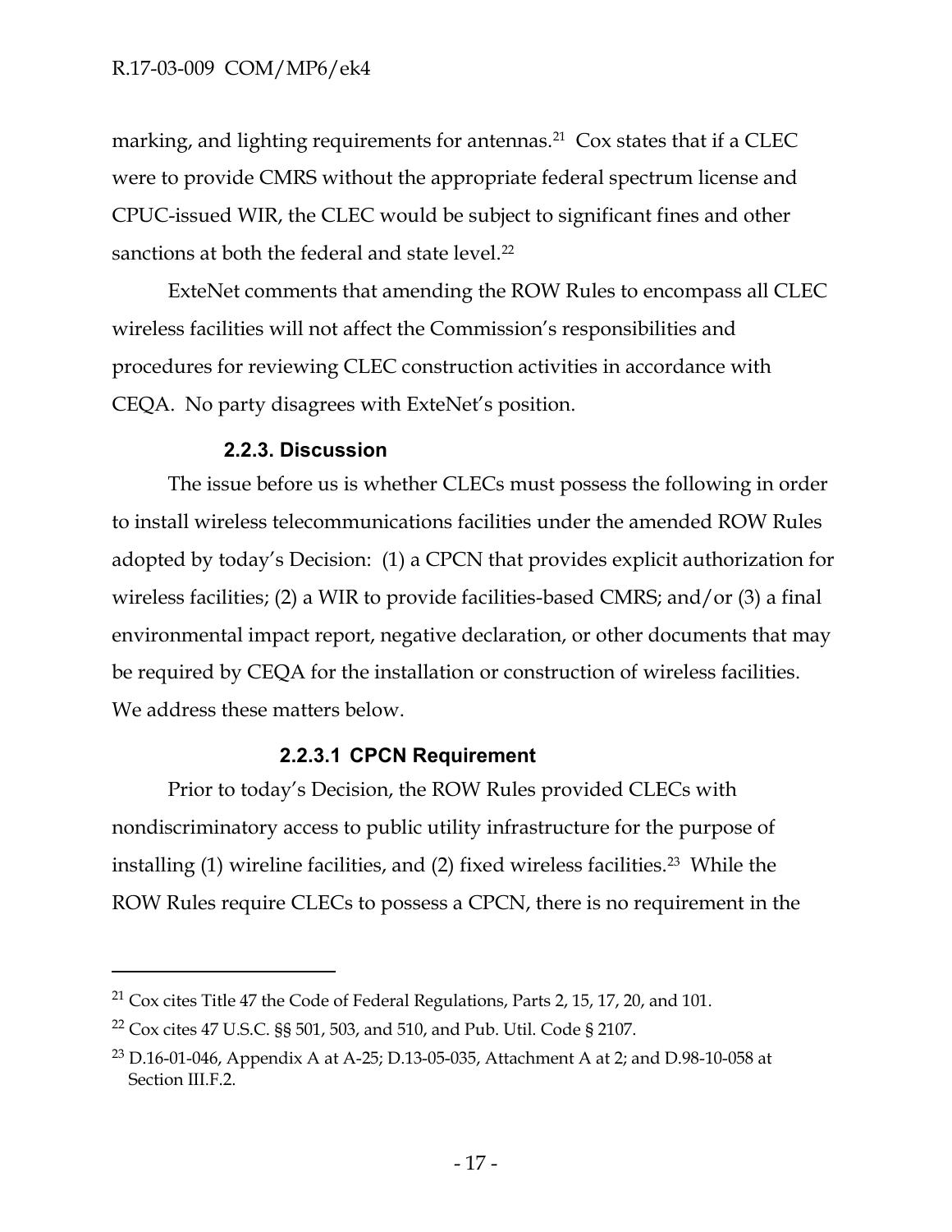marking, and lighting requirements for antennas.[21] Cox states that if a CLEC were to provide CMRS without the appropriate federal spectrum license and CPUC-issued WIR, the CLEC would be subject to significant fines and other sanctions at both the federal and state level.[22]

ExteNet comments that amending the ROW Rules to encompass all CLEC wireless facilities will not affect the Commission's responsibilities and procedures for reviewing CLEC construction activities in accordance with CEQA. No party disagrees with ExteNet's position.

#### 2.2.3. Discussion

The issue before us is whether CLECs must possess the following in order to install wireless telecommunications facilities under the amended ROW Rules adopted by today's Decision: (1) a CPCN that provides explicit authorization for wireless facilities; (2) a WIR to provide facilities-based CMRS; and/or (3) a final environmental impact report, negative declaration, or other documents that may be required by CEQA for the installation or construction of wireless facilities. We address these matters below.

##### 2.2.3.1 CPCN Requirement

Prior to today's Decision, the ROW Rules provided CLECs with nondiscriminatory access to public utility infrastructure for the purpose of installing (1) wireline facilities, and (2) fixed wireless facilities.[23] While the ROW Rules require CLECs to possess a CPCN, there is no requirement in the

---

[21] Cox cites Title 47 the Code of Federal Regulations, Parts 2, 15, 17, 20, and 101.

[22] Cox cites 47 U.S.C. §§ 501, 503, and 510, and Pub. Util. Code § 2107.

[23] D.16-01-046, Appendix A at A-25; D.13-05-035, Attachment A at 2; and D.98-10-058 at Section III.F.2.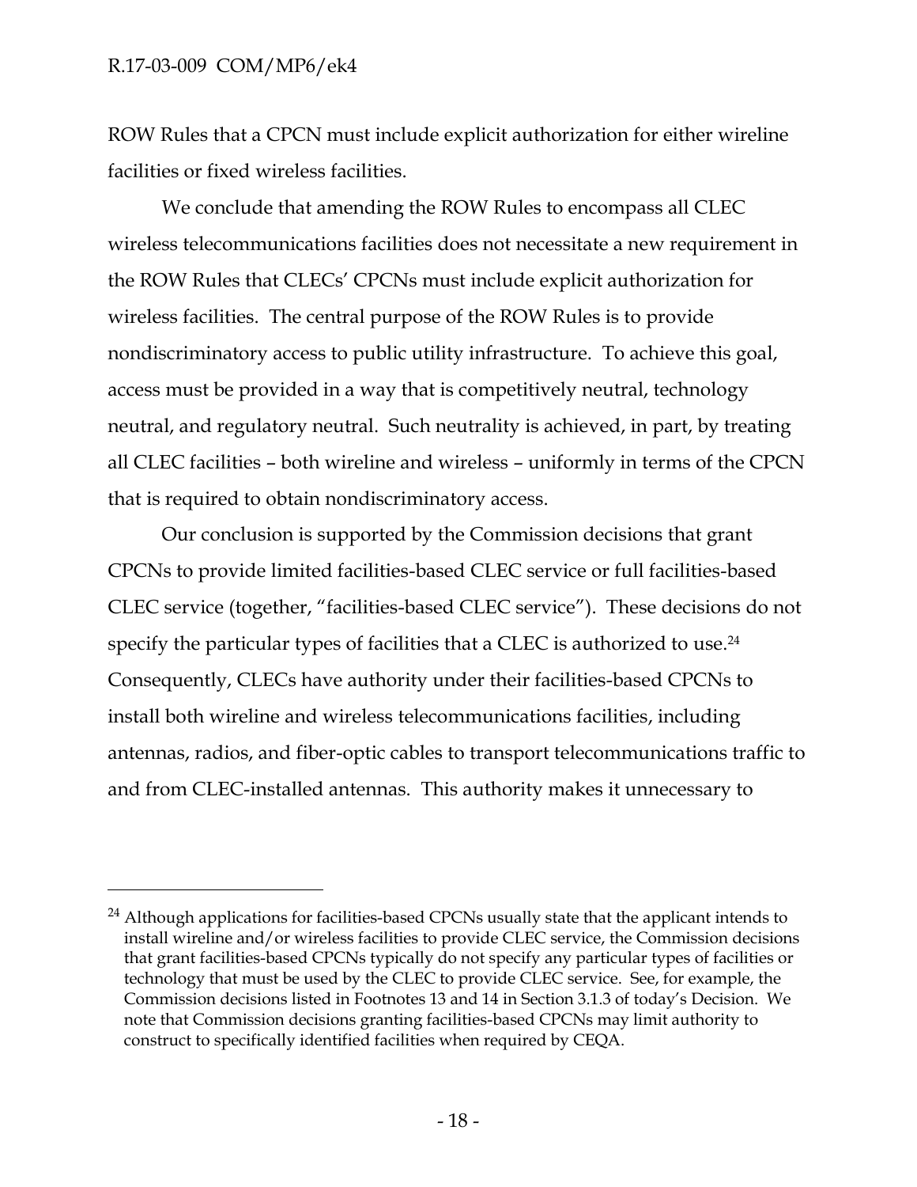ROW Rules that a CPCN must include explicit authorization for either wireline facilities or fixed wireless facilities.

We conclude that amending the ROW Rules to encompass all CLEC wireless telecommunications facilities does not necessitate a new requirement in the ROW Rules that CLECs' CPCNs must include explicit authorization for wireless facilities. The central purpose of the ROW Rules is to provide nondiscriminatory access to public utility infrastructure. To achieve this goal, access must be provided in a way that is competitively neutral, technology neutral, and regulatory neutral. Such neutrality is achieved, in part, by treating all CLEC facilities – both wireline and wireless – uniformly in terms of the CPCN that is required to obtain nondiscriminatory access.

Our conclusion is supported by the Commission decisions that grant CPCNs to provide limited facilities-based CLEC service or full facilities-based CLEC service (together, "facilities-based CLEC service"). These decisions do not specify the particular types of facilities that a CLEC is authorized to use.[24] Consequently, CLECs have authority under their facilities-based CPCNs to install both wireline and wireless telecommunications facilities, including antennas, radios, and fiber-optic cables to transport telecommunications traffic to and from CLEC-installed antennas. This authority makes it unnecessary to

---

[24] Although applications for facilities-based CPCNs usually state that the applicant intends to install wireline and/or wireless facilities to provide CLEC service, the Commission decisions that grant facilities-based CPCNs typically do not specify any particular types of facilities or technology that must be used by the CLEC to provide CLEC service. See, for example, the Commission decisions listed in Footnotes 13 and 14 in Section 3.1.3 of today's Decision. We note that Commission decisions granting facilities-based CPCNs may limit authority to construct to specifically identified facilities when required by CEQA.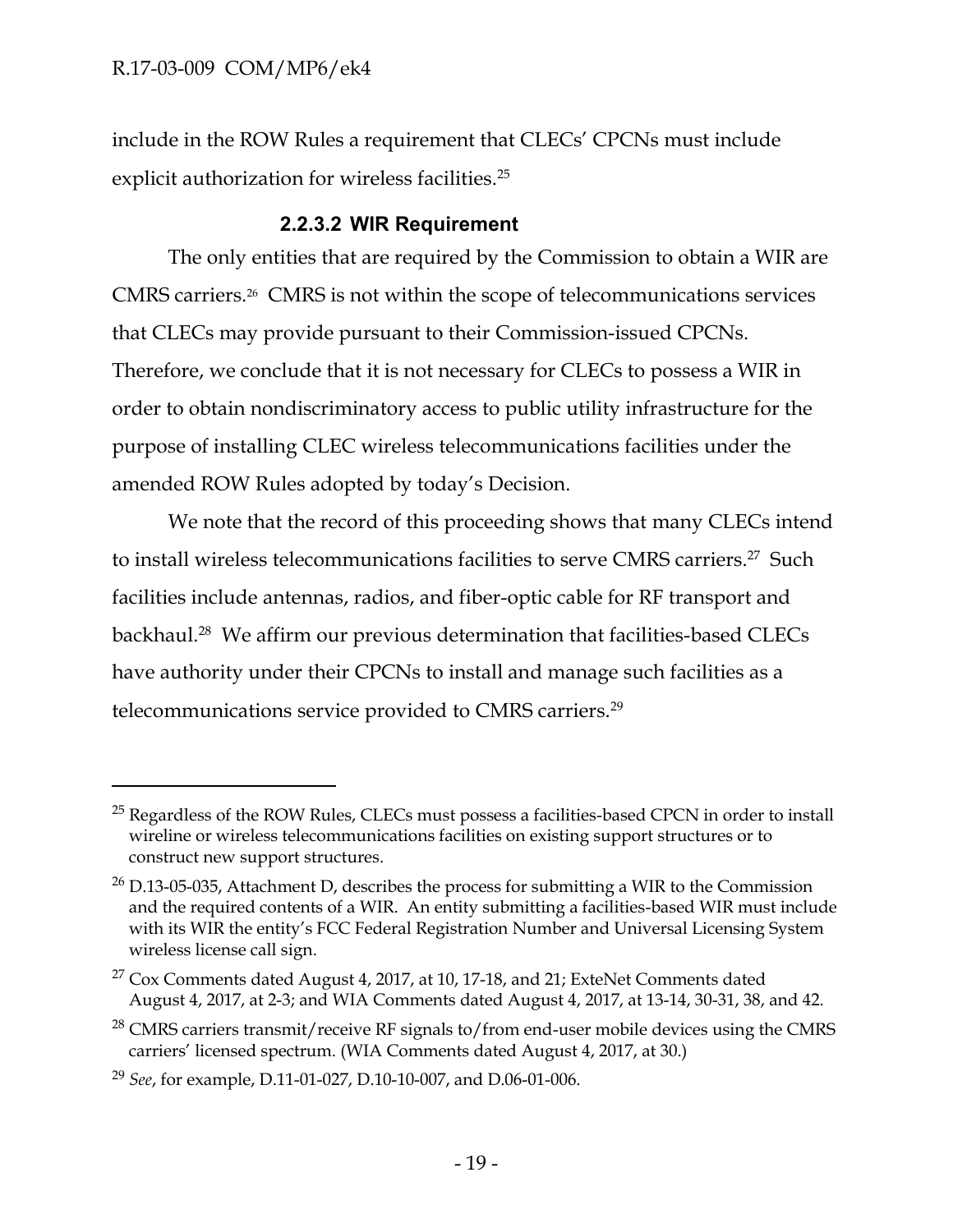include in the ROW Rules a requirement that CLECs' CPCNs must include explicit authorization for wireless facilities.[25]

#### 2.2.3.2 WIR Requirement

The only entities that are required by the Commission to obtain a WIR are CMRS carriers.[26] CMRS is not within the scope of telecommunications services that CLECs may provide pursuant to their Commission-issued CPCNs. Therefore, we conclude that it is not necessary for CLECs to possess a WIR in order to obtain nondiscriminatory access to public utility infrastructure for the purpose of installing CLEC wireless telecommunications facilities under the amended ROW Rules adopted by today's Decision.

We note that the record of this proceeding shows that many CLECs intend to install wireless telecommunications facilities to serve CMRS carriers.[27] Such facilities include antennas, radios, and fiber-optic cable for RF transport and backhaul.[28] We affirm our previous determination that facilities-based CLECs have authority under their CPCNs to install and manage such facilities as a telecommunications service provided to CMRS carriers.[29]

---

[25] Regardless of the ROW Rules, CLECs must possess a facilities-based CPCN in order to install wireline or wireless telecommunications facilities on existing support structures or to construct new support structures.

[26] D.13-05-035, Attachment D, describes the process for submitting a WIR to the Commission and the required contents of a WIR. An entity submitting a facilities-based WIR must include with its WIR the entity's FCC Federal Registration Number and Universal Licensing System wireless license call sign.

[27] Cox Comments dated August 4, 2017, at 10, 17-18, and 21; ExteNet Comments dated August 4, 2017, at 2-3; and WIA Comments dated August 4, 2017, at 13-14, 30-31, 38, and 42.

[28] CMRS carriers transmit/receive RF signals to/from end-user mobile devices using the CMRS carriers' licensed spectrum. (WIA Comments dated August 4, 2017, at 30.)

[29] *See*, for example, D.11-01-027, D.10-10-007, and D.06-01-006.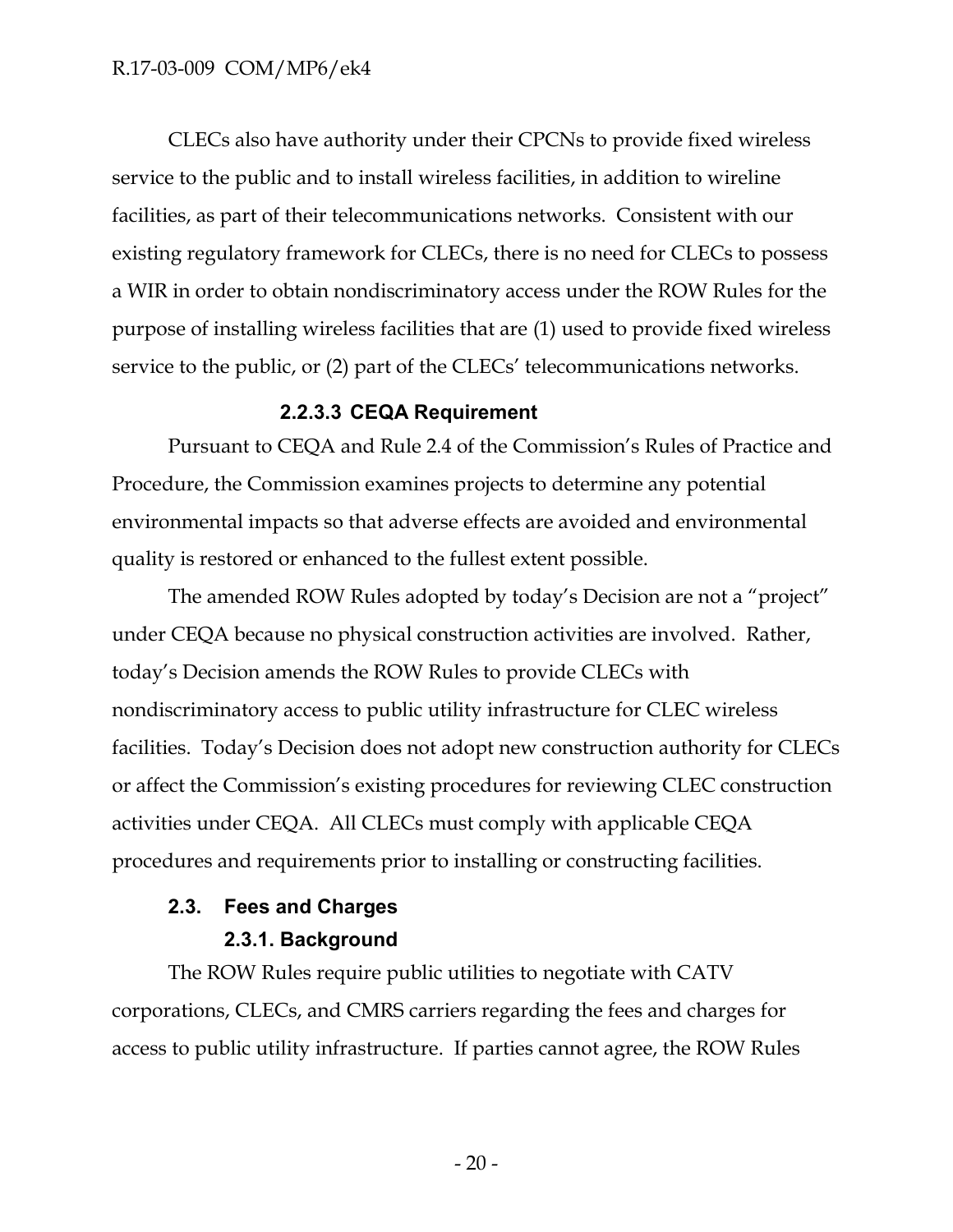CLECs also have authority under their CPCNs to provide fixed wireless service to the public and to install wireless facilities, in addition to wireline facilities, as part of their telecommunications networks. Consistent with our existing regulatory framework for CLECs, there is no need for CLECs to possess a WIR in order to obtain nondiscriminatory access under the ROW Rules for the purpose of installing wireless facilities that are (1) used to provide fixed wireless service to the public, or (2) part of the CLECs' telecommunications networks.

#### 2.2.3.3 CEQA Requirement

Pursuant to CEQA and Rule 2.4 of the Commission's Rules of Practice and Procedure, the Commission examines projects to determine any potential environmental impacts so that adverse effects are avoided and environmental quality is restored or enhanced to the fullest extent possible.

The amended ROW Rules adopted by today's Decision are not a "project" under CEQA because no physical construction activities are involved. Rather, today's Decision amends the ROW Rules to provide CLECs with nondiscriminatory access to public utility infrastructure for CLEC wireless facilities. Today's Decision does not adopt new construction authority for CLECs or affect the Commission's existing procedures for reviewing CLEC construction activities under CEQA. All CLECs must comply with applicable CEQA procedures and requirements prior to installing or constructing facilities.

## 2.3. Fees and Charges

### 2.3.1. Background

The ROW Rules require public utilities to negotiate with CATV corporations, CLECs, and CMRS carriers regarding the fees and charges for access to public utility infrastructure. If parties cannot agree, the ROW Rules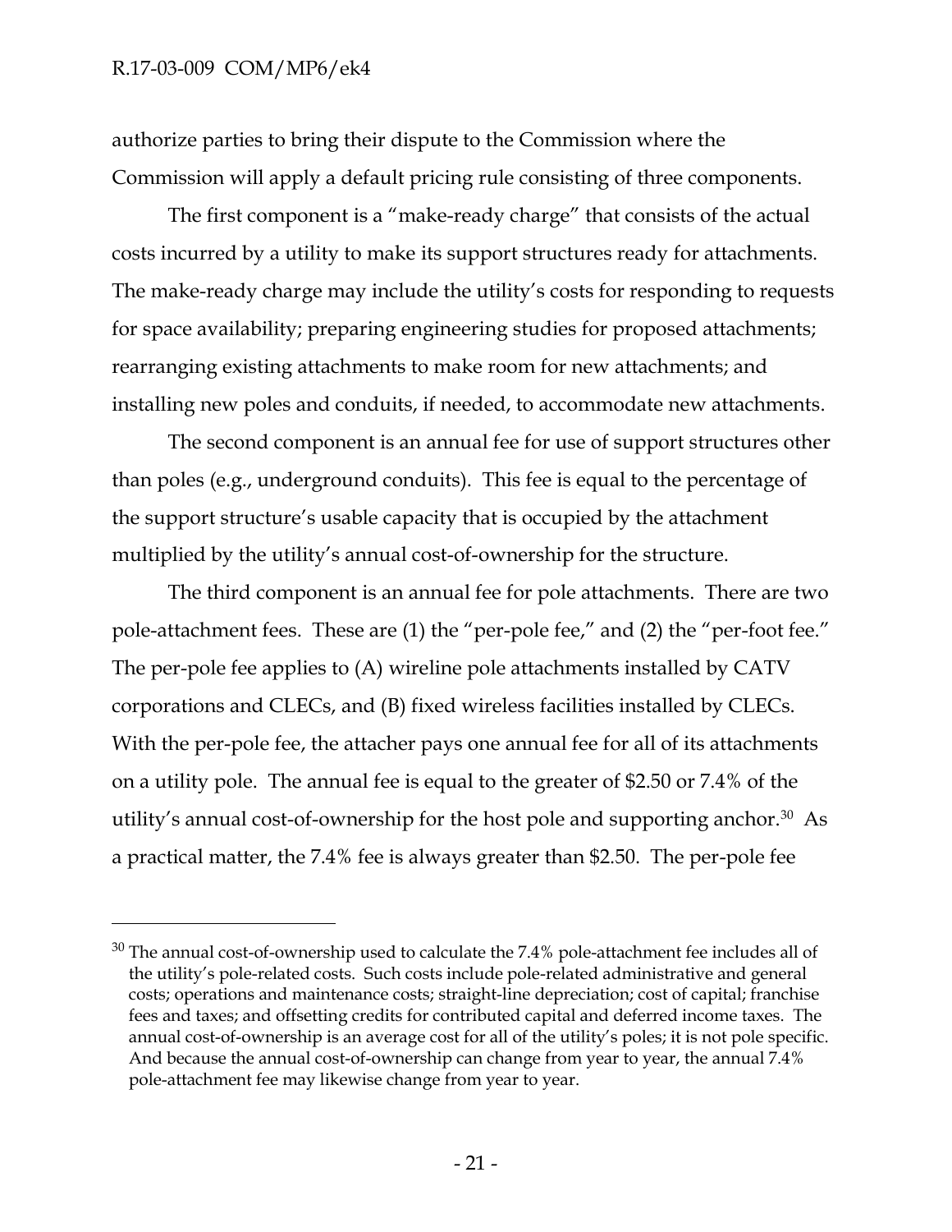authorize parties to bring their dispute to the Commission where the Commission will apply a default pricing rule consisting of three components.

The first component is a "make-ready charge" that consists of the actual costs incurred by a utility to make its support structures ready for attachments. The make-ready charge may include the utility's costs for responding to requests for space availability; preparing engineering studies for proposed attachments; rearranging existing attachments to make room for new attachments; and installing new poles and conduits, if needed, to accommodate new attachments.

The second component is an annual fee for use of support structures other than poles (e.g., underground conduits). This fee is equal to the percentage of the support structure's usable capacity that is occupied by the attachment multiplied by the utility's annual cost-of-ownership for the structure.

The third component is an annual fee for pole attachments. There are two pole-attachment fees. These are (1) the "per-pole fee," and (2) the "per-foot fee." The per-pole fee applies to (A) wireline pole attachments installed by CATV corporations and CLECs, and (B) fixed wireless facilities installed by CLECs. With the per-pole fee, the attacher pays one annual fee for all of its attachments on a utility pole. The annual fee is equal to the greater of $2.50 or 7.4% of the utility's annual cost-of-ownership for the host pole and supporting anchor.[30] As a practical matter, the 7.4% fee is always greater than $2.50. The per-pole fee

---

[30] The annual cost-of-ownership used to calculate the 7.4% pole-attachment fee includes all of the utility's pole-related costs. Such costs include pole-related administrative and general costs; operations and maintenance costs; straight-line depreciation; cost of capital; franchise fees and taxes; and offsetting credits for contributed capital and deferred income taxes. The annual cost-of-ownership is an average cost for all of the utility's poles; it is not pole specific. And because the annual cost-of-ownership can change from year to year, the annual 7.4% pole-attachment fee may likewise change from year to year.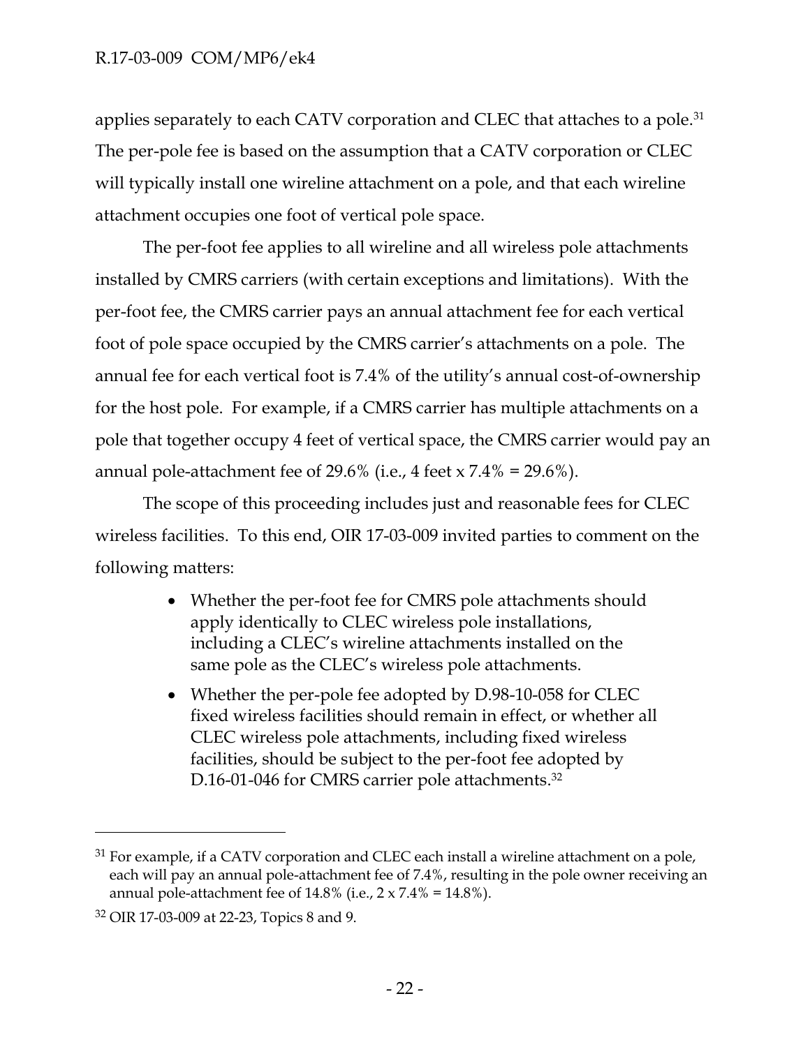applies separately to each CATV corporation and CLEC that attaches to a pole.[31] The per-pole fee is based on the assumption that a CATV corporation or CLEC will typically install one wireline attachment on a pole, and that each wireline attachment occupies one foot of vertical pole space.

The per-foot fee applies to all wireline and all wireless pole attachments installed by CMRS carriers (with certain exceptions and limitations). With the per-foot fee, the CMRS carrier pays an annual attachment fee for each vertical foot of pole space occupied by the CMRS carrier's attachments on a pole. The annual fee for each vertical foot is 7.4% of the utility's annual cost-of-ownership for the host pole. For example, if a CMRS carrier has multiple attachments on a pole that together occupy 4 feet of vertical space, the CMRS carrier would pay an annual pole-attachment fee of 29.6% (i.e., 4 feet x 7.4% = 29.6%).

The scope of this proceeding includes just and reasonable fees for CLEC wireless facilities. To this end, OIR 17-03-009 invited parties to comment on the following matters:

- Whether the per-foot fee for CMRS pole attachments should apply identically to CLEC wireless pole installations, including a CLEC's wireline attachments installed on the same pole as the CLEC's wireless pole attachments.
- Whether the per-pole fee adopted by D.98-10-058 for CLEC fixed wireless facilities should remain in effect, or whether all CLEC wireless pole attachments, including fixed wireless facilities, should be subject to the per-foot fee adopted by D.16-01-046 for CMRS carrier pole attachments.[32]

---

[31] For example, if a CATV corporation and CLEC each install a wireline attachment on a pole, each will pay an annual pole-attachment fee of 7.4%, resulting in the pole owner receiving an annual pole-attachment fee of 14.8% (i.e., 2 x 7.4% = 14.8%).

[32] OIR 17-03-009 at 22-23, Topics 8 and 9.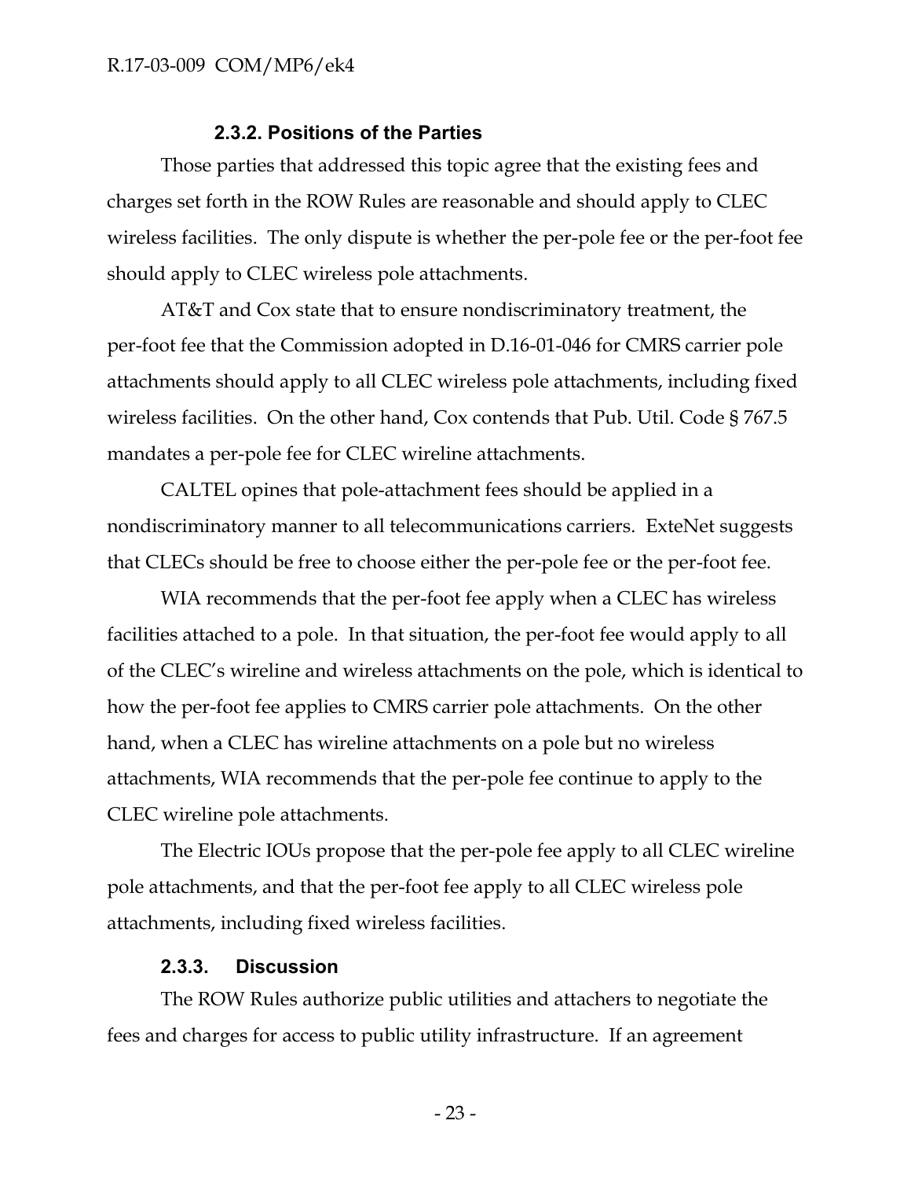### 2.3.2. Positions of the Parties

Those parties that addressed this topic agree that the existing fees and charges set forth in the ROW Rules are reasonable and should apply to CLEC wireless facilities. The only dispute is whether the per-pole fee or the per-foot fee should apply to CLEC wireless pole attachments.

AT&T and Cox state that to ensure nondiscriminatory treatment, the per-foot fee that the Commission adopted in D.16-01-046 for CMRS carrier pole attachments should apply to all CLEC wireless pole attachments, including fixed wireless facilities. On the other hand, Cox contends that Pub. Util. Code § 767.5 mandates a per-pole fee for CLEC wireline attachments.

CALTEL opines that pole-attachment fees should be applied in a nondiscriminatory manner to all telecommunications carriers. ExteNet suggests that CLECs should be free to choose either the per-pole fee or the per-foot fee.

WIA recommends that the per-foot fee apply when a CLEC has wireless facilities attached to a pole. In that situation, the per-foot fee would apply to all of the CLEC's wireline and wireless attachments on the pole, which is identical to how the per-foot fee applies to CMRS carrier pole attachments. On the other hand, when a CLEC has wireline attachments on a pole but no wireless attachments, WIA recommends that the per-pole fee continue to apply to the CLEC wireline pole attachments.

The Electric IOUs propose that the per-pole fee apply to all CLEC wireline pole attachments, and that the per-foot fee apply to all CLEC wireless pole attachments, including fixed wireless facilities.

### 2.3.3. Discussion

The ROW Rules authorize public utilities and attachers to negotiate the fees and charges for access to public utility infrastructure. If an agreement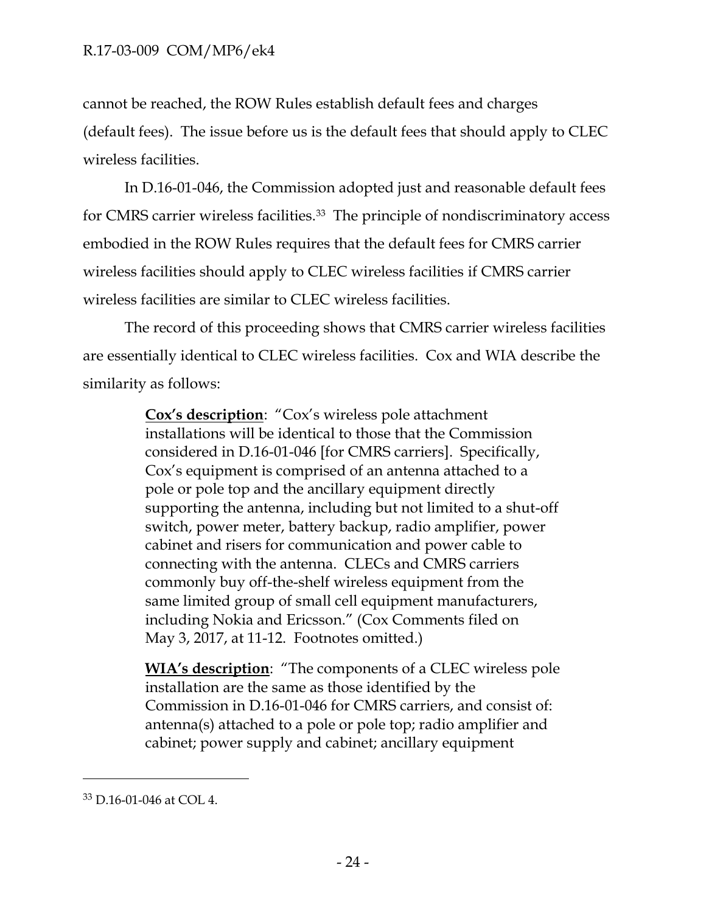cannot be reached, the ROW Rules establish default fees and charges (default fees). The issue before us is the default fees that should apply to CLEC wireless facilities.

In D.16-01-046, the Commission adopted just and reasonable default fees for CMRS carrier wireless facilities.[33] The principle of nondiscriminatory access embodied in the ROW Rules requires that the default fees for CMRS carrier wireless facilities should apply to CLEC wireless facilities if CMRS carrier wireless facilities are similar to CLEC wireless facilities.

The record of this proceeding shows that CMRS carrier wireless facilities are essentially identical to CLEC wireless facilities. Cox and WIA describe the similarity as follows:

> **<u>Cox's description</u>**: "Cox's wireless pole attachment installations will be identical to those that the Commission considered in D.16-01-046 [for CMRS carriers]. Specifically, Cox's equipment is comprised of an antenna attached to a pole or pole top and the ancillary equipment directly supporting the antenna, including but not limited to a shut-off switch, power meter, battery backup, radio amplifier, power cabinet and risers for communication and power cable to connecting with the antenna. CLECs and CMRS carriers commonly buy off-the-shelf wireless equipment from the same limited group of small cell equipment manufacturers, including Nokia and Ericsson." (Cox Comments filed on May 3, 2017, at 11-12. Footnotes omitted.)
>
> **<u>WIA's description</u>**: "The components of a CLEC wireless pole installation are the same as those identified by the Commission in D.16-01-046 for CMRS carriers, and consist of: antenna(s) attached to a pole or pole top; radio amplifier and cabinet; power supply and cabinet; ancillary equipment

---

[33] D.16-01-046 at COL 4.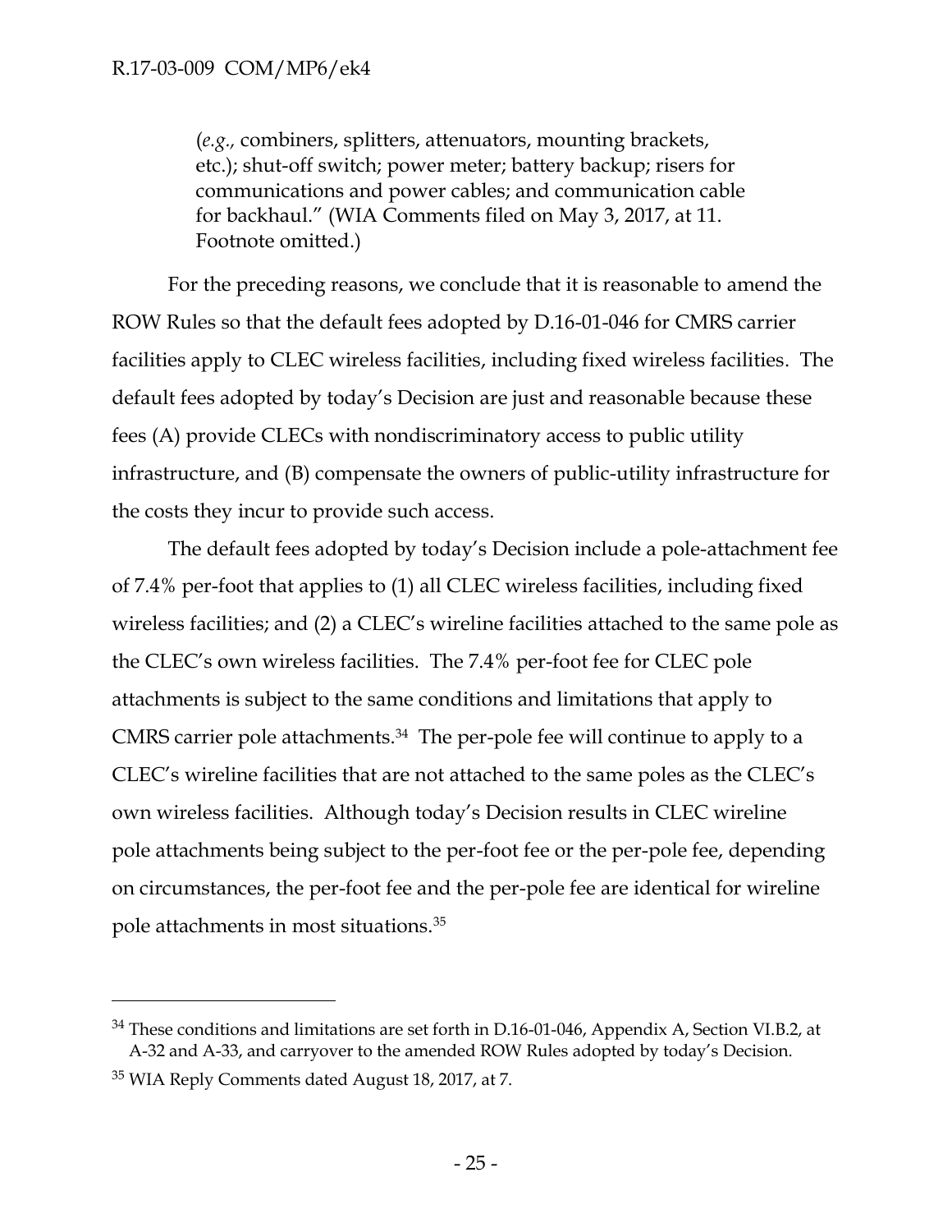(*e.g.,* combiners, splitters, attenuators, mounting brackets, etc.); shut-off switch; power meter; battery backup; risers for communications and power cables; and communication cable for backhaul." (WIA Comments filed on May 3, 2017, at 11. Footnote omitted.)

For the preceding reasons, we conclude that it is reasonable to amend the ROW Rules so that the default fees adopted by D.16-01-046 for CMRS carrier facilities apply to CLEC wireless facilities, including fixed wireless facilities. The default fees adopted by today's Decision are just and reasonable because these fees (A) provide CLECs with nondiscriminatory access to public utility infrastructure, and (B) compensate the owners of public-utility infrastructure for the costs they incur to provide such access.

The default fees adopted by today's Decision include a pole-attachment fee of 7.4% per-foot that applies to (1) all CLEC wireless facilities, including fixed wireless facilities; and (2) a CLEC's wireline facilities attached to the same pole as the CLEC's own wireless facilities. The 7.4% per-foot fee for CLEC pole attachments is subject to the same conditions and limitations that apply to CMRS carrier pole attachments.[34] The per-pole fee will continue to apply to a CLEC's wireline facilities that are not attached to the same poles as the CLEC's own wireless facilities. Although today's Decision results in CLEC wireline pole attachments being subject to the per-foot fee or the per-pole fee, depending on circumstances, the per-foot fee and the per-pole fee are identical for wireline pole attachments in most situations.[35]

---

[34] These conditions and limitations are set forth in D.16-01-046, Appendix A, Section VI.B.2, at A-32 and A-33, and carryover to the amended ROW Rules adopted by today's Decision.

[35] WIA Reply Comments dated August 18, 2017, at 7.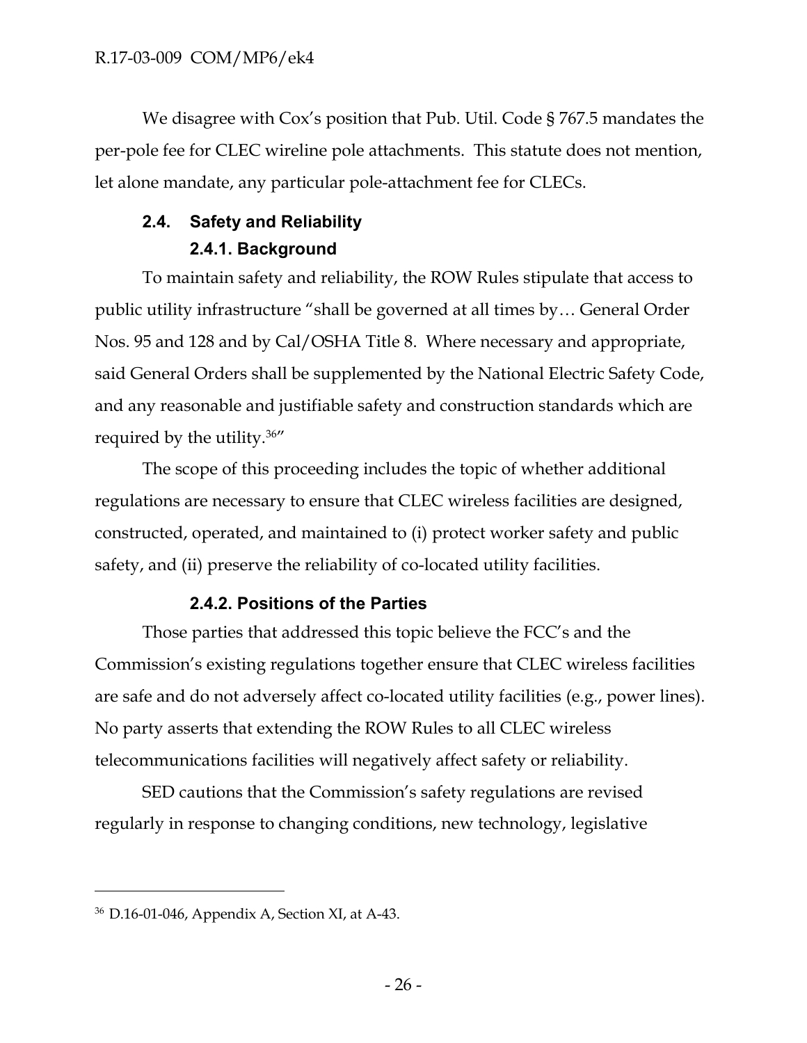We disagree with Cox's position that Pub. Util. Code § 767.5 mandates the per-pole fee for CLEC wireline pole attachments. This statute does not mention, let alone mandate, any particular pole-attachment fee for CLECs.

### 2.4. Safety and Reliability

#### 2.4.1. Background

To maintain safety and reliability, the ROW Rules stipulate that access to public utility infrastructure "shall be governed at all times by… General Order Nos. 95 and 128 and by Cal/OSHA Title 8. Where necessary and appropriate, said General Orders shall be supplemented by the National Electric Safety Code, and any reasonable and justifiable safety and construction standards which are required by the utility.[36]"

The scope of this proceeding includes the topic of whether additional regulations are necessary to ensure that CLEC wireless facilities are designed, constructed, operated, and maintained to (i) protect worker safety and public safety, and (ii) preserve the reliability of co-located utility facilities.

#### 2.4.2. Positions of the Parties

Those parties that addressed this topic believe the FCC's and the Commission's existing regulations together ensure that CLEC wireless facilities are safe and do not adversely affect co-located utility facilities (e.g., power lines). No party asserts that extending the ROW Rules to all CLEC wireless telecommunications facilities will negatively affect safety or reliability.

SED cautions that the Commission's safety regulations are revised regularly in response to changing conditions, new technology, legislative

---

[36] D.16-01-046, Appendix A, Section XI, at A-43.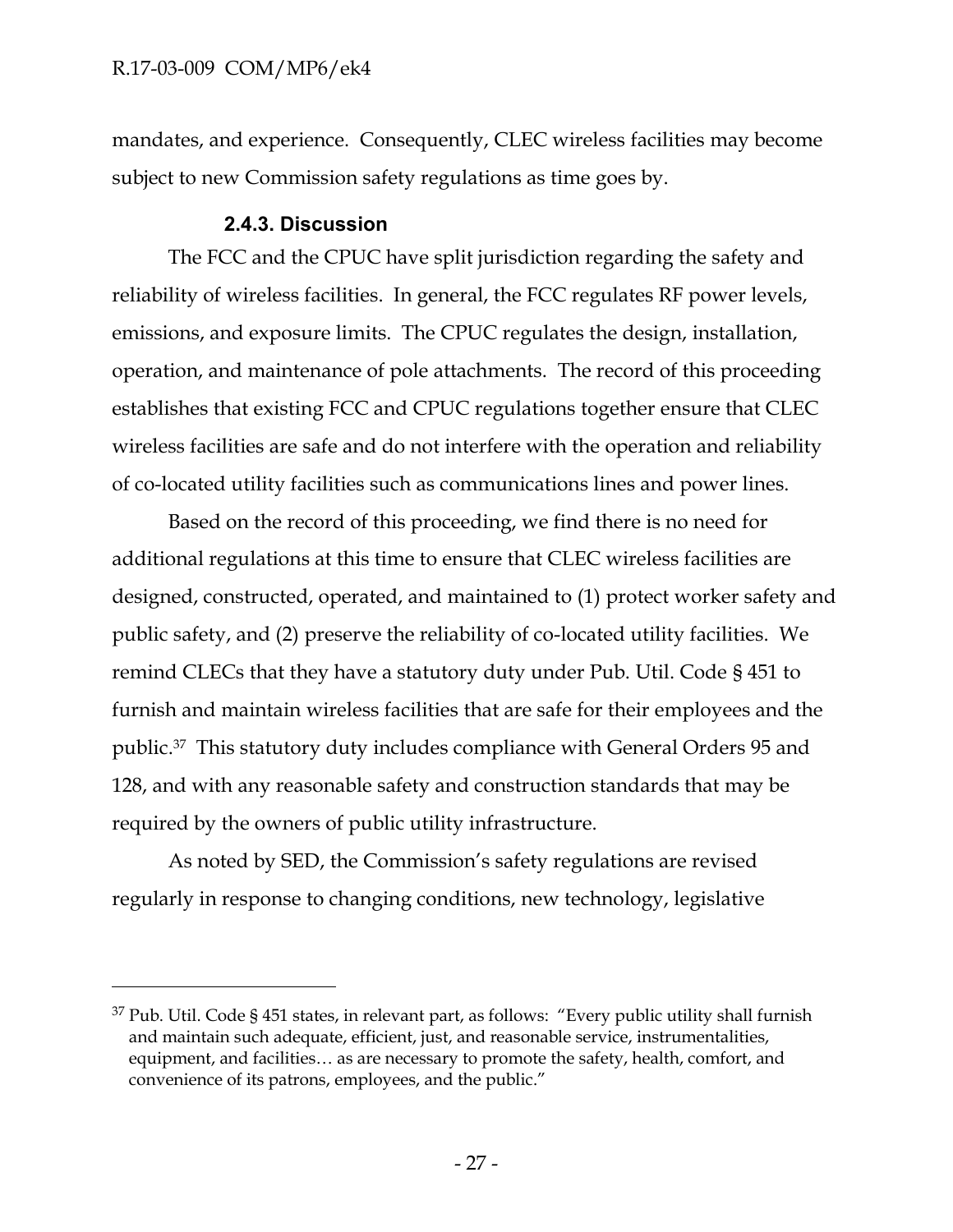mandates, and experience. Consequently, CLEC wireless facilities may become subject to new Commission safety regulations as time goes by.

#### 2.4.3. Discussion

The FCC and the CPUC have split jurisdiction regarding the safety and reliability of wireless facilities. In general, the FCC regulates RF power levels, emissions, and exposure limits. The CPUC regulates the design, installation, operation, and maintenance of pole attachments. The record of this proceeding establishes that existing FCC and CPUC regulations together ensure that CLEC wireless facilities are safe and do not interfere with the operation and reliability of co-located utility facilities such as communications lines and power lines.

Based on the record of this proceeding, we find there is no need for additional regulations at this time to ensure that CLEC wireless facilities are designed, constructed, operated, and maintained to (1) protect worker safety and public safety, and (2) preserve the reliability of co-located utility facilities. We remind CLECs that they have a statutory duty under Pub. Util. Code § 451 to furnish and maintain wireless facilities that are safe for their employees and the public.[37] This statutory duty includes compliance with General Orders 95 and 128, and with any reasonable safety and construction standards that may be required by the owners of public utility infrastructure.

As noted by SED, the Commission's safety regulations are revised regularly in response to changing conditions, new technology, legislative

---

[37] Pub. Util. Code § 451 states, in relevant part, as follows: "Every public utility shall furnish and maintain such adequate, efficient, just, and reasonable service, instrumentalities, equipment, and facilities… as are necessary to promote the safety, health, comfort, and convenience of its patrons, employees, and the public."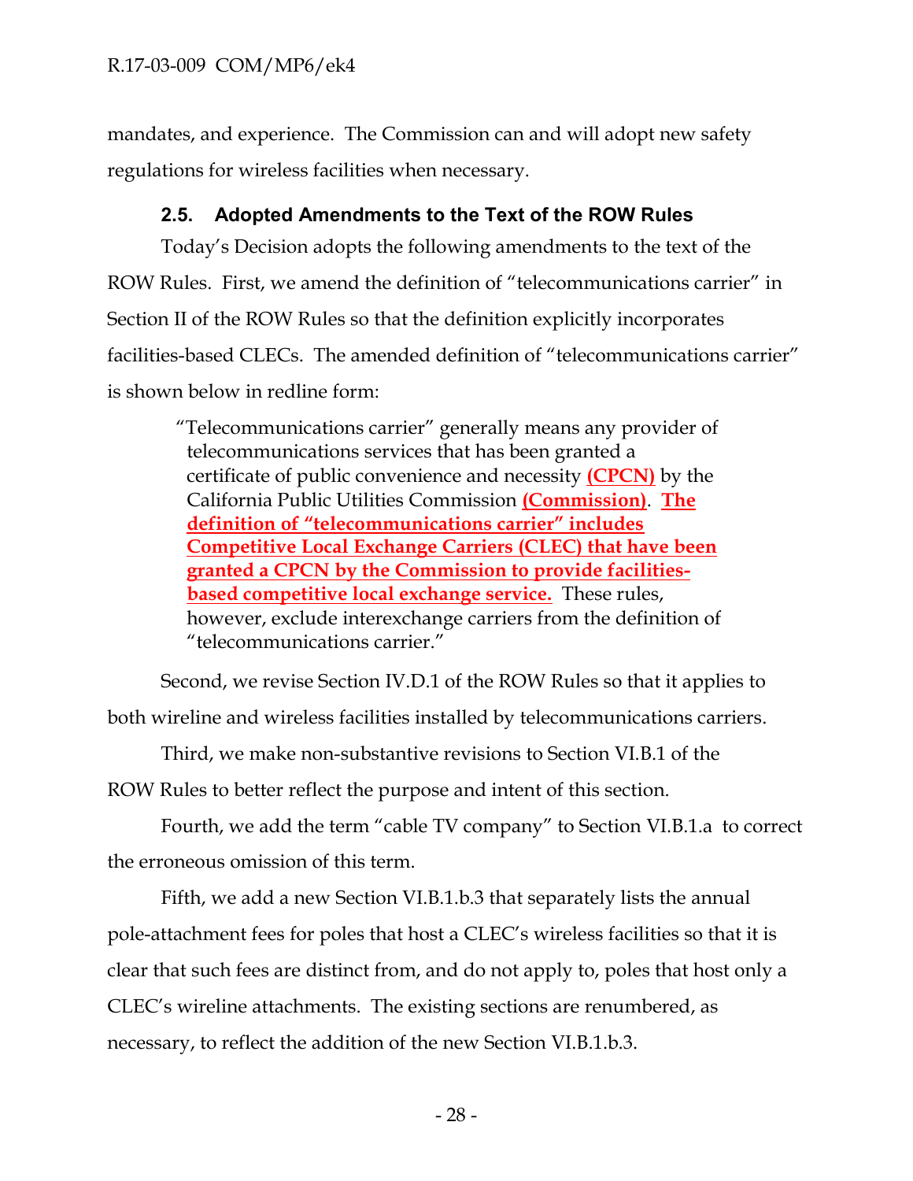mandates, and experience. The Commission can and will adopt new safety regulations for wireless facilities when necessary.

### 2.5. Adopted Amendments to the Text of the ROW Rules

Today's Decision adopts the following amendments to the text of the ROW Rules. First, we amend the definition of "telecommunications carrier" in Section II of the ROW Rules so that the definition explicitly incorporates facilities-based CLECs. The amended definition of "telecommunications carrier" is shown below in redline form:

> "Telecommunications carrier" generally means any provider of telecommunications services that has been granted a certificate of public convenience and necessity **(CPCN)** by the California Public Utilities Commission **(Commission)**. **The definition of "telecommunications carrier" includes Competitive Local Exchange Carriers (CLEC) that have been granted a CPCN by the Commission to provide facilities-based competitive local exchange service.** These rules, however, exclude interexchange carriers from the definition of "telecommunications carrier."

Second, we revise Section IV.D.1 of the ROW Rules so that it applies to both wireline and wireless facilities installed by telecommunications carriers.

Third, we make non-substantive revisions to Section VI.B.1 of the ROW Rules to better reflect the purpose and intent of this section.

Fourth, we add the term "cable TV company" to Section VI.B.1.a to correct the erroneous omission of this term.

Fifth, we add a new Section VI.B.1.b.3 that separately lists the annual pole-attachment fees for poles that host a CLEC's wireless facilities so that it is clear that such fees are distinct from, and do not apply to, poles that host only a CLEC's wireline attachments. The existing sections are renumbered, as necessary, to reflect the addition of the new Section VI.B.1.b.3.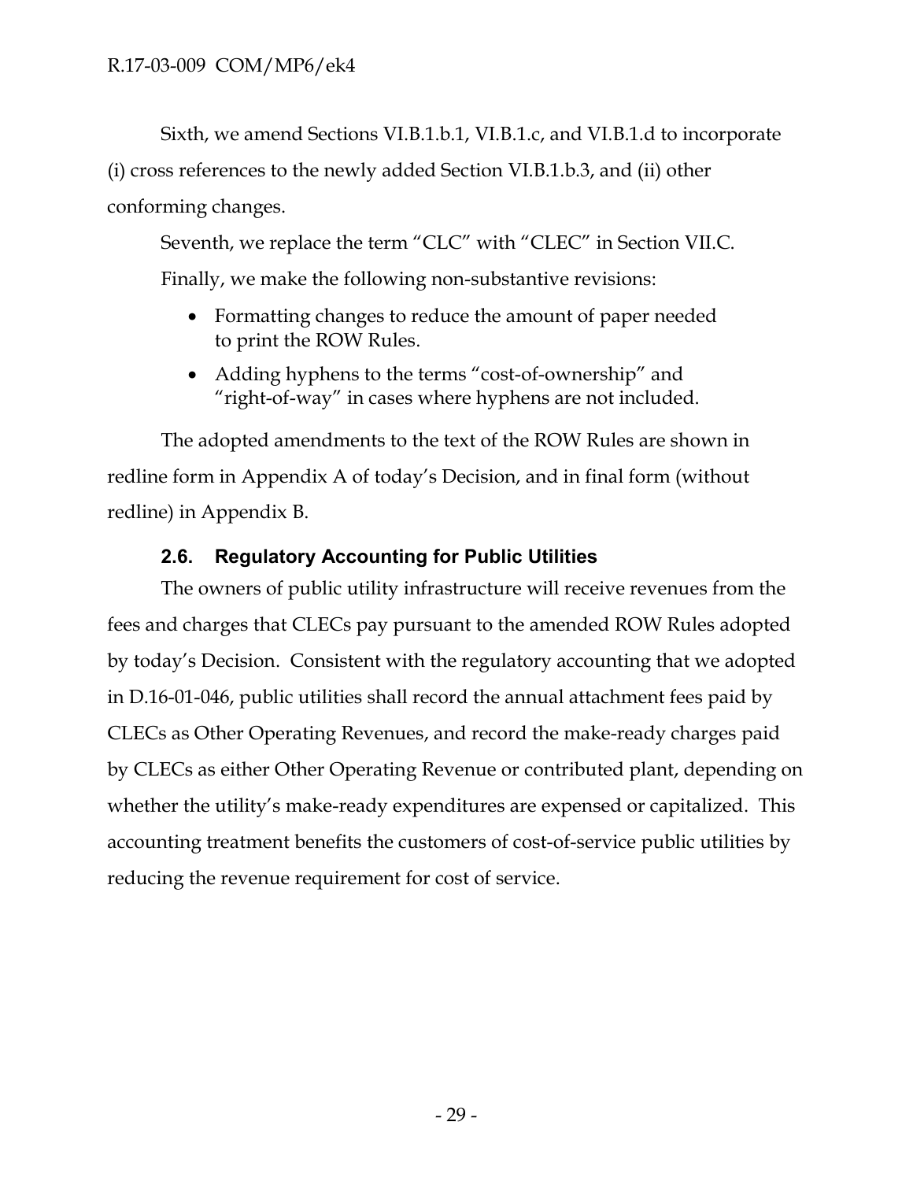Sixth, we amend Sections VI.B.1.b.1, VI.B.1.c, and VI.B.1.d to incorporate (i) cross references to the newly added Section VI.B.1.b.3, and (ii) other conforming changes.

Seventh, we replace the term "CLC" with "CLEC" in Section VII.C.

Finally, we make the following non-substantive revisions:

- Formatting changes to reduce the amount of paper needed to print the ROW Rules.
- Adding hyphens to the terms "cost-of-ownership" and "right-of-way" in cases where hyphens are not included.

The adopted amendments to the text of the ROW Rules are shown in redline form in Appendix A of today's Decision, and in final form (without redline) in Appendix B.

### 2.6. Regulatory Accounting for Public Utilities

The owners of public utility infrastructure will receive revenues from the fees and charges that CLECs pay pursuant to the amended ROW Rules adopted by today's Decision. Consistent with the regulatory accounting that we adopted in D.16-01-046, public utilities shall record the annual attachment fees paid by CLECs as Other Operating Revenues, and record the make-ready charges paid by CLECs as either Other Operating Revenue or contributed plant, depending on whether the utility's make-ready expenditures are expensed or capitalized. This accounting treatment benefits the customers of cost-of-service public utilities by reducing the revenue requirement for cost of service.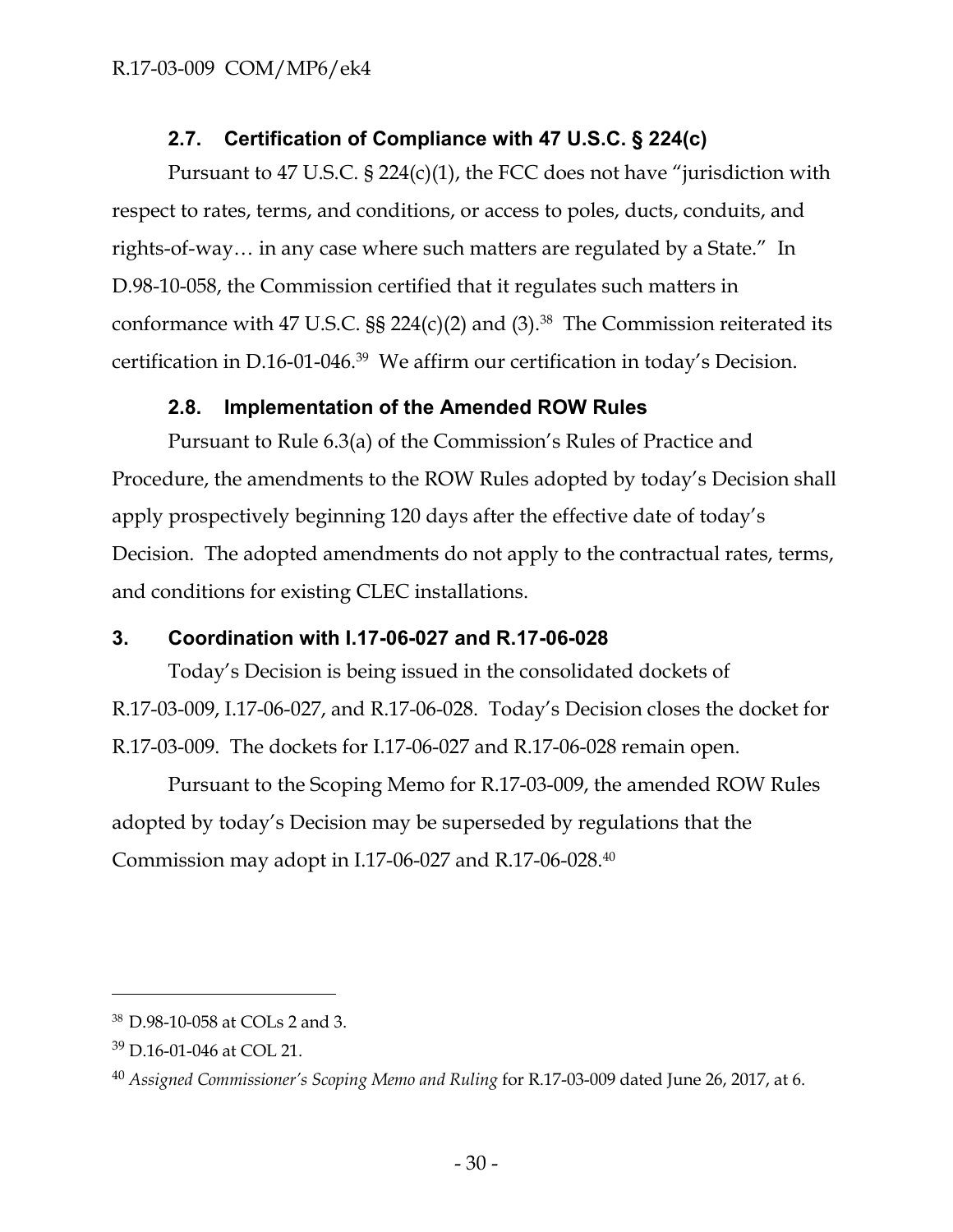### 2.7. Certification of Compliance with 47 U.S.C. § 224(c)

Pursuant to 47 U.S.C. § 224(c)(1), the FCC does not have "jurisdiction with respect to rates, terms, and conditions, or access to poles, ducts, conduits, and rights-of-way… in any case where such matters are regulated by a State." In D.98-10-058, the Commission certified that it regulates such matters in conformance with 47 U.S.C. §§ 224(c)(2) and (3).[38] The Commission reiterated its certification in D.16-01-046.[39] We affirm our certification in today's Decision.

### 2.8. Implementation of the Amended ROW Rules

Pursuant to Rule 6.3(a) of the Commission's Rules of Practice and Procedure, the amendments to the ROW Rules adopted by today's Decision shall apply prospectively beginning 120 days after the effective date of today's Decision. The adopted amendments do not apply to the contractual rates, terms, and conditions for existing CLEC installations.

## 3. Coordination with I.17-06-027 and R.17-06-028

Today's Decision is being issued in the consolidated dockets of R.17-03-009, I.17-06-027, and R.17-06-028. Today's Decision closes the docket for R.17-03-009. The dockets for I.17-06-027 and R.17-06-028 remain open.

Pursuant to the Scoping Memo for R.17-03-009, the amended ROW Rules adopted by today's Decision may be superseded by regulations that the Commission may adopt in I.17-06-027 and R.17-06-028.[40]

---

[38] D.98-10-058 at COLs 2 and 3.

[39] D.16-01-046 at COL 21.

[40] *Assigned Commissioner's Scoping Memo and Ruling* for R.17-03-009 dated June 26, 2017, at 6.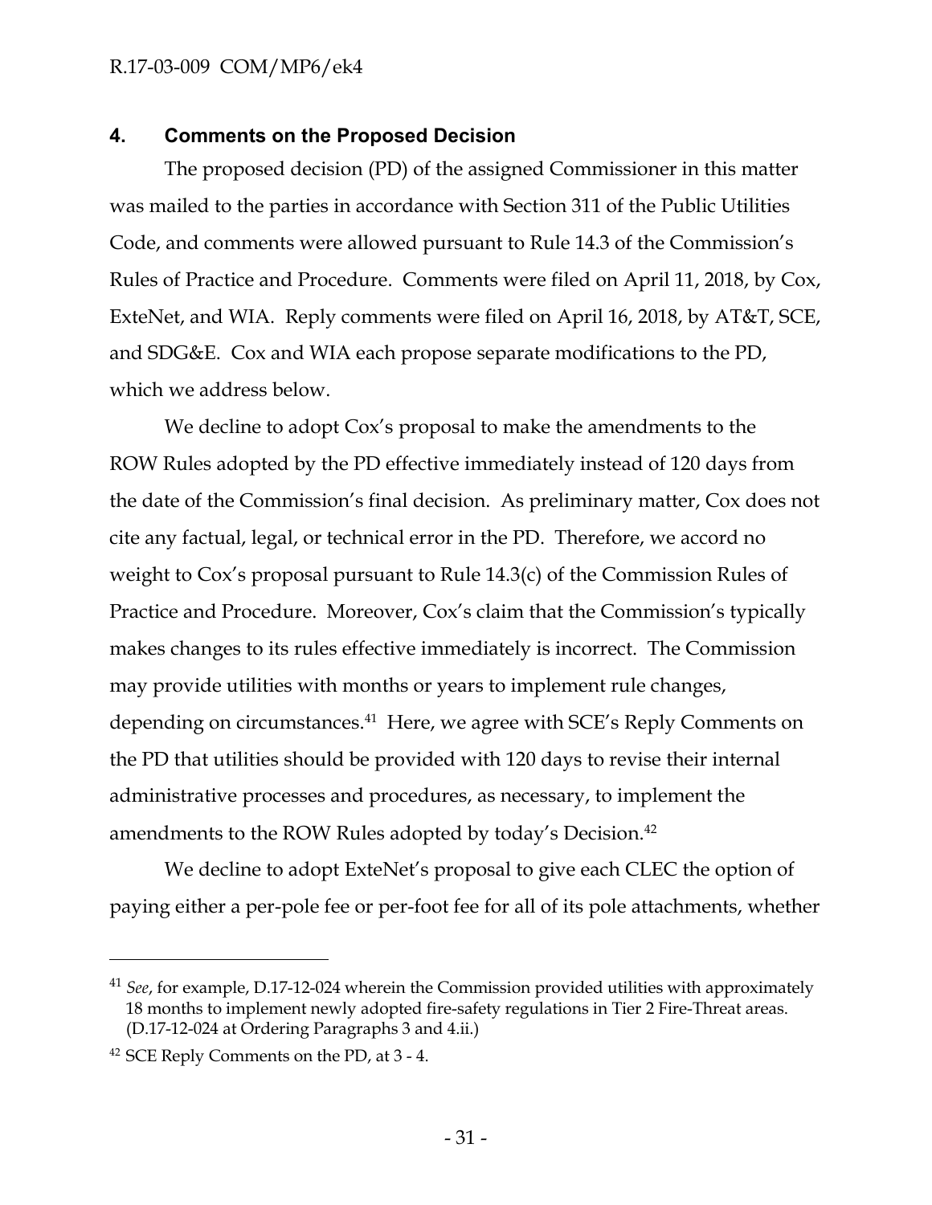## 4. Comments on the Proposed Decision

The proposed decision (PD) of the assigned Commissioner in this matter was mailed to the parties in accordance with Section 311 of the Public Utilities Code, and comments were allowed pursuant to Rule 14.3 of the Commission's Rules of Practice and Procedure. Comments were filed on April 11, 2018, by Cox, ExteNet, and WIA. Reply comments were filed on April 16, 2018, by AT&T, SCE, and SDG&E. Cox and WIA each propose separate modifications to the PD, which we address below.

We decline to adopt Cox's proposal to make the amendments to the ROW Rules adopted by the PD effective immediately instead of 120 days from the date of the Commission's final decision. As preliminary matter, Cox does not cite any factual, legal, or technical error in the PD. Therefore, we accord no weight to Cox's proposal pursuant to Rule 14.3(c) of the Commission Rules of Practice and Procedure. Moreover, Cox's claim that the Commission's typically makes changes to its rules effective immediately is incorrect. The Commission may provide utilities with months or years to implement rule changes, depending on circumstances.[41] Here, we agree with SCE's Reply Comments on the PD that utilities should be provided with 120 days to revise their internal administrative processes and procedures, as necessary, to implement the amendments to the ROW Rules adopted by today's Decision.[42]

We decline to adopt ExteNet's proposal to give each CLEC the option of paying either a per-pole fee or per-foot fee for all of its pole attachments, whether

---

[41] *See*, for example, D.17-12-024 wherein the Commission provided utilities with approximately 18 months to implement newly adopted fire-safety regulations in Tier 2 Fire-Threat areas. (D.17-12-024 at Ordering Paragraphs 3 and 4.ii.)

[42] SCE Reply Comments on the PD, at 3 - 4.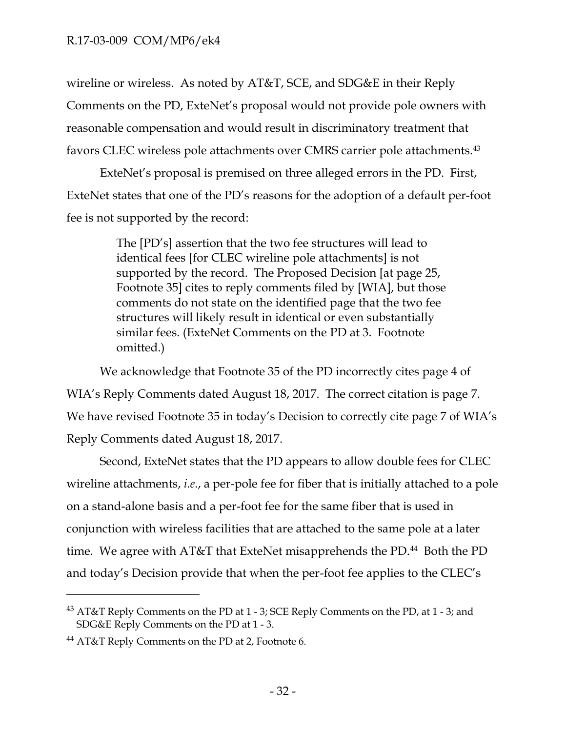wireline or wireless. As noted by AT&T, SCE, and SDG&E in their Reply Comments on the PD, ExteNet's proposal would not provide pole owners with reasonable compensation and would result in discriminatory treatment that favors CLEC wireless pole attachments over CMRS carrier pole attachments.[43]

ExteNet's proposal is premised on three alleged errors in the PD. First, ExteNet states that one of the PD's reasons for the adoption of a default per-foot fee is not supported by the record:

> The [PD's] assertion that the two fee structures will lead to identical fees [for CLEC wireline pole attachments] is not supported by the record. The Proposed Decision [at page 25, Footnote 35] cites to reply comments filed by [WIA], but those comments do not state on the identified page that the two fee structures will likely result in identical or even substantially similar fees. (ExteNet Comments on the PD at 3. Footnote omitted.)

We acknowledge that Footnote 35 of the PD incorrectly cites page 4 of WIA's Reply Comments dated August 18, 2017. The correct citation is page 7. We have revised Footnote 35 in today's Decision to correctly cite page 7 of WIA's Reply Comments dated August 18, 2017.

Second, ExteNet states that the PD appears to allow double fees for CLEC wireline attachments, *i.e.*, a per-pole fee for fiber that is initially attached to a pole on a stand-alone basis and a per-foot fee for the same fiber that is used in conjunction with wireless facilities that are attached to the same pole at a later time. We agree with AT&T that ExteNet misapprehends the PD.[44] Both the PD and today's Decision provide that when the per-foot fee applies to the CLEC's

---

[43] AT&T Reply Comments on the PD at 1 - 3; SCE Reply Comments on the PD, at 1 - 3; and SDG&E Reply Comments on the PD at 1 - 3.

[44] AT&T Reply Comments on the PD at 2, Footnote 6.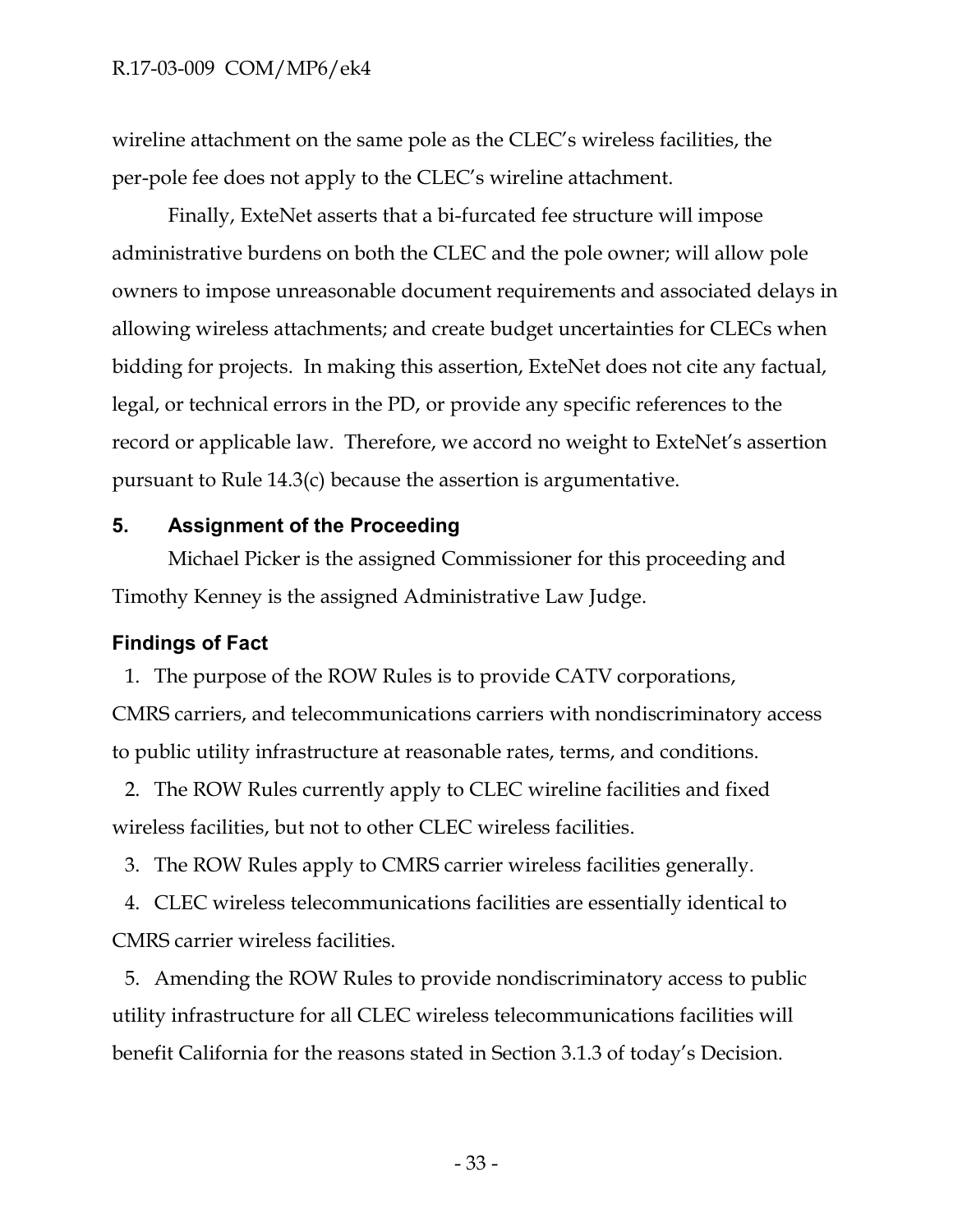wireline attachment on the same pole as the CLEC's wireless facilities, the per-pole fee does not apply to the CLEC's wireline attachment.

Finally, ExteNet asserts that a bi-furcated fee structure will impose administrative burdens on both the CLEC and the pole owner; will allow pole owners to impose unreasonable document requirements and associated delays in allowing wireless attachments; and create budget uncertainties for CLECs when bidding for projects. In making this assertion, ExteNet does not cite any factual, legal, or technical errors in the PD, or provide any specific references to the record or applicable law. Therefore, we accord no weight to ExteNet's assertion pursuant to Rule 14.3(c) because the assertion is argumentative.

## 5. Assignment of the Proceeding

Michael Picker is the assigned Commissioner for this proceeding and Timothy Kenney is the assigned Administrative Law Judge.

## Findings of Fact

1. The purpose of the ROW Rules is to provide CATV corporations, CMRS carriers, and telecommunications carriers with nondiscriminatory access to public utility infrastructure at reasonable rates, terms, and conditions.

2. The ROW Rules currently apply to CLEC wireline facilities and fixed wireless facilities, but not to other CLEC wireless facilities.

3. The ROW Rules apply to CMRS carrier wireless facilities generally.

4. CLEC wireless telecommunications facilities are essentially identical to CMRS carrier wireless facilities.

5. Amending the ROW Rules to provide nondiscriminatory access to public utility infrastructure for all CLEC wireless telecommunications facilities will benefit California for the reasons stated in Section 3.1.3 of today's Decision.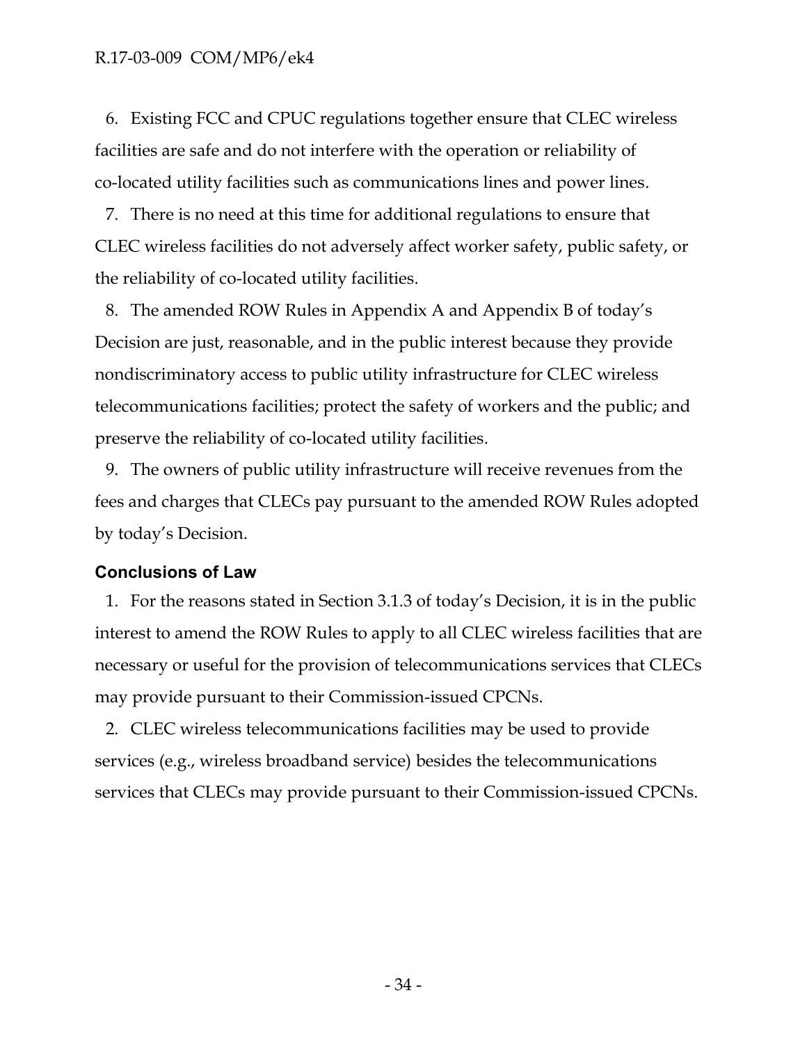6. Existing FCC and CPUC regulations together ensure that CLEC wireless facilities are safe and do not interfere with the operation or reliability of co-located utility facilities such as communications lines and power lines.

7. There is no need at this time for additional regulations to ensure that CLEC wireless facilities do not adversely affect worker safety, public safety, or the reliability of co-located utility facilities.

8. The amended ROW Rules in Appendix A and Appendix B of today's Decision are just, reasonable, and in the public interest because they provide nondiscriminatory access to public utility infrastructure for CLEC wireless telecommunications facilities; protect the safety of workers and the public; and preserve the reliability of co-located utility facilities.

9. The owners of public utility infrastructure will receive revenues from the fees and charges that CLECs pay pursuant to the amended ROW Rules adopted by today's Decision.

## Conclusions of Law

1. For the reasons stated in Section 3.1.3 of today's Decision, it is in the public interest to amend the ROW Rules to apply to all CLEC wireless facilities that are necessary or useful for the provision of telecommunications services that CLECs may provide pursuant to their Commission-issued CPCNs.

2. CLEC wireless telecommunications facilities may be used to provide services (e.g., wireless broadband service) besides the telecommunications services that CLECs may provide pursuant to their Commission-issued CPCNs.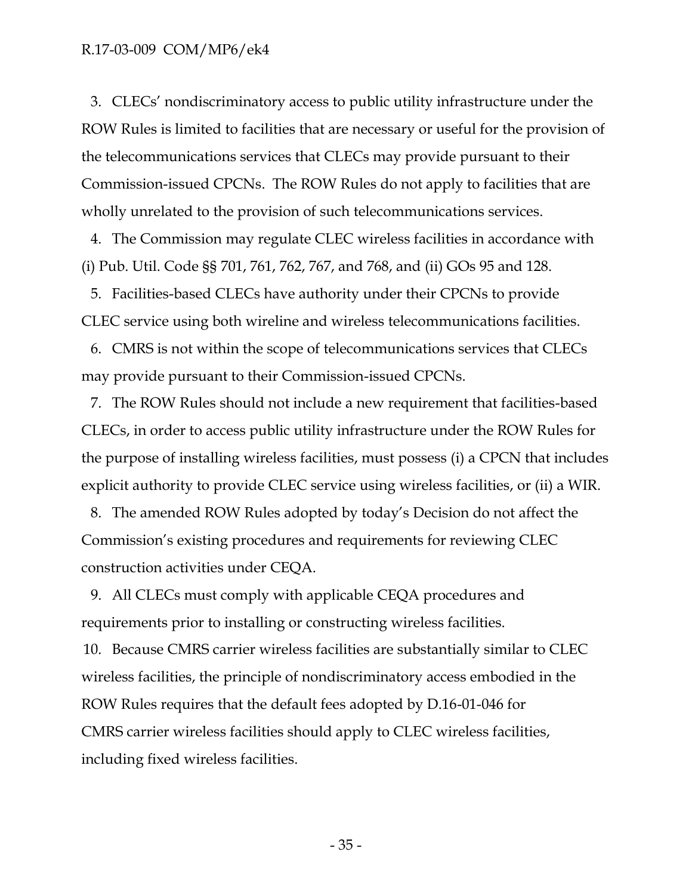3. CLECs' nondiscriminatory access to public utility infrastructure under the ROW Rules is limited to facilities that are necessary or useful for the provision of the telecommunications services that CLECs may provide pursuant to their Commission-issued CPCNs. The ROW Rules do not apply to facilities that are wholly unrelated to the provision of such telecommunications services.

4. The Commission may regulate CLEC wireless facilities in accordance with (i) Pub. Util. Code §§ 701, 761, 762, 767, and 768, and (ii) GOs 95 and 128.

5. Facilities-based CLECs have authority under their CPCNs to provide CLEC service using both wireline and wireless telecommunications facilities.

6. CMRS is not within the scope of telecommunications services that CLECs may provide pursuant to their Commission-issued CPCNs.

7. The ROW Rules should not include a new requirement that facilities-based CLECs, in order to access public utility infrastructure under the ROW Rules for the purpose of installing wireless facilities, must possess (i) a CPCN that includes explicit authority to provide CLEC service using wireless facilities, or (ii) a WIR.

8. The amended ROW Rules adopted by today's Decision do not affect the Commission's existing procedures and requirements for reviewing CLEC construction activities under CEQA.

9. All CLECs must comply with applicable CEQA procedures and requirements prior to installing or constructing wireless facilities.

10. Because CMRS carrier wireless facilities are substantially similar to CLEC wireless facilities, the principle of nondiscriminatory access embodied in the ROW Rules requires that the default fees adopted by D.16-01-046 for CMRS carrier wireless facilities should apply to CLEC wireless facilities, including fixed wireless facilities.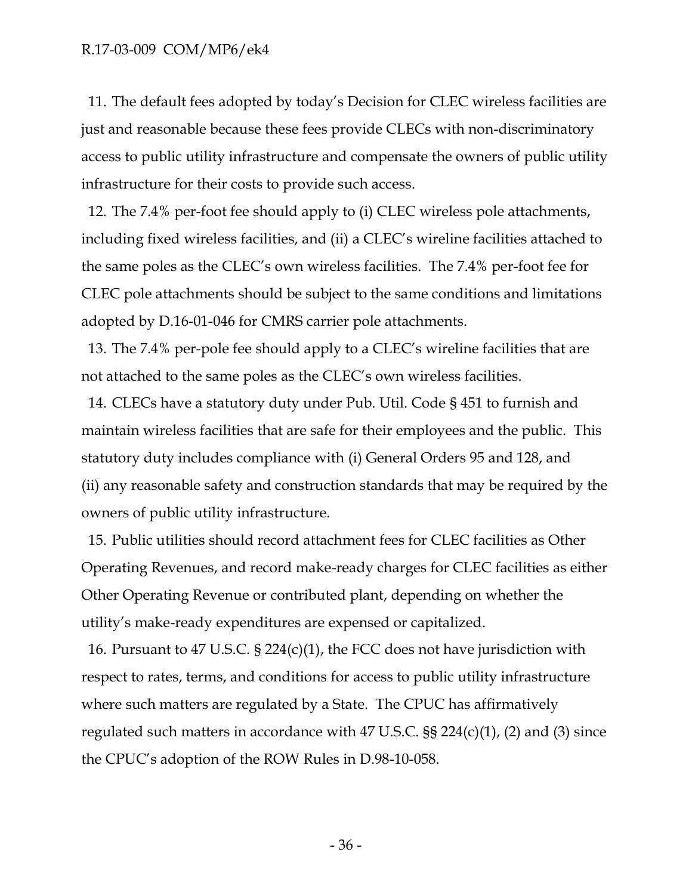11. The default fees adopted by today's Decision for CLEC wireless facilities are just and reasonable because these fees provide CLECs with non-discriminatory access to public utility infrastructure and compensate the owners of public utility infrastructure for their costs to provide such access.

12. The 7.4% per-foot fee should apply to (i) CLEC wireless pole attachments, including fixed wireless facilities, and (ii) a CLEC's wireline facilities attached to the same poles as the CLEC's own wireless facilities. The 7.4% per-foot fee for CLEC pole attachments should be subject to the same conditions and limitations adopted by D.16-01-046 for CMRS carrier pole attachments.

13. The 7.4% per-pole fee should apply to a CLEC's wireline facilities that are not attached to the same poles as the CLEC's own wireless facilities.

14. CLECs have a statutory duty under Pub. Util. Code § 451 to furnish and maintain wireless facilities that are safe for their employees and the public. This statutory duty includes compliance with (i) General Orders 95 and 128, and (ii) any reasonable safety and construction standards that may be required by the owners of public utility infrastructure.

15. Public utilities should record attachment fees for CLEC facilities as Other Operating Revenues, and record make-ready charges for CLEC facilities as either Other Operating Revenue or contributed plant, depending on whether the utility's make-ready expenditures are expensed or capitalized.

16. Pursuant to 47 U.S.C. § 224(c)(1), the FCC does not have jurisdiction with respect to rates, terms, and conditions for access to public utility infrastructure where such matters are regulated by a State. The CPUC has affirmatively regulated such matters in accordance with 47 U.S.C. §§ 224(c)(1), (2) and (3) since the CPUC's adoption of the ROW Rules in D.98-10-058.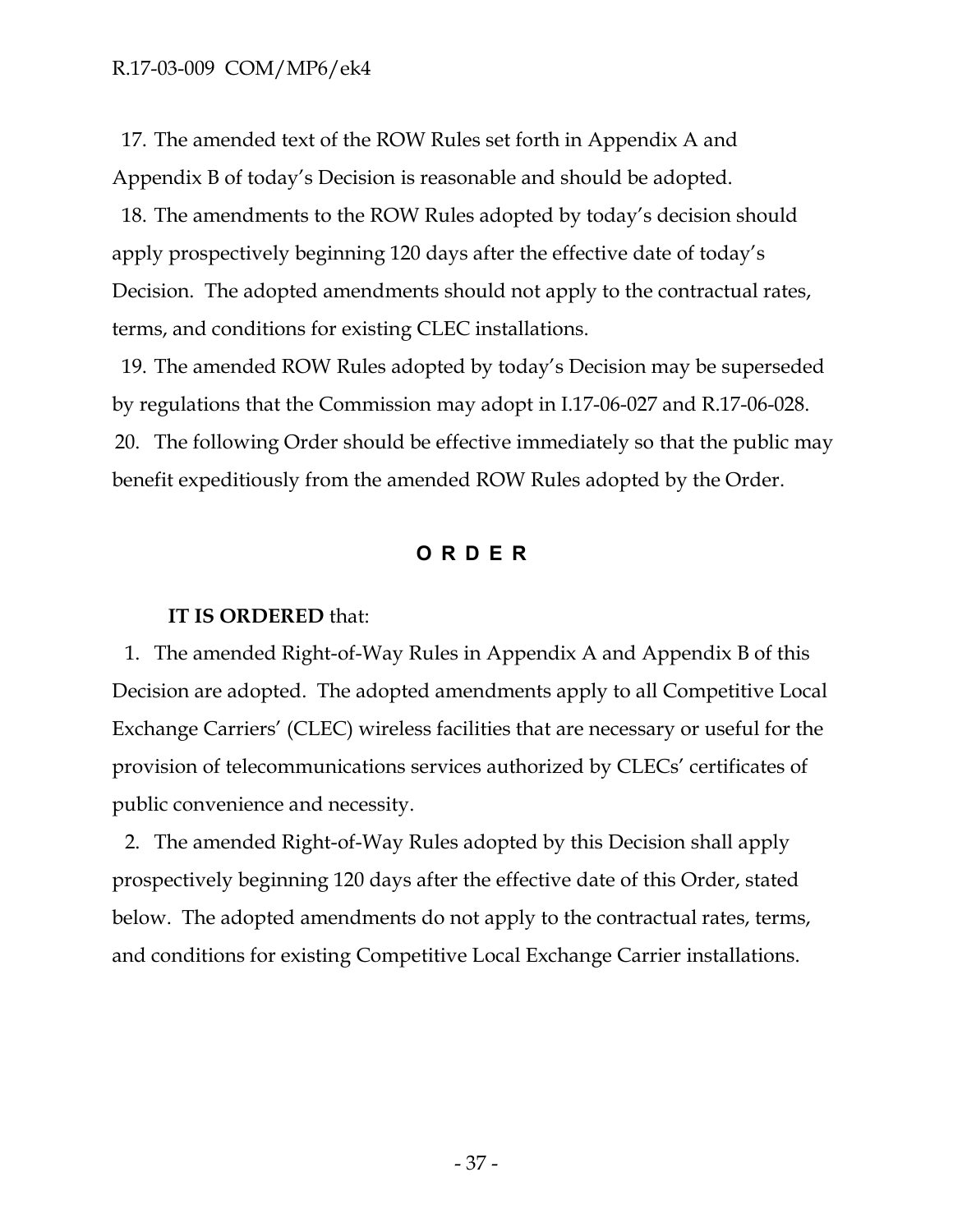17. The amended text of the ROW Rules set forth in Appendix A and Appendix B of today's Decision is reasonable and should be adopted.

18. The amendments to the ROW Rules adopted by today's decision should apply prospectively beginning 120 days after the effective date of today's Decision. The adopted amendments should not apply to the contractual rates, terms, and conditions for existing CLEC installations.

19. The amended ROW Rules adopted by today's Decision may be superseded by regulations that the Commission may adopt in I.17-06-027 and R.17-06-028.

20. The following Order should be effective immediately so that the public may benefit expeditiously from the amended ROW Rules adopted by the Order.

## O R D E R

**IT IS ORDERED** that:

1. The amended Right-of-Way Rules in Appendix A and Appendix B of this Decision are adopted. The adopted amendments apply to all Competitive Local Exchange Carriers' (CLEC) wireless facilities that are necessary or useful for the provision of telecommunications services authorized by CLECs' certificates of public convenience and necessity.

2. The amended Right-of-Way Rules adopted by this Decision shall apply prospectively beginning 120 days after the effective date of this Order, stated below. The adopted amendments do not apply to the contractual rates, terms, and conditions for existing Competitive Local Exchange Carrier installations.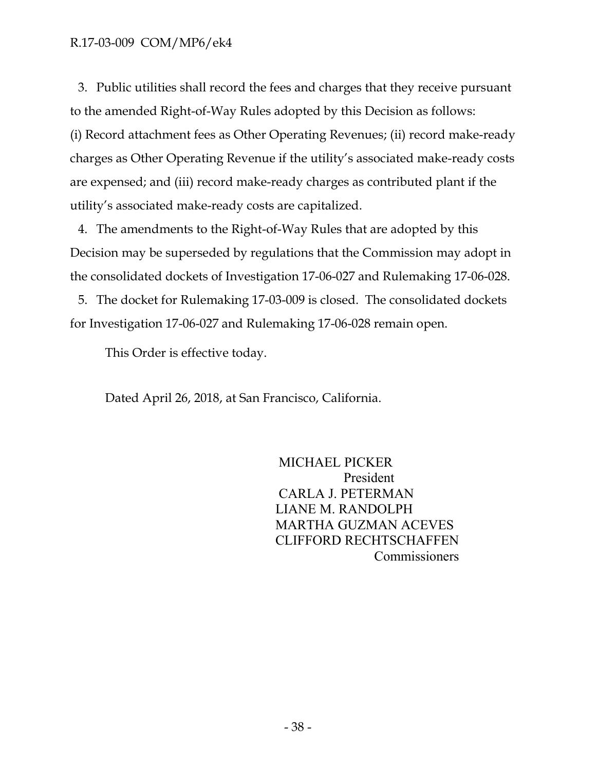3. Public utilities shall record the fees and charges that they receive pursuant to the amended Right-of-Way Rules adopted by this Decision as follows: (i) Record attachment fees as Other Operating Revenues; (ii) record make-ready charges as Other Operating Revenue if the utility's associated make-ready costs are expensed; and (iii) record make-ready charges as contributed plant if the utility's associated make-ready costs are capitalized.

4. The amendments to the Right-of-Way Rules that are adopted by this Decision may be superseded by regulations that the Commission may adopt in the consolidated dockets of Investigation 17-06-027 and Rulemaking 17-06-028.

5. The docket for Rulemaking 17-03-009 is closed. The consolidated dockets for Investigation 17-06-027 and Rulemaking 17-06-028 remain open.

This Order is effective today.

Dated April 26, 2018, at San Francisco, California.

MICHAEL PICKER
President
CARLA J. PETERMAN
LIANE M. RANDOLPH
MARTHA GUZMAN ACEVES
CLIFFORD RECHTSCHAFFEN
Commissioners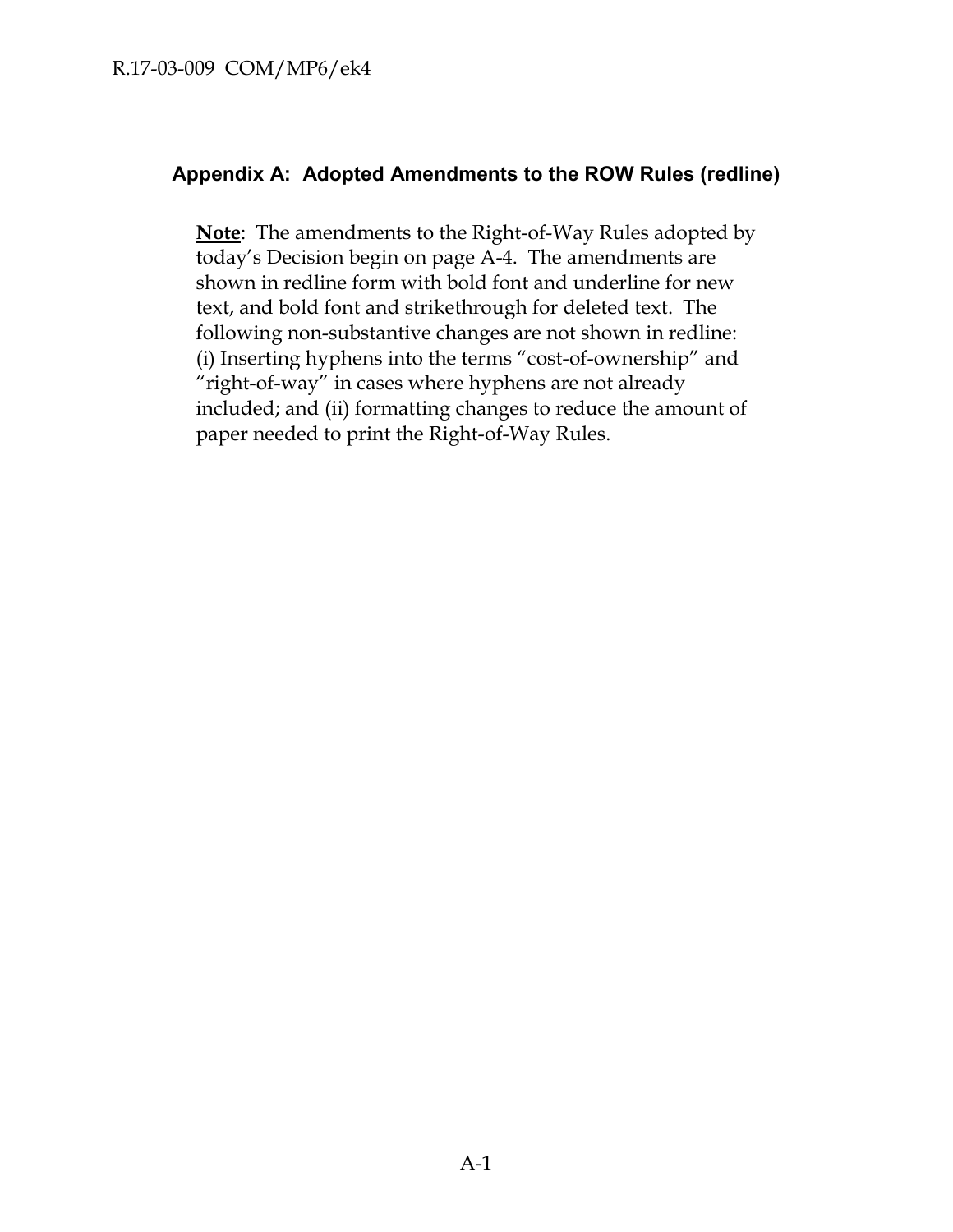## Appendix A: Adopted Amendments to the ROW Rules (redline)

**Note**: The amendments to the Right-of-Way Rules adopted by today's Decision begin on page A-4. The amendments are shown in redline form with bold font and underline for new text, and bold font and strikethrough for deleted text. The following non-substantive changes are not shown in redline: (i) Inserting hyphens into the terms "cost-of-ownership" and "right-of-way" in cases where hyphens are not already included; and (ii) formatting changes to reduce the amount of paper needed to print the Right-of-Way Rules.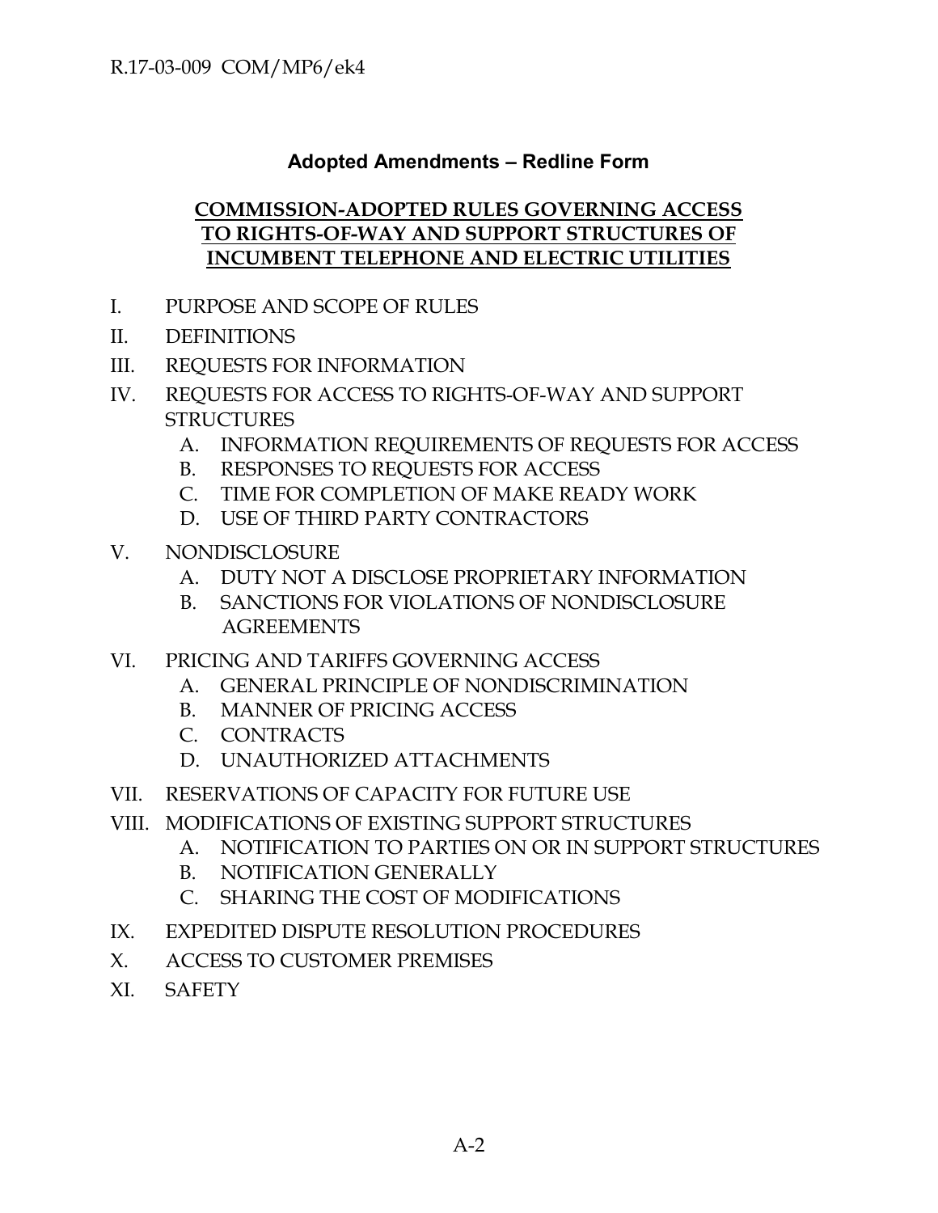**Adopted Amendments – Redline Form**

## COMMISSION-ADOPTED RULES GOVERNING ACCESS TO RIGHTS-OF-WAY AND SUPPORT STRUCTURES OF INCUMBENT TELEPHONE AND ELECTRIC UTILITIES

- I. PURPOSE AND SCOPE OF RULES
- II. DEFINITIONS
- III. REQUESTS FOR INFORMATION
- IV. REQUESTS FOR ACCESS TO RIGHTS-OF-WAY AND SUPPORT STRUCTURES
  - A. INFORMATION REQUIREMENTS OF REQUESTS FOR ACCESS
  - B. RESPONSES TO REQUESTS FOR ACCESS
  - C. TIME FOR COMPLETION OF MAKE READY WORK
  - D. USE OF THIRD PARTY CONTRACTORS
- V. NONDISCLOSURE
  - A. DUTY NOT A DISCLOSE PROPRIETARY INFORMATION
  - B. SANCTIONS FOR VIOLATIONS OF NONDISCLOSURE AGREEMENTS
- VI. PRICING AND TARIFFS GOVERNING ACCESS
  - A. GENERAL PRINCIPLE OF NONDISCRIMINATION
  - B. MANNER OF PRICING ACCESS
  - C. CONTRACTS
  - D. UNAUTHORIZED ATTACHMENTS
- VII. RESERVATIONS OF CAPACITY FOR FUTURE USE
- VIII. MODIFICATIONS OF EXISTING SUPPORT STRUCTURES
  - A. NOTIFICATION TO PARTIES ON OR IN SUPPORT STRUCTURES
  - B. NOTIFICATION GENERALLY
  - C. SHARING THE COST OF MODIFICATIONS
- IX. EXPEDITED DISPUTE RESOLUTION PROCEDURES
- X. ACCESS TO CUSTOMER PREMISES
- XI. SAFETY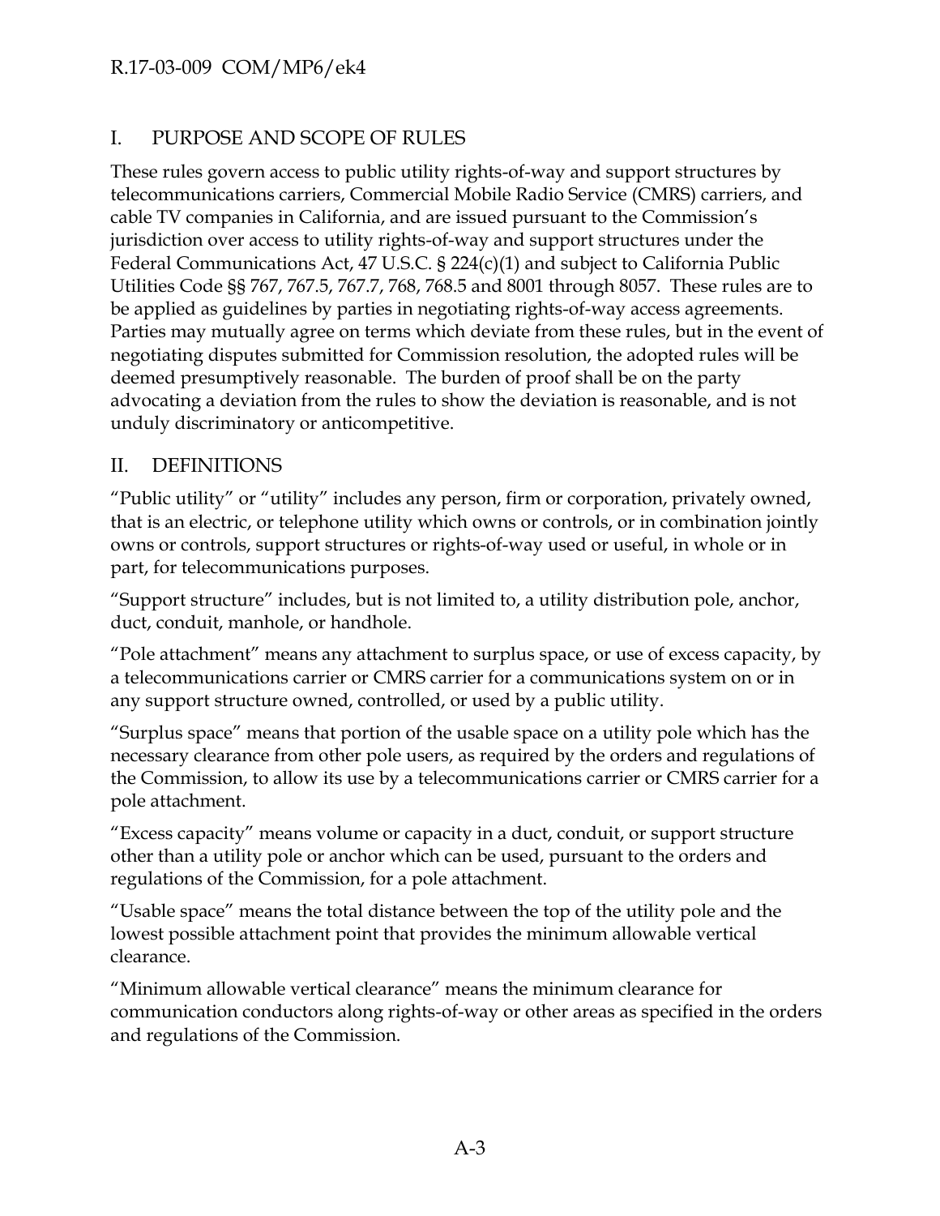## I. PURPOSE AND SCOPE OF RULES

These rules govern access to public utility rights-of-way and support structures by telecommunications carriers, Commercial Mobile Radio Service (CMRS) carriers, and cable TV companies in California, and are issued pursuant to the Commission's jurisdiction over access to utility rights-of-way and support structures under the Federal Communications Act, 47 U.S.C. § 224(c)(1) and subject to California Public Utilities Code §§ 767, 767.5, 767.7, 768, 768.5 and 8001 through 8057. These rules are to be applied as guidelines by parties in negotiating rights-of-way access agreements. Parties may mutually agree on terms which deviate from these rules, but in the event of negotiating disputes submitted for Commission resolution, the adopted rules will be deemed presumptively reasonable. The burden of proof shall be on the party advocating a deviation from the rules to show the deviation is reasonable, and is not unduly discriminatory or anticompetitive.

## II. DEFINITIONS

"Public utility" or "utility" includes any person, firm or corporation, privately owned, that is an electric, or telephone utility which owns or controls, or in combination jointly owns or controls, support structures or rights-of-way used or useful, in whole or in part, for telecommunications purposes.

"Support structure" includes, but is not limited to, a utility distribution pole, anchor, duct, conduit, manhole, or handhole.

"Pole attachment" means any attachment to surplus space, or use of excess capacity, by a telecommunications carrier or CMRS carrier for a communications system on or in any support structure owned, controlled, or used by a public utility.

"Surplus space" means that portion of the usable space on a utility pole which has the necessary clearance from other pole users, as required by the orders and regulations of the Commission, to allow its use by a telecommunications carrier or CMRS carrier for a pole attachment.

"Excess capacity" means volume or capacity in a duct, conduit, or support structure other than a utility pole or anchor which can be used, pursuant to the orders and regulations of the Commission, for a pole attachment.

"Usable space" means the total distance between the top of the utility pole and the lowest possible attachment point that provides the minimum allowable vertical clearance.

"Minimum allowable vertical clearance" means the minimum clearance for communication conductors along rights-of-way or other areas as specified in the orders and regulations of the Commission.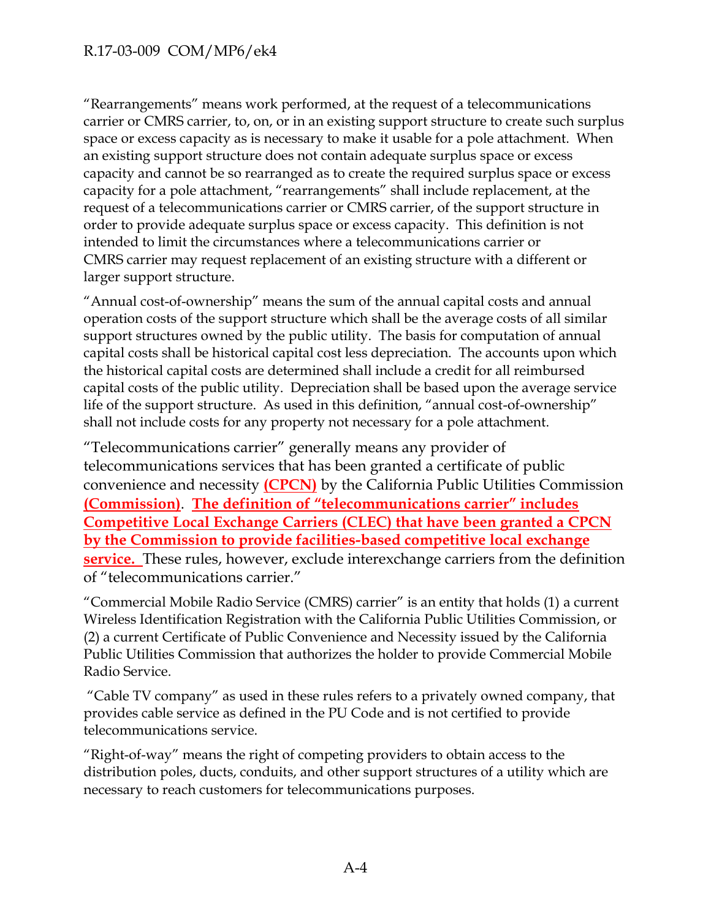"Rearrangements" means work performed, at the request of a telecommunications carrier or CMRS carrier, to, on, or in an existing support structure to create such surplus space or excess capacity as is necessary to make it usable for a pole attachment. When an existing support structure does not contain adequate surplus space or excess capacity and cannot be so rearranged as to create the required surplus space or excess capacity for a pole attachment, "rearrangements" shall include replacement, at the request of a telecommunications carrier or CMRS carrier, of the support structure in order to provide adequate surplus space or excess capacity. This definition is not intended to limit the circumstances where a telecommunications carrier or CMRS carrier may request replacement of an existing structure with a different or larger support structure.

"Annual cost-of-ownership" means the sum of the annual capital costs and annual operation costs of the support structure which shall be the average costs of all similar support structures owned by the public utility. The basis for computation of annual capital costs shall be historical capital cost less depreciation. The accounts upon which the historical capital costs are determined shall include a credit for all reimbursed capital costs of the public utility. Depreciation shall be based upon the average service life of the support structure. As used in this definition, "annual cost-of-ownership" shall not include costs for any property not necessary for a pole attachment.

"Telecommunications carrier" generally means any provider of telecommunications services that has been granted a certificate of public convenience and necessity **(CPCN)** by the California Public Utilities Commission **(Commission)**. **The definition of "telecommunications carrier" includes Competitive Local Exchange Carriers (CLEC) that have been granted a CPCN by the Commission to provide facilities-based competitive local exchange service.** These rules, however, exclude interexchange carriers from the definition of "telecommunications carrier."

"Commercial Mobile Radio Service (CMRS) carrier" is an entity that holds (1) a current Wireless Identification Registration with the California Public Utilities Commission, or (2) a current Certificate of Public Convenience and Necessity issued by the California Public Utilities Commission that authorizes the holder to provide Commercial Mobile Radio Service.

"Cable TV company" as used in these rules refers to a privately owned company, that provides cable service as defined in the PU Code and is not certified to provide telecommunications service.

"Right-of-way" means the right of competing providers to obtain access to the distribution poles, ducts, conduits, and other support structures of a utility which are necessary to reach customers for telecommunications purposes.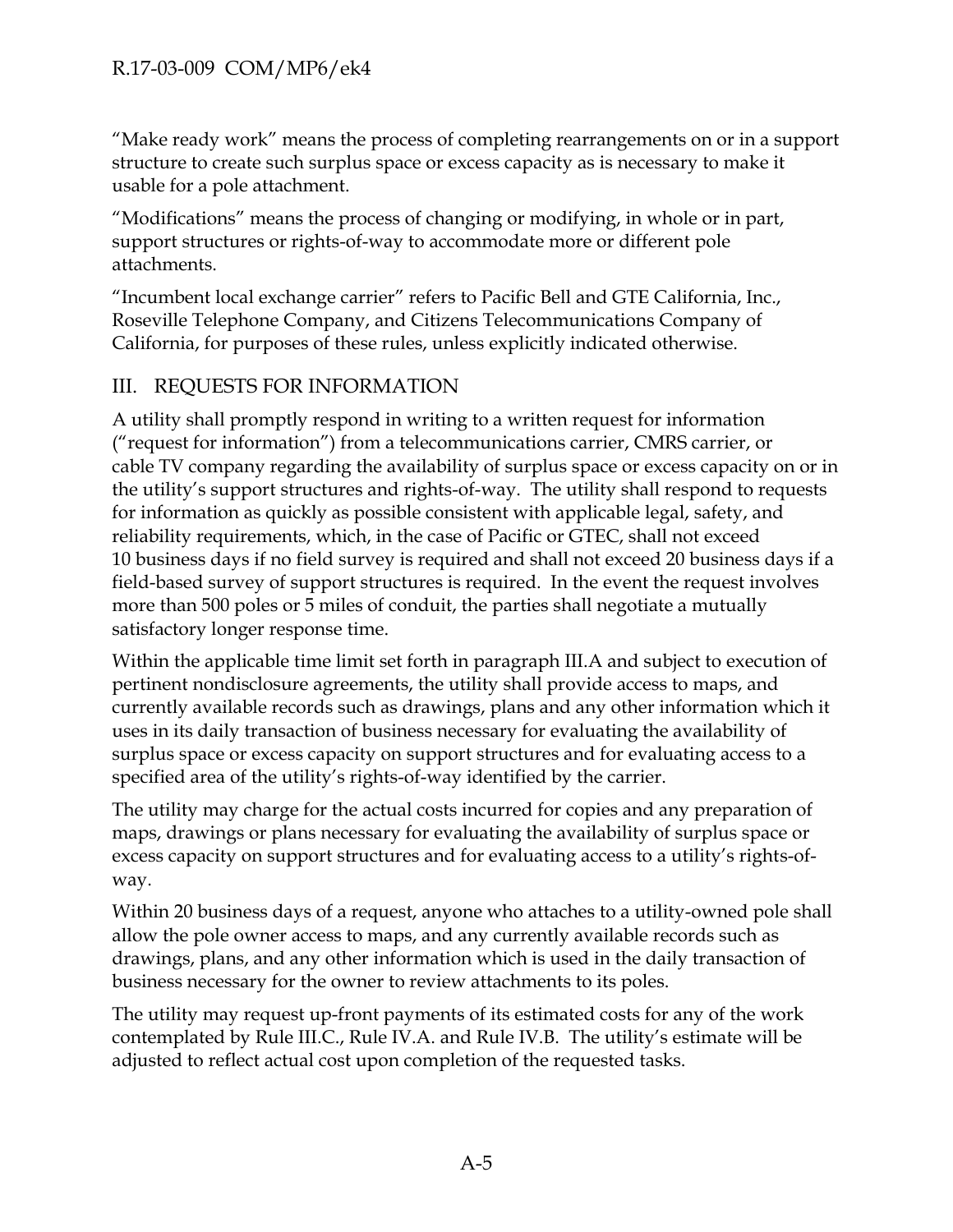"Make ready work" means the process of completing rearrangements on or in a support structure to create such surplus space or excess capacity as is necessary to make it usable for a pole attachment.

"Modifications" means the process of changing or modifying, in whole or in part, support structures or rights-of-way to accommodate more or different pole attachments.

"Incumbent local exchange carrier" refers to Pacific Bell and GTE California, Inc., Roseville Telephone Company, and Citizens Telecommunications Company of California, for purposes of these rules, unless explicitly indicated otherwise.

## III. REQUESTS FOR INFORMATION

A utility shall promptly respond in writing to a written request for information ("request for information") from a telecommunications carrier, CMRS carrier, or cable TV company regarding the availability of surplus space or excess capacity on or in the utility's support structures and rights-of-way. The utility shall respond to requests for information as quickly as possible consistent with applicable legal, safety, and reliability requirements, which, in the case of Pacific or GTEC, shall not exceed 10 business days if no field survey is required and shall not exceed 20 business days if a field-based survey of support structures is required. In the event the request involves more than 500 poles or 5 miles of conduit, the parties shall negotiate a mutually satisfactory longer response time.

Within the applicable time limit set forth in paragraph III.A and subject to execution of pertinent nondisclosure agreements, the utility shall provide access to maps, and currently available records such as drawings, plans and any other information which it uses in its daily transaction of business necessary for evaluating the availability of surplus space or excess capacity on support structures and for evaluating access to a specified area of the utility's rights-of-way identified by the carrier.

The utility may charge for the actual costs incurred for copies and any preparation of maps, drawings or plans necessary for evaluating the availability of surplus space or excess capacity on support structures and for evaluating access to a utility's rights-of-way.

Within 20 business days of a request, anyone who attaches to a utility-owned pole shall allow the pole owner access to maps, and any currently available records such as drawings, plans, and any other information which is used in the daily transaction of business necessary for the owner to review attachments to its poles.

The utility may request up-front payments of its estimated costs for any of the work contemplated by Rule III.C., Rule IV.A. and Rule IV.B. The utility's estimate will be adjusted to reflect actual cost upon completion of the requested tasks.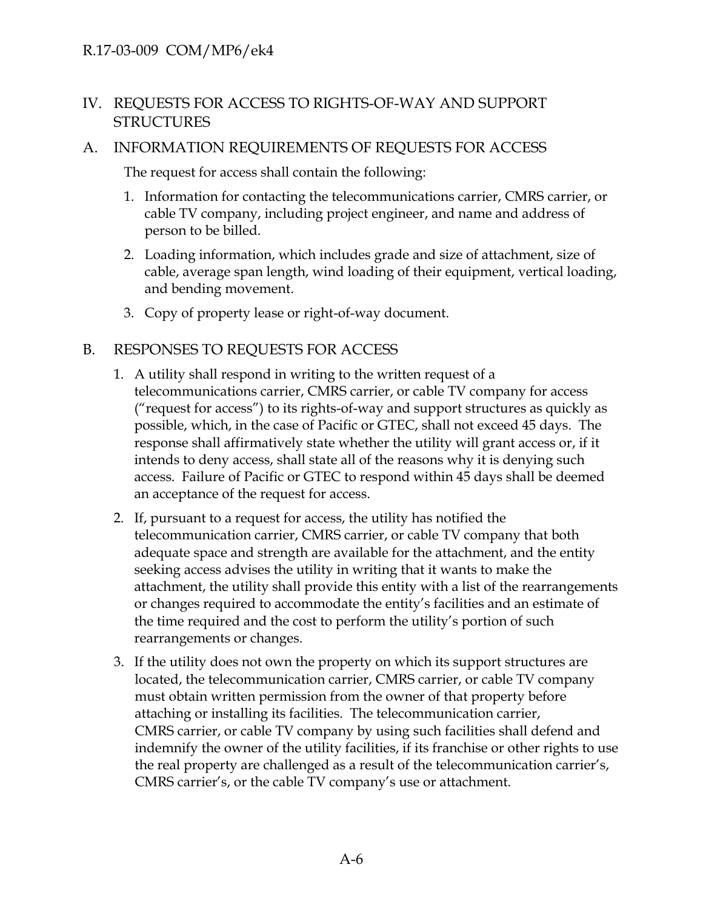## IV. REQUESTS FOR ACCESS TO RIGHTS-OF-WAY AND SUPPORT STRUCTURES

### A. INFORMATION REQUIREMENTS OF REQUESTS FOR ACCESS

The request for access shall contain the following:

1. Information for contacting the telecommunications carrier, CMRS carrier, or cable TV company, including project engineer, and name and address of person to be billed.
2. Loading information, which includes grade and size of attachment, size of cable, average span length, wind loading of their equipment, vertical loading, and bending movement.
3. Copy of property lease or right-of-way document.

### B. RESPONSES TO REQUESTS FOR ACCESS

1. A utility shall respond in writing to the written request of a telecommunications carrier, CMRS carrier, or cable TV company for access ("request for access") to its rights-of-way and support structures as quickly as possible, which, in the case of Pacific or GTEC, shall not exceed 45 days. The response shall affirmatively state whether the utility will grant access or, if it intends to deny access, shall state all of the reasons why it is denying such access. Failure of Pacific or GTEC to respond within 45 days shall be deemed an acceptance of the request for access.
2. If, pursuant to a request for access, the utility has notified the telecommunication carrier, CMRS carrier, or cable TV company that both adequate space and strength are available for the attachment, and the entity seeking access advises the utility in writing that it wants to make the attachment, the utility shall provide this entity with a list of the rearrangements or changes required to accommodate the entity's facilities and an estimate of the time required and the cost to perform the utility's portion of such rearrangements or changes.
3. If the utility does not own the property on which its support structures are located, the telecommunication carrier, CMRS carrier, or cable TV company must obtain written permission from the owner of that property before attaching or installing its facilities. The telecommunication carrier, CMRS carrier, or cable TV company by using such facilities shall defend and indemnify the owner of the utility facilities, if its franchise or other rights to use the real property are challenged as a result of the telecommunication carrier's, CMRS carrier's, or the cable TV company's use or attachment.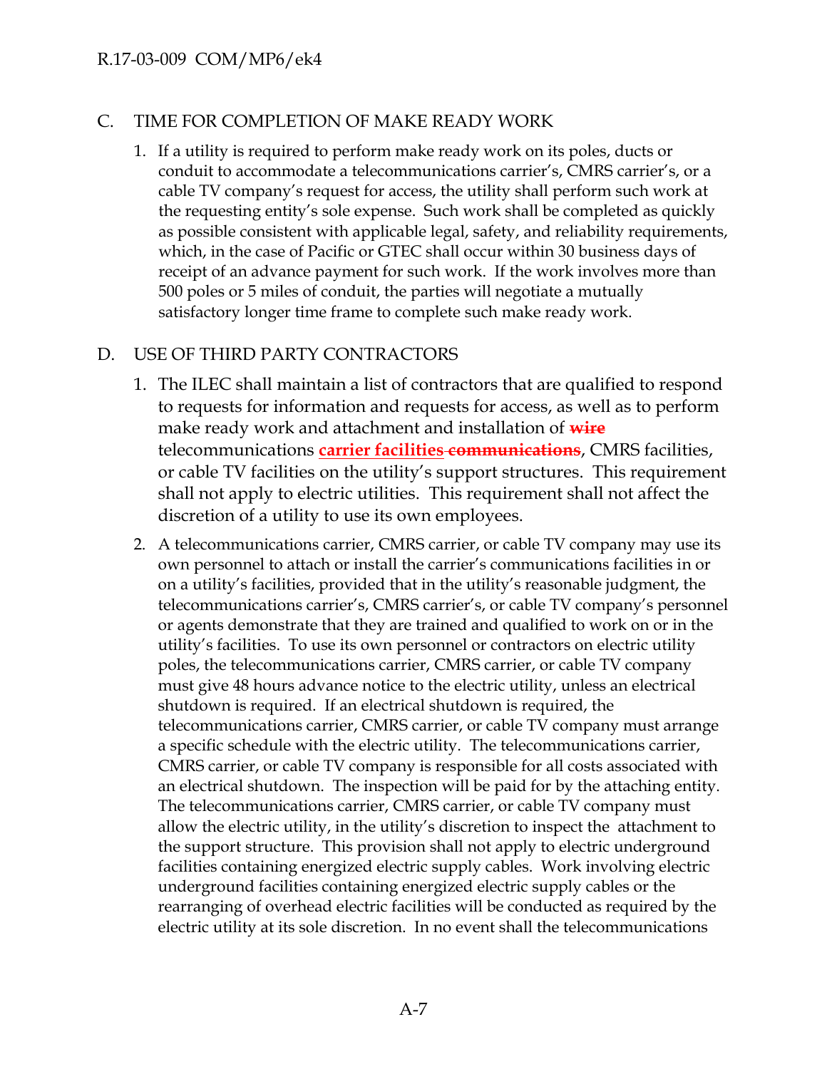## C. TIME FOR COMPLETION OF MAKE READY WORK

1. If a utility is required to perform make ready work on its poles, ducts or conduit to accommodate a telecommunications carrier's, CMRS carrier's, or a cable TV company's request for access, the utility shall perform such work at the requesting entity's sole expense. Such work shall be completed as quickly as possible consistent with applicable legal, safety, and reliability requirements, which, in the case of Pacific or GTEC shall occur within 30 business days of receipt of an advance payment for such work. If the work involves more than 500 poles or 5 miles of conduit, the parties will negotiate a mutually satisfactory longer time frame to complete such make ready work.

## D. USE OF THIRD PARTY CONTRACTORS

1. The ILEC shall maintain a list of contractors that are qualified to respond to requests for information and requests for access, as well as to perform make ready work and attachment and installation of ~~**wire**~~ telecommunications **carrier facilities** ~~**communications**~~, CMRS facilities, or cable TV facilities on the utility's support structures. This requirement shall not apply to electric utilities. This requirement shall not affect the discretion of a utility to use its own employees.

2. A telecommunications carrier, CMRS carrier, or cable TV company may use its own personnel to attach or install the carrier's communications facilities in or on a utility's facilities, provided that in the utility's reasonable judgment, the telecommunications carrier's, CMRS carrier's, or cable TV company's personnel or agents demonstrate that they are trained and qualified to work on or in the utility's facilities. To use its own personnel or contractors on electric utility poles, the telecommunications carrier, CMRS carrier, or cable TV company must give 48 hours advance notice to the electric utility, unless an electrical shutdown is required. If an electrical shutdown is required, the telecommunications carrier, CMRS carrier, or cable TV company must arrange a specific schedule with the electric utility. The telecommunications carrier, CMRS carrier, or cable TV company is responsible for all costs associated with an electrical shutdown. The inspection will be paid for by the attaching entity. The telecommunications carrier, CMRS carrier, or cable TV company must allow the electric utility, in the utility's discretion to inspect the attachment to the support structure. This provision shall not apply to electric underground facilities containing energized electric supply cables. Work involving electric underground facilities containing energized electric supply cables or the rearranging of overhead electric facilities will be conducted as required by the electric utility at its sole discretion. In no event shall the telecommunications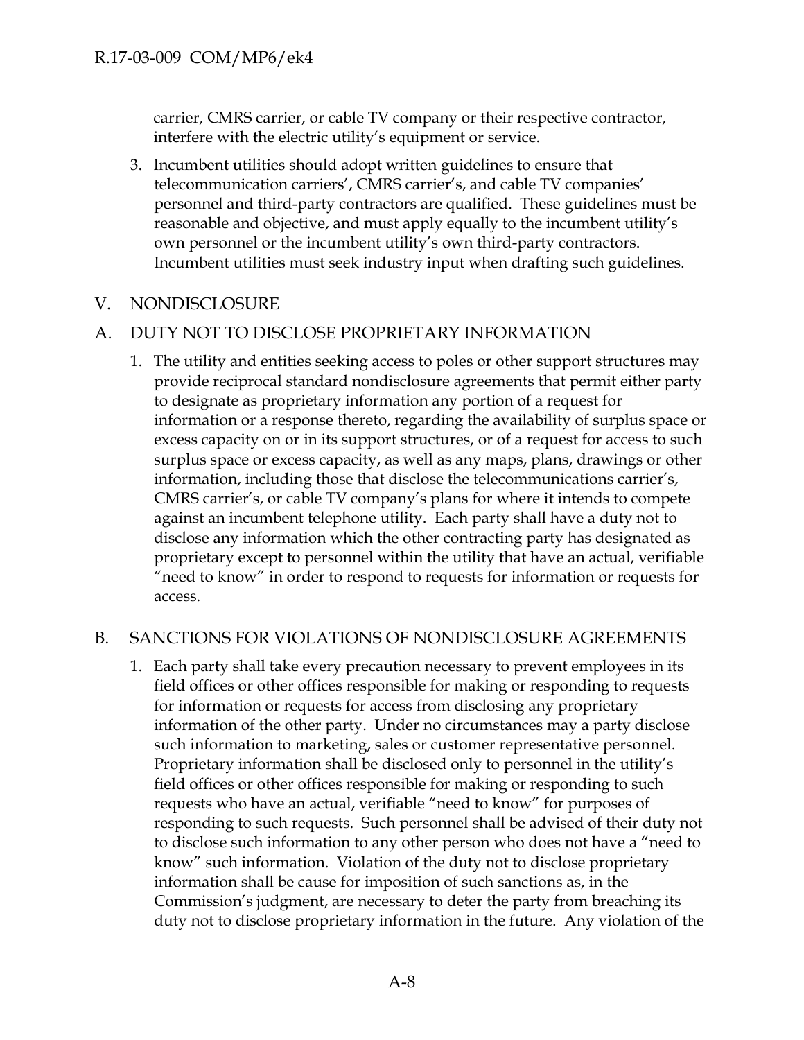carrier, CMRS carrier, or cable TV company or their respective contractor, interfere with the electric utility's equipment or service.

3. Incumbent utilities should adopt written guidelines to ensure that telecommunication carriers', CMRS carrier's, and cable TV companies' personnel and third-party contractors are qualified. These guidelines must be reasonable and objective, and must apply equally to the incumbent utility's own personnel or the incumbent utility's own third-party contractors. Incumbent utilities must seek industry input when drafting such guidelines.

## V. NONDISCLOSURE

### A. DUTY NOT TO DISCLOSE PROPRIETARY INFORMATION

1. The utility and entities seeking access to poles or other support structures may provide reciprocal standard nondisclosure agreements that permit either party to designate as proprietary information any portion of a request for information or a response thereto, regarding the availability of surplus space or excess capacity on or in its support structures, or of a request for access to such surplus space or excess capacity, as well as any maps, plans, drawings or other information, including those that disclose the telecommunications carrier's, CMRS carrier's, or cable TV company's plans for where it intends to compete against an incumbent telephone utility. Each party shall have a duty not to disclose any information which the other contracting party has designated as proprietary except to personnel within the utility that have an actual, verifiable "need to know" in order to respond to requests for information or requests for access.

### B. SANCTIONS FOR VIOLATIONS OF NONDISCLOSURE AGREEMENTS

1. Each party shall take every precaution necessary to prevent employees in its field offices or other offices responsible for making or responding to requests for information or requests for access from disclosing any proprietary information of the other party. Under no circumstances may a party disclose such information to marketing, sales or customer representative personnel. Proprietary information shall be disclosed only to personnel in the utility's field offices or other offices responsible for making or responding to such requests who have an actual, verifiable "need to know" for purposes of responding to such requests. Such personnel shall be advised of their duty not to disclose such information to any other person who does not have a "need to know" such information. Violation of the duty not to disclose proprietary information shall be cause for imposition of such sanctions as, in the Commission's judgment, are necessary to deter the party from breaching its duty not to disclose proprietary information in the future. Any violation of the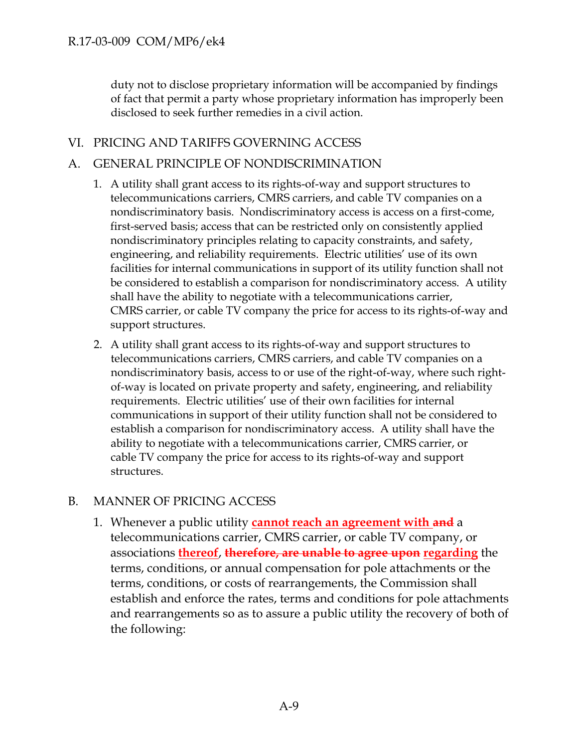duty not to disclose proprietary information will be accompanied by findings of fact that permit a party whose proprietary information has improperly been disclosed to seek further remedies in a civil action.

## VI. PRICING AND TARIFFS GOVERNING ACCESS

### A. GENERAL PRINCIPLE OF NONDISCRIMINATION

1. A utility shall grant access to its rights-of-way and support structures to telecommunications carriers, CMRS carriers, and cable TV companies on a nondiscriminatory basis. Nondiscriminatory access is access on a first-come, first-served basis; access that can be restricted only on consistently applied nondiscriminatory principles relating to capacity constraints, and safety, engineering, and reliability requirements. Electric utilities' use of its own facilities for internal communications in support of its utility function shall not be considered to establish a comparison for nondiscriminatory access. A utility shall have the ability to negotiate with a telecommunications carrier, CMRS carrier, or cable TV company the price for access to its rights-of-way and support structures.

2. A utility shall grant access to its rights-of-way and support structures to telecommunications carriers, CMRS carriers, and cable TV companies on a nondiscriminatory basis, access to or use of the right-of-way, where such right-of-way is located on private property and safety, engineering, and reliability requirements. Electric utilities' use of their own facilities for internal communications in support of their utility function shall not be considered to establish a comparison for nondiscriminatory access. A utility shall have the ability to negotiate with a telecommunications carrier, CMRS carrier, or cable TV company the price for access to its rights-of-way and support structures.

### B. MANNER OF PRICING ACCESS

1. Whenever a public utility **cannot reach an agreement with** ~~**and**~~ a telecommunications carrier, CMRS carrier, or cable TV company, or associations **thereof**, ~~**therefore, are unable to agree upon**~~ **regarding** the terms, conditions, or annual compensation for pole attachments or the terms, conditions, or costs of rearrangements, the Commission shall establish and enforce the rates, terms and conditions for pole attachments and rearrangements so as to assure a public utility the recovery of both of the following: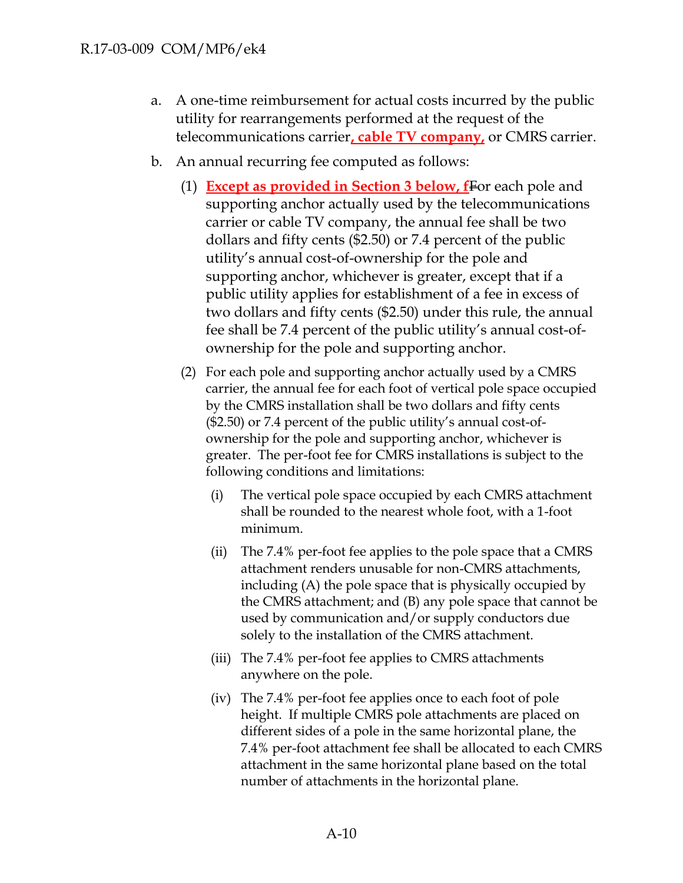a. A one-time reimbursement for actual costs incurred by the public utility for rearrangements performed at the request of the telecommunications carrier**, cable TV company,** or CMRS carrier.

b. An annual recurring fee computed as follows:

   (1) **Except as provided in Section 3 below, f**~~F~~or each pole and supporting anchor actually used by the telecommunications carrier or cable TV company, the annual fee shall be two dollars and fifty cents ($2.50) or 7.4 percent of the public utility's annual cost-of-ownership for the pole and supporting anchor, whichever is greater, except that if a public utility applies for establishment of a fee in excess of two dollars and fifty cents ($2.50) under this rule, the annual fee shall be 7.4 percent of the public utility's annual cost-of-ownership for the pole and supporting anchor.

   (2) For each pole and supporting anchor actually used by a CMRS carrier, the annual fee for each foot of vertical pole space occupied by the CMRS installation shall be two dollars and fifty cents ($2.50) or 7.4 percent of the public utility's annual cost-of-ownership for the pole and supporting anchor, whichever is greater. The per-foot fee for CMRS installations is subject to the following conditions and limitations:

      (i) The vertical pole space occupied by each CMRS attachment shall be rounded to the nearest whole foot, with a 1-foot minimum.

      (ii) The 7.4% per-foot fee applies to the pole space that a CMRS attachment renders unusable for non-CMRS attachments, including (A) the pole space that is physically occupied by the CMRS attachment; and (B) any pole space that cannot be used by communication and/or supply conductors due solely to the installation of the CMRS attachment.

      (iii) The 7.4% per-foot fee applies to CMRS attachments anywhere on the pole.

      (iv) The 7.4% per-foot fee applies once to each foot of pole height. If multiple CMRS pole attachments are placed on different sides of a pole in the same horizontal plane, the 7.4% per-foot attachment fee shall be allocated to each CMRS attachment in the same horizontal plane based on the total number of attachments in the horizontal plane.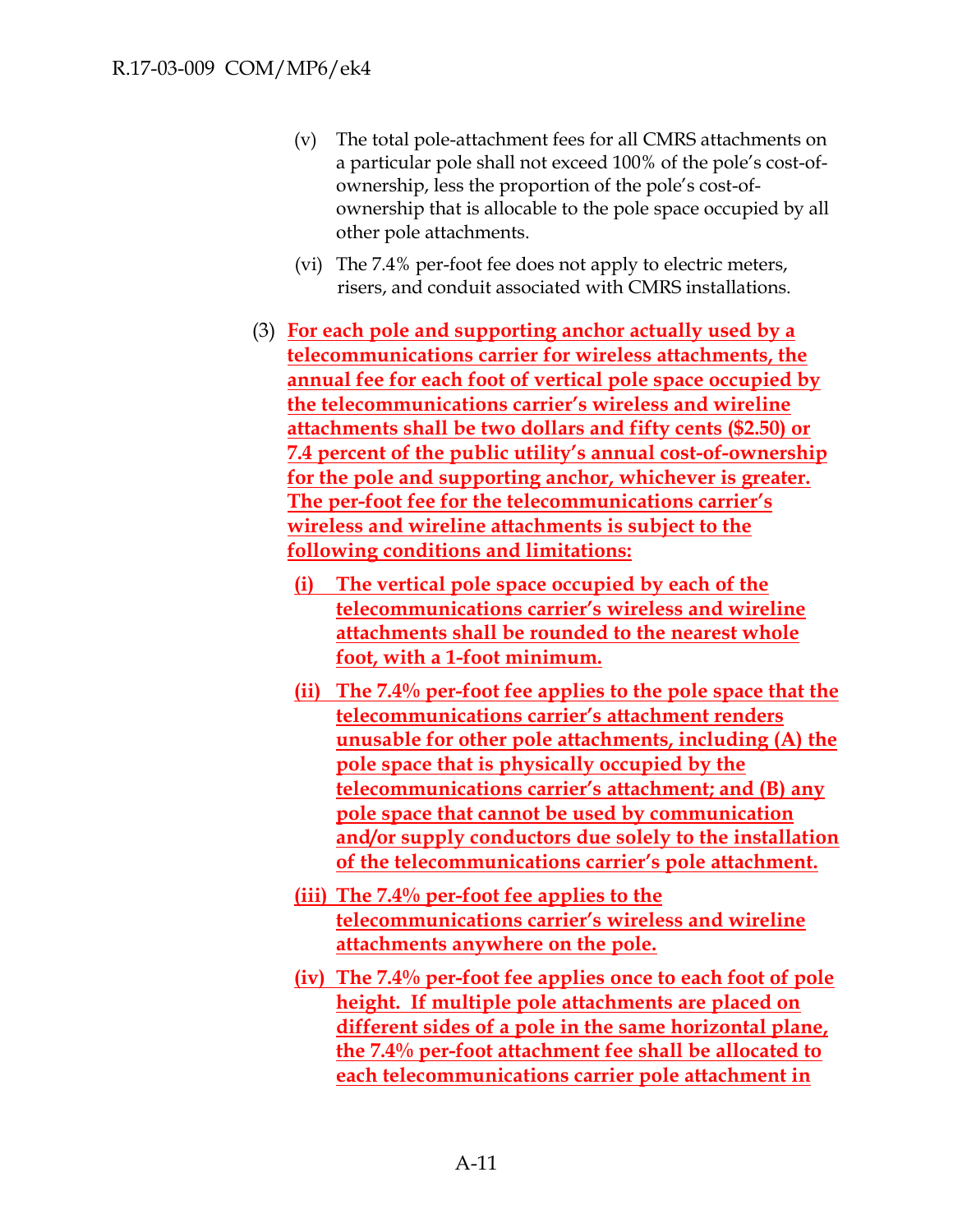(v) The total pole-attachment fees for all CMRS attachments on a particular pole shall not exceed 100% of the pole's cost-of-ownership, less the proportion of the pole's cost-of-ownership that is allocable to the pole space occupied by all other pole attachments.

(vi) The 7.4% per-foot fee does not apply to electric meters, risers, and conduit associated with CMRS installations.

(3) **For each pole and supporting anchor actually used by a telecommunications carrier for wireless attachments, the annual fee for each foot of vertical pole space occupied by the telecommunications carrier's wireless and wireline attachments shall be two dollars and fifty cents ($2.50) or 7.4 percent of the public utility's annual cost-of-ownership for the pole and supporting anchor, whichever is greater. The per-foot fee for the telecommunications carrier's wireless and wireline attachments is subject to the following conditions and limitations:**

**(i) The vertical pole space occupied by each of the telecommunications carrier's wireless and wireline attachments shall be rounded to the nearest whole foot, with a 1-foot minimum.**

**(ii) The 7.4% per-foot fee applies to the pole space that the telecommunications carrier's attachment renders unusable for other pole attachments, including (A) the pole space that is physically occupied by the telecommunications carrier's attachment; and (B) any pole space that cannot be used by communication and/or supply conductors due solely to the installation of the telecommunications carrier's pole attachment.**

**(iii) The 7.4% per-foot fee applies to the telecommunications carrier's wireless and wireline attachments anywhere on the pole.**

**(iv) The 7.4% per-foot fee applies once to each foot of pole height. If multiple pole attachments are placed on different sides of a pole in the same horizontal plane, the 7.4% per-foot attachment fee shall be allocated to each telecommunications carrier pole attachment in**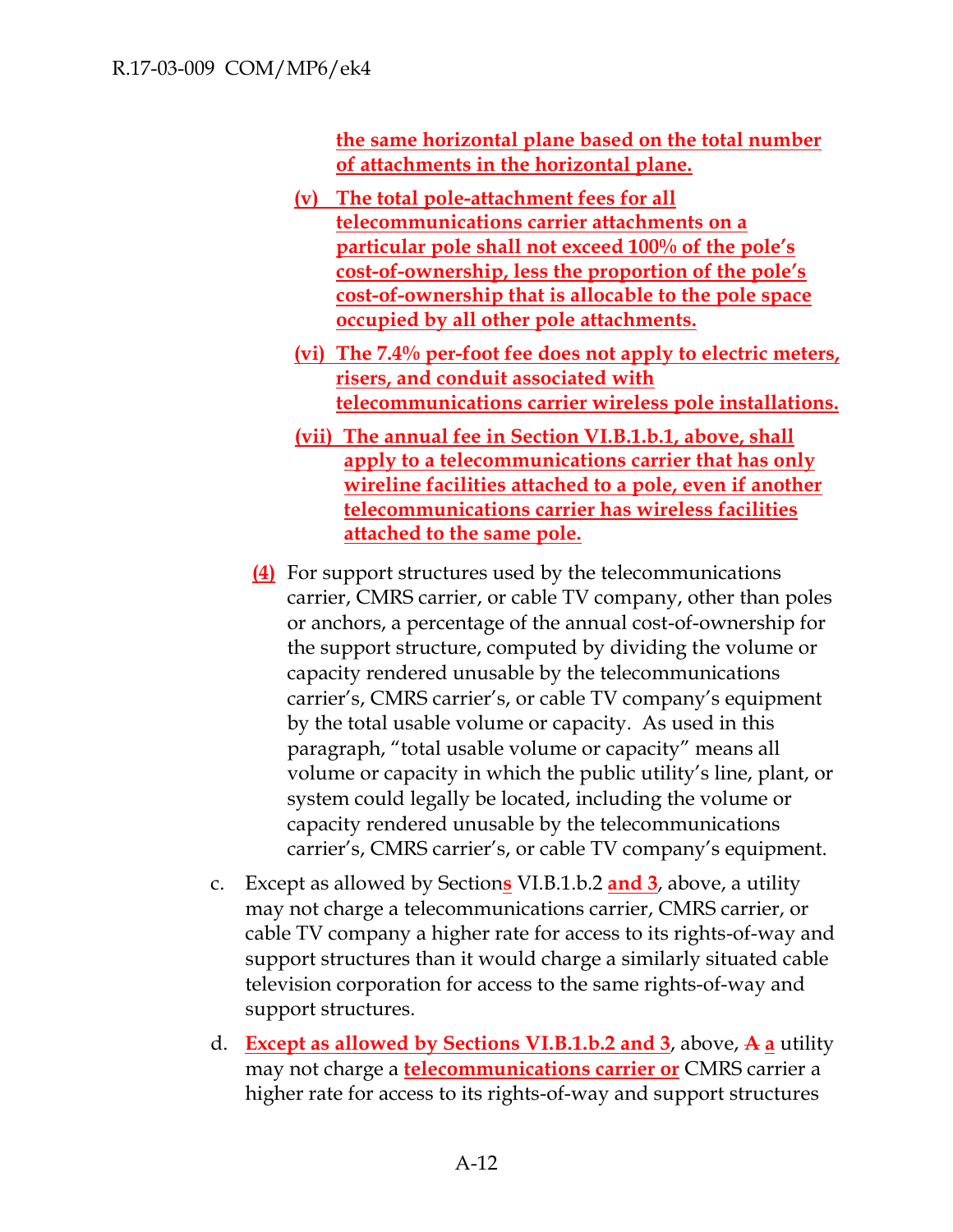**the same horizontal plane based on the total number of attachments in the horizontal plane.**

**(v) The total pole-attachment fees for all telecommunications carrier attachments on a particular pole shall not exceed 100% of the pole's cost-of-ownership, less the proportion of the pole's cost-of-ownership that is allocable to the pole space occupied by all other pole attachments.**

**(vi) The 7.4% per-foot fee does not apply to electric meters, risers, and conduit associated with telecommunications carrier wireless pole installations.**

**(vii) The annual fee in Section VI.B.1.b.1, above, shall apply to a telecommunications carrier that has only wireline facilities attached to a pole, even if another telecommunications carrier has wireless facilities attached to the same pole.**

**(4)** For support structures used by the telecommunications carrier, CMRS carrier, or cable TV company, other than poles or anchors, a percentage of the annual cost-of-ownership for the support structure, computed by dividing the volume or capacity rendered unusable by the telecommunications carrier's, CMRS carrier's, or cable TV company's equipment by the total usable volume or capacity. As used in this paragraph, "total usable volume or capacity" means all volume or capacity in which the public utility's line, plant, or system could legally be located, including the volume or capacity rendered unusable by the telecommunications carrier's, CMRS carrier's, or cable TV company's equipment.

c. Except as allowed by Section**s** VI.B.1.b.2 **and 3**, above, a utility may not charge a telecommunications carrier, CMRS carrier, or cable TV company a higher rate for access to its rights-of-way and support structures than it would charge a similarly situated cable television corporation for access to the same rights-of-way and support structures.

d. **Except as allowed by Sections VI.B.1.b.2 and 3**, above, ~~A~~ **a** utility may not charge a **telecommunications carrier or** CMRS carrier a higher rate for access to its rights-of-way and support structures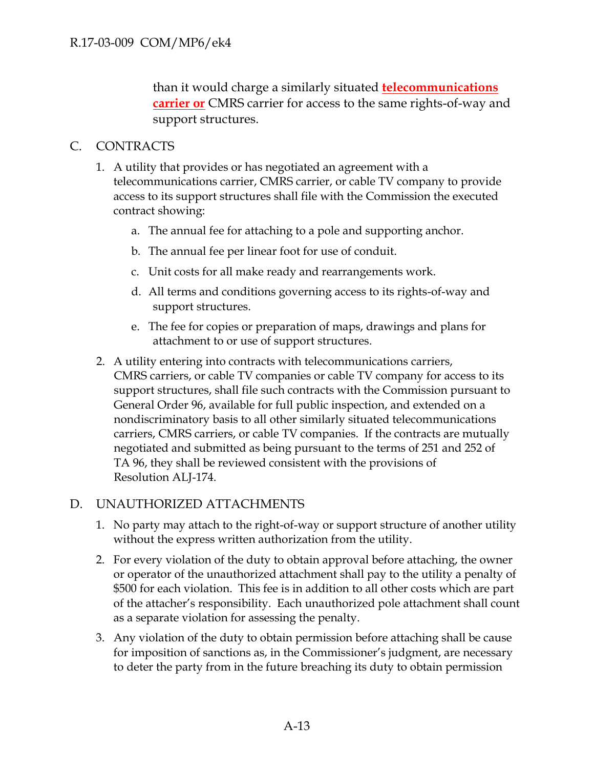than it would charge a similarly situated **telecommunications carrier or** CMRS carrier for access to the same rights-of-way and support structures.

C. CONTRACTS

1. A utility that provides or has negotiated an agreement with a telecommunications carrier, CMRS carrier, or cable TV company to provide access to its support structures shall file with the Commission the executed contract showing:

    a. The annual fee for attaching to a pole and supporting anchor.

    b. The annual fee per linear foot for use of conduit.

    c. Unit costs for all make ready and rearrangements work.

    d. All terms and conditions governing access to its rights-of-way and support structures.

    e. The fee for copies or preparation of maps, drawings and plans for attachment to or use of support structures.

2. A utility entering into contracts with telecommunications carriers, CMRS carriers, or cable TV companies or cable TV company for access to its support structures, shall file such contracts with the Commission pursuant to General Order 96, available for full public inspection, and extended on a nondiscriminatory basis to all other similarly situated telecommunications carriers, CMRS carriers, or cable TV companies. If the contracts are mutually negotiated and submitted as being pursuant to the terms of 251 and 252 of TA 96, they shall be reviewed consistent with the provisions of Resolution ALJ-174.

D. UNAUTHORIZED ATTACHMENTS

1. No party may attach to the right-of-way or support structure of another utility without the express written authorization from the utility.

2. For every violation of the duty to obtain approval before attaching, the owner or operator of the unauthorized attachment shall pay to the utility a penalty of $500 for each violation. This fee is in addition to all other costs which are part of the attacher's responsibility. Each unauthorized pole attachment shall count as a separate violation for assessing the penalty.

3. Any violation of the duty to obtain permission before attaching shall be cause for imposition of sanctions as, in the Commissioner's judgment, are necessary to deter the party from in the future breaching its duty to obtain permission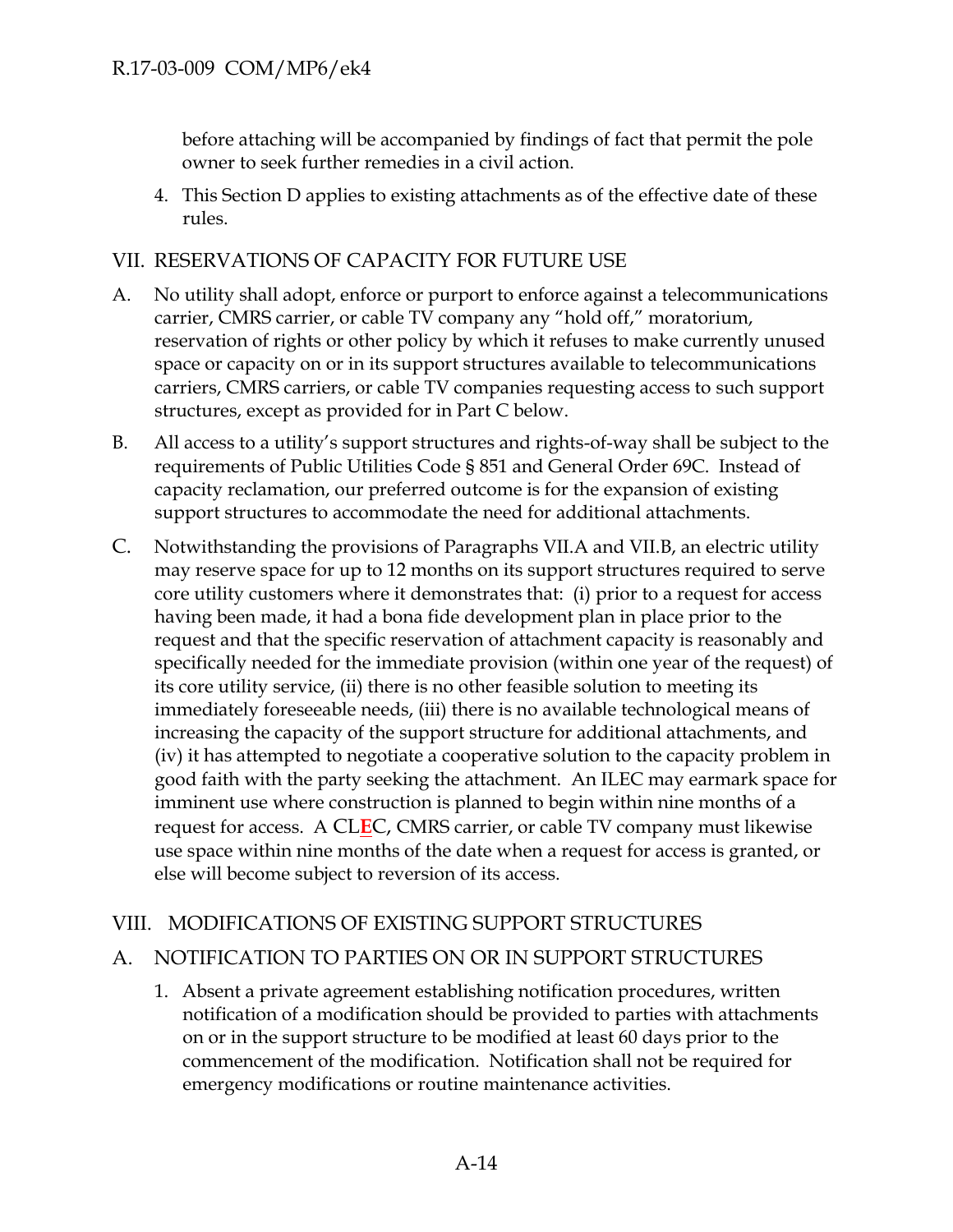before attaching will be accompanied by findings of fact that permit the pole owner to seek further remedies in a civil action.

4. This Section D applies to existing attachments as of the effective date of these rules.

## VII. RESERVATIONS OF CAPACITY FOR FUTURE USE

A. No utility shall adopt, enforce or purport to enforce against a telecommunications carrier, CMRS carrier, or cable TV company any "hold off," moratorium, reservation of rights or other policy by which it refuses to make currently unused space or capacity on or in its support structures available to telecommunications carriers, CMRS carriers, or cable TV companies requesting access to such support structures, except as provided for in Part C below.

B. All access to a utility's support structures and rights-of-way shall be subject to the requirements of Public Utilities Code § 851 and General Order 69C. Instead of capacity reclamation, our preferred outcome is for the expansion of existing support structures to accommodate the need for additional attachments.

C. Notwithstanding the provisions of Paragraphs VII.A and VII.B, an electric utility may reserve space for up to 12 months on its support structures required to serve core utility customers where it demonstrates that: (i) prior to a request for access having been made, it had a bona fide development plan in place prior to the request and that the specific reservation of attachment capacity is reasonably and specifically needed for the immediate provision (within one year of the request) of its core utility service, (ii) there is no other feasible solution to meeting its immediately foreseeable needs, (iii) there is no available technological means of increasing the capacity of the support structure for additional attachments, and (iv) it has attempted to negotiate a cooperative solution to the capacity problem in good faith with the party seeking the attachment. An ILEC may earmark space for imminent use where construction is planned to begin within nine months of a request for access. A CLEC, CMRS carrier, or cable TV company must likewise use space within nine months of the date when a request for access is granted, or else will become subject to reversion of its access.

## VIII. MODIFICATIONS OF EXISTING SUPPORT STRUCTURES

### A. NOTIFICATION TO PARTIES ON OR IN SUPPORT STRUCTURES

1. Absent a private agreement establishing notification procedures, written notification of a modification should be provided to parties with attachments on or in the support structure to be modified at least 60 days prior to the commencement of the modification. Notification shall not be required for emergency modifications or routine maintenance activities.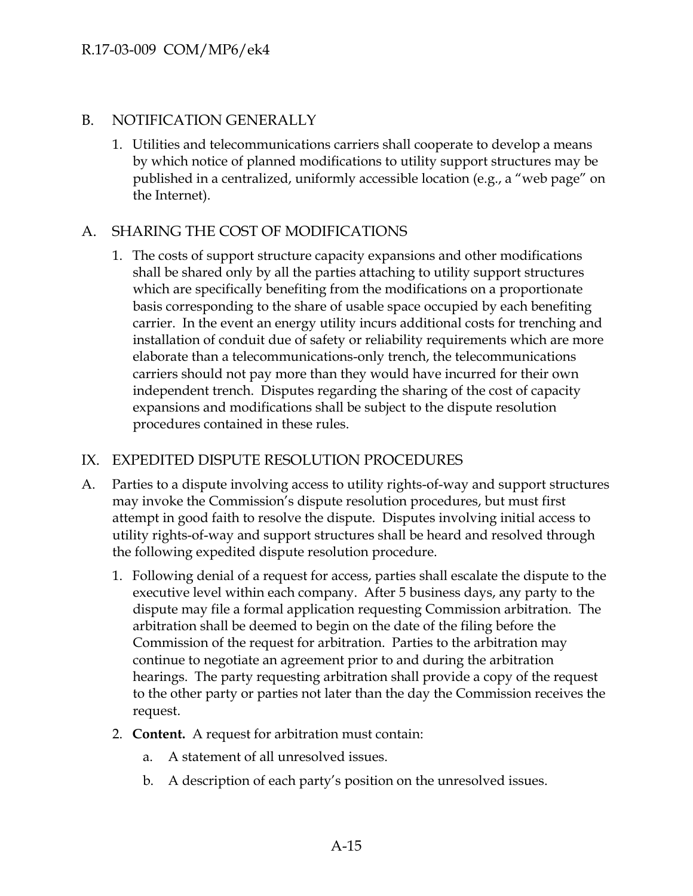## B. NOTIFICATION GENERALLY

1. Utilities and telecommunications carriers shall cooperate to develop a means by which notice of planned modifications to utility support structures may be published in a centralized, uniformly accessible location (e.g., a "web page" on the Internet).

## A. SHARING THE COST OF MODIFICATIONS

1. The costs of support structure capacity expansions and other modifications shall be shared only by all the parties attaching to utility support structures which are specifically benefiting from the modifications on a proportionate basis corresponding to the share of usable space occupied by each benefiting carrier. In the event an energy utility incurs additional costs for trenching and installation of conduit due of safety or reliability requirements which are more elaborate than a telecommunications-only trench, the telecommunications carriers should not pay more than they would have incurred for their own independent trench. Disputes regarding the sharing of the cost of capacity expansions and modifications shall be subject to the dispute resolution procedures contained in these rules.

## IX. EXPEDITED DISPUTE RESOLUTION PROCEDURES

A. Parties to a dispute involving access to utility rights-of-way and support structures may invoke the Commission's dispute resolution procedures, but must first attempt in good faith to resolve the dispute. Disputes involving initial access to utility rights-of-way and support structures shall be heard and resolved through the following expedited dispute resolution procedure.

1. Following denial of a request for access, parties shall escalate the dispute to the executive level within each company. After 5 business days, any party to the dispute may file a formal application requesting Commission arbitration. The arbitration shall be deemed to begin on the date of the filing before the Commission of the request for arbitration. Parties to the arbitration may continue to negotiate an agreement prior to and during the arbitration hearings. The party requesting arbitration shall provide a copy of the request to the other party or parties not later than the day the Commission receives the request.
2. **Content.** A request for arbitration must contain:
   a. A statement of all unresolved issues.
   b. A description of each party's position on the unresolved issues.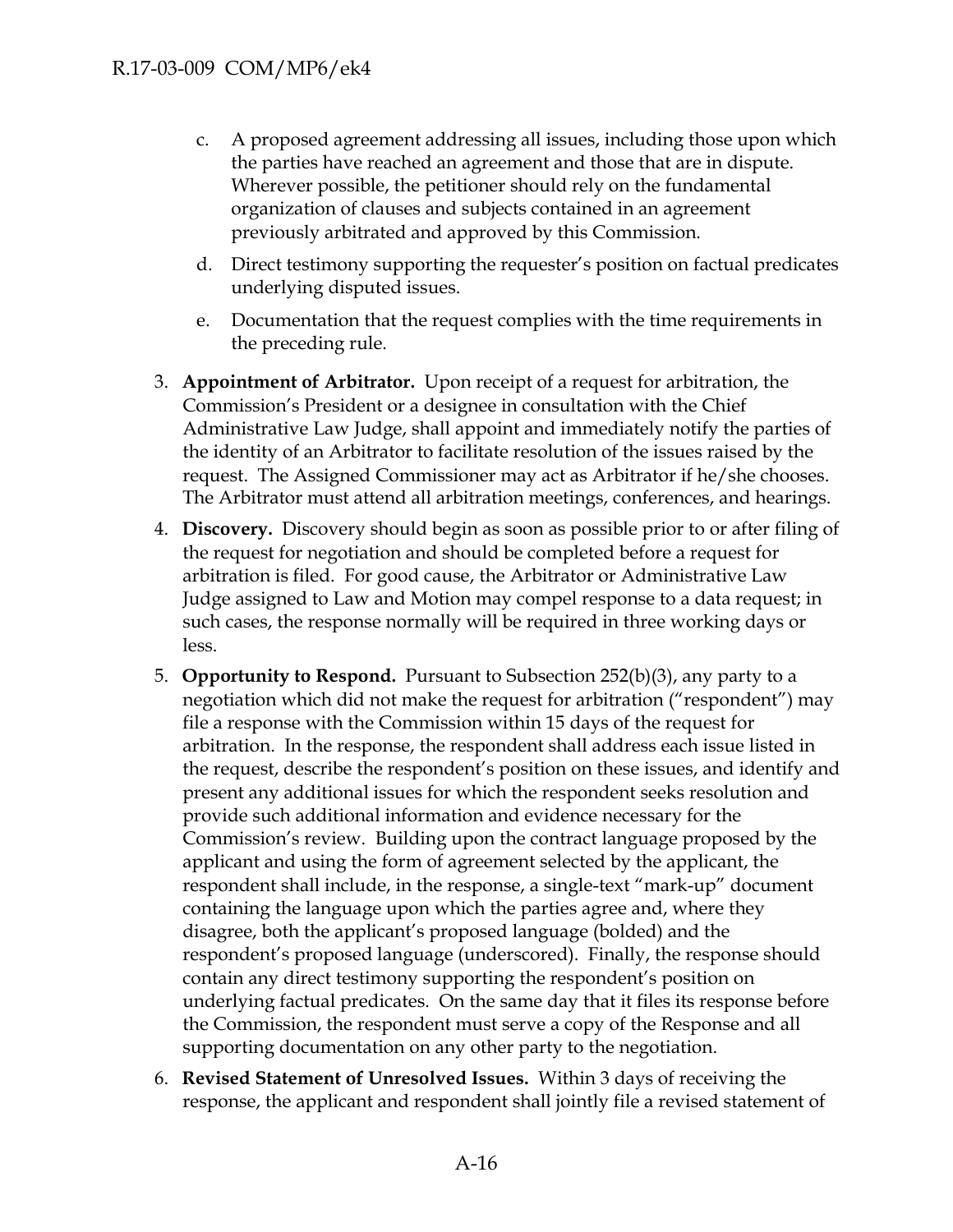c. A proposed agreement addressing all issues, including those upon which the parties have reached an agreement and those that are in dispute. Wherever possible, the petitioner should rely on the fundamental organization of clauses and subjects contained in an agreement previously arbitrated and approved by this Commission.

   d. Direct testimony supporting the requester's position on factual predicates underlying disputed issues.

   e. Documentation that the request complies with the time requirements in the preceding rule.

3. **Appointment of Arbitrator.** Upon receipt of a request for arbitration, the Commission's President or a designee in consultation with the Chief Administrative Law Judge, shall appoint and immediately notify the parties of the identity of an Arbitrator to facilitate resolution of the issues raised by the request. The Assigned Commissioner may act as Arbitrator if he/she chooses. The Arbitrator must attend all arbitration meetings, conferences, and hearings.

4. **Discovery.** Discovery should begin as soon as possible prior to or after filing of the request for negotiation and should be completed before a request for arbitration is filed. For good cause, the Arbitrator or Administrative Law Judge assigned to Law and Motion may compel response to a data request; in such cases, the response normally will be required in three working days or less.

5. **Opportunity to Respond.** Pursuant to Subsection 252(b)(3), any party to a negotiation which did not make the request for arbitration ("respondent") may file a response with the Commission within 15 days of the request for arbitration. In the response, the respondent shall address each issue listed in the request, describe the respondent's position on these issues, and identify and present any additional issues for which the respondent seeks resolution and provide such additional information and evidence necessary for the Commission's review. Building upon the contract language proposed by the applicant and using the form of agreement selected by the applicant, the respondent shall include, in the response, a single-text "mark-up" document containing the language upon which the parties agree and, where they disagree, both the applicant's proposed language (bolded) and the respondent's proposed language (underscored). Finally, the response should contain any direct testimony supporting the respondent's position on underlying factual predicates. On the same day that it files its response before the Commission, the respondent must serve a copy of the Response and all supporting documentation on any other party to the negotiation.

6. **Revised Statement of Unresolved Issues.** Within 3 days of receiving the response, the applicant and respondent shall jointly file a revised statement of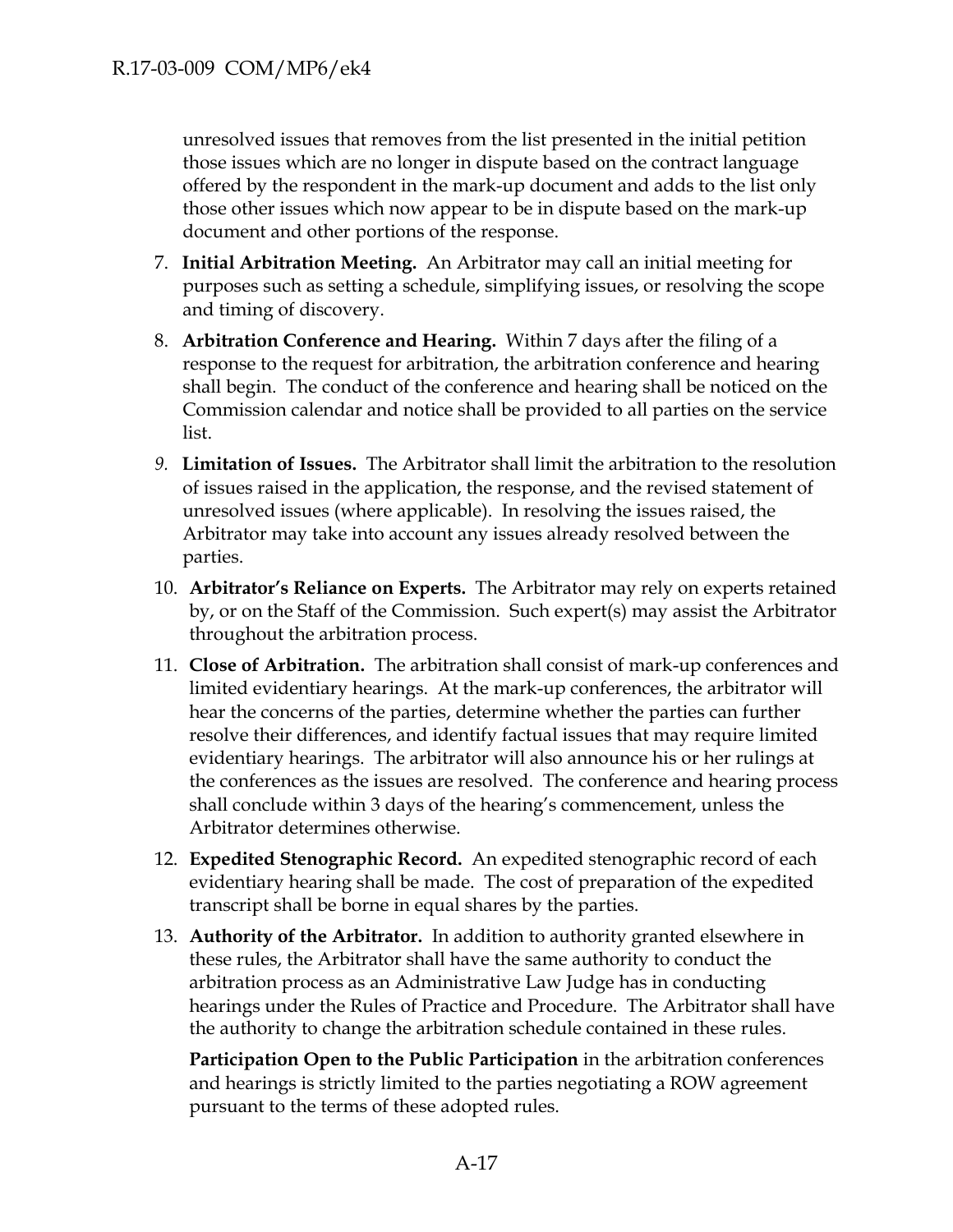unresolved issues that removes from the list presented in the initial petition those issues which are no longer in dispute based on the contract language offered by the respondent in the mark-up document and adds to the list only those other issues which now appear to be in dispute based on the mark-up document and other portions of the response.

7. **Initial Arbitration Meeting.** An Arbitrator may call an initial meeting for purposes such as setting a schedule, simplifying issues, or resolving the scope and timing of discovery.

8. **Arbitration Conference and Hearing.** Within 7 days after the filing of a response to the request for arbitration, the arbitration conference and hearing shall begin. The conduct of the conference and hearing shall be noticed on the Commission calendar and notice shall be provided to all parties on the service list.

9. **Limitation of Issues.** The Arbitrator shall limit the arbitration to the resolution of issues raised in the application, the response, and the revised statement of unresolved issues (where applicable). In resolving the issues raised, the Arbitrator may take into account any issues already resolved between the parties.

10. **Arbitrator's Reliance on Experts.** The Arbitrator may rely on experts retained by, or on the Staff of the Commission. Such expert(s) may assist the Arbitrator throughout the arbitration process.

11. **Close of Arbitration.** The arbitration shall consist of mark-up conferences and limited evidentiary hearings. At the mark-up conferences, the arbitrator will hear the concerns of the parties, determine whether the parties can further resolve their differences, and identify factual issues that may require limited evidentiary hearings. The arbitrator will also announce his or her rulings at the conferences as the issues are resolved. The conference and hearing process shall conclude within 3 days of the hearing's commencement, unless the Arbitrator determines otherwise.

12. **Expedited Stenographic Record.** An expedited stenographic record of each evidentiary hearing shall be made. The cost of preparation of the expedited transcript shall be borne in equal shares by the parties.

13. **Authority of the Arbitrator.** In addition to authority granted elsewhere in these rules, the Arbitrator shall have the same authority to conduct the arbitration process as an Administrative Law Judge has in conducting hearings under the Rules of Practice and Procedure. The Arbitrator shall have the authority to change the arbitration schedule contained in these rules.

    **Participation Open to the Public Participation** in the arbitration conferences and hearings is strictly limited to the parties negotiating a ROW agreement pursuant to the terms of these adopted rules.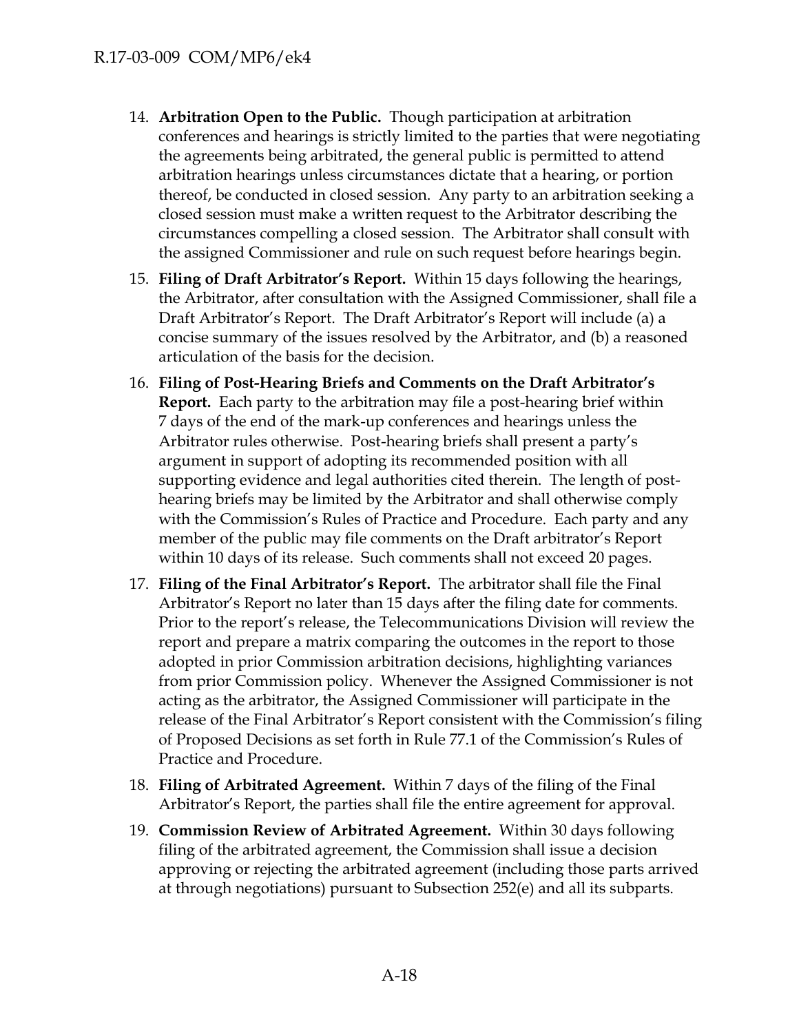14. **Arbitration Open to the Public.** Though participation at arbitration conferences and hearings is strictly limited to the parties that were negotiating the agreements being arbitrated, the general public is permitted to attend arbitration hearings unless circumstances dictate that a hearing, or portion thereof, be conducted in closed session. Any party to an arbitration seeking a closed session must make a written request to the Arbitrator describing the circumstances compelling a closed session. The Arbitrator shall consult with the assigned Commissioner and rule on such request before hearings begin.

15. **Filing of Draft Arbitrator's Report.** Within 15 days following the hearings, the Arbitrator, after consultation with the Assigned Commissioner, shall file a Draft Arbitrator's Report. The Draft Arbitrator's Report will include (a) a concise summary of the issues resolved by the Arbitrator, and (b) a reasoned articulation of the basis for the decision.

16. **Filing of Post-Hearing Briefs and Comments on the Draft Arbitrator's Report.** Each party to the arbitration may file a post-hearing brief within 7 days of the end of the mark-up conferences and hearings unless the Arbitrator rules otherwise. Post-hearing briefs shall present a party's argument in support of adopting its recommended position with all supporting evidence and legal authorities cited therein. The length of post-hearing briefs may be limited by the Arbitrator and shall otherwise comply with the Commission's Rules of Practice and Procedure. Each party and any member of the public may file comments on the Draft arbitrator's Report within 10 days of its release. Such comments shall not exceed 20 pages.

17. **Filing of the Final Arbitrator's Report.** The arbitrator shall file the Final Arbitrator's Report no later than 15 days after the filing date for comments. Prior to the report's release, the Telecommunications Division will review the report and prepare a matrix comparing the outcomes in the report to those adopted in prior Commission arbitration decisions, highlighting variances from prior Commission policy. Whenever the Assigned Commissioner is not acting as the arbitrator, the Assigned Commissioner will participate in the release of the Final Arbitrator's Report consistent with the Commission's filing of Proposed Decisions as set forth in Rule 77.1 of the Commission's Rules of Practice and Procedure.

18. **Filing of Arbitrated Agreement.** Within 7 days of the filing of the Final Arbitrator's Report, the parties shall file the entire agreement for approval.

19. **Commission Review of Arbitrated Agreement.** Within 30 days following filing of the arbitrated agreement, the Commission shall issue a decision approving or rejecting the arbitrated agreement (including those parts arrived at through negotiations) pursuant to Subsection 252(e) and all its subparts.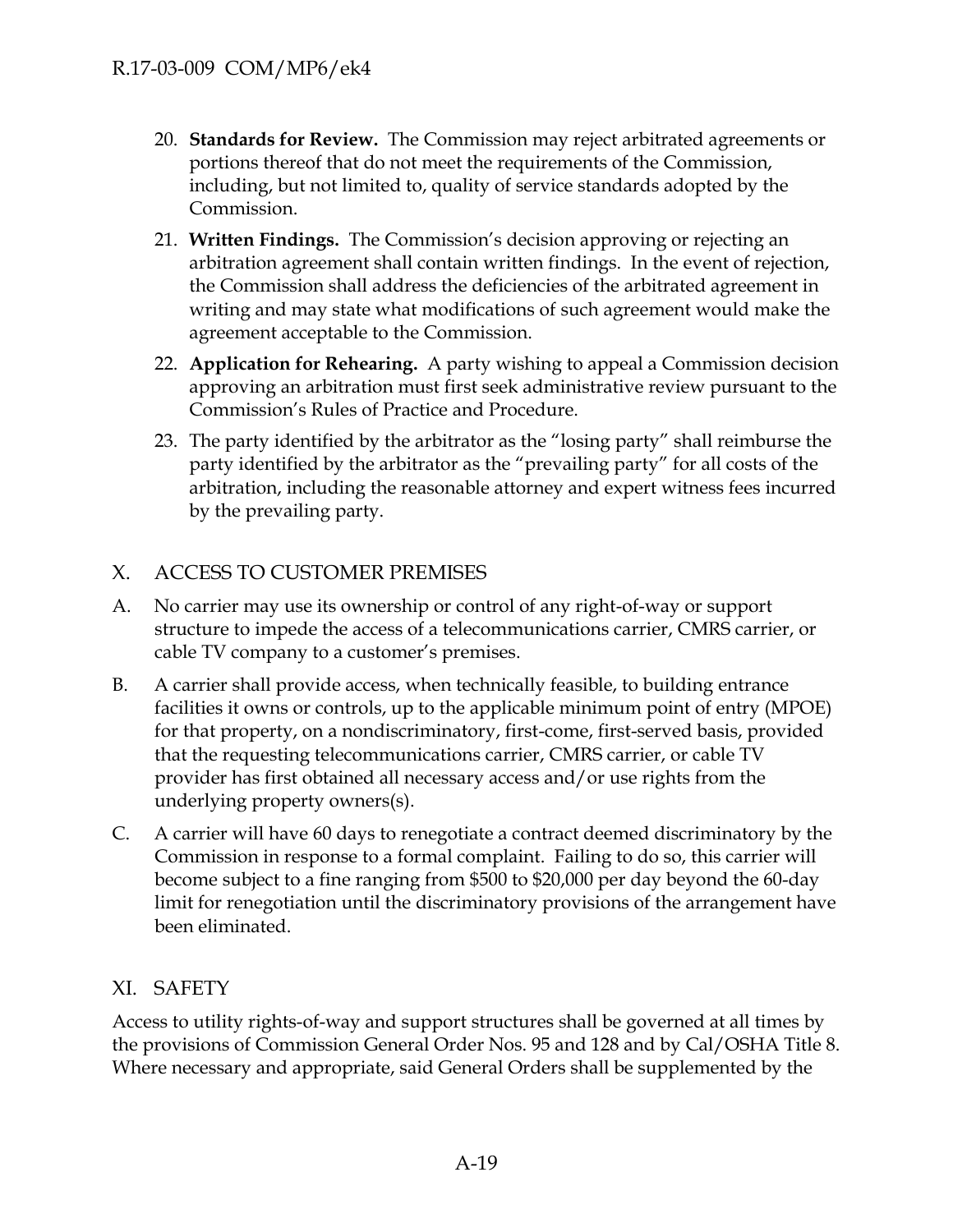20. **Standards for Review.** The Commission may reject arbitrated agreements or portions thereof that do not meet the requirements of the Commission, including, but not limited to, quality of service standards adopted by the Commission.
21. **Written Findings.** The Commission's decision approving or rejecting an arbitration agreement shall contain written findings. In the event of rejection, the Commission shall address the deficiencies of the arbitrated agreement in writing and may state what modifications of such agreement would make the agreement acceptable to the Commission.
22. **Application for Rehearing.** A party wishing to appeal a Commission decision approving an arbitration must first seek administrative review pursuant to the Commission's Rules of Practice and Procedure.
23. The party identified by the arbitrator as the "losing party" shall reimburse the party identified by the arbitrator as the "prevailing party" for all costs of the arbitration, including the reasonable attorney and expert witness fees incurred by the prevailing party.

## X. ACCESS TO CUSTOMER PREMISES

A. No carrier may use its ownership or control of any right-of-way or support structure to impede the access of a telecommunications carrier, CMRS carrier, or cable TV company to a customer's premises.

B. A carrier shall provide access, when technically feasible, to building entrance facilities it owns or controls, up to the applicable minimum point of entry (MPOE) for that property, on a nondiscriminatory, first-come, first-served basis, provided that the requesting telecommunications carrier, CMRS carrier, or cable TV provider has first obtained all necessary access and/or use rights from the underlying property owners(s).

C. A carrier will have 60 days to renegotiate a contract deemed discriminatory by the Commission in response to a formal complaint. Failing to do so, this carrier will become subject to a fine ranging from $500 to $20,000 per day beyond the 60-day limit for renegotiation until the discriminatory provisions of the arrangement have been eliminated.

## XI. SAFETY

Access to utility rights-of-way and support structures shall be governed at all times by the provisions of Commission General Order Nos. 95 and 128 and by Cal/OSHA Title 8. Where necessary and appropriate, said General Orders shall be supplemented by the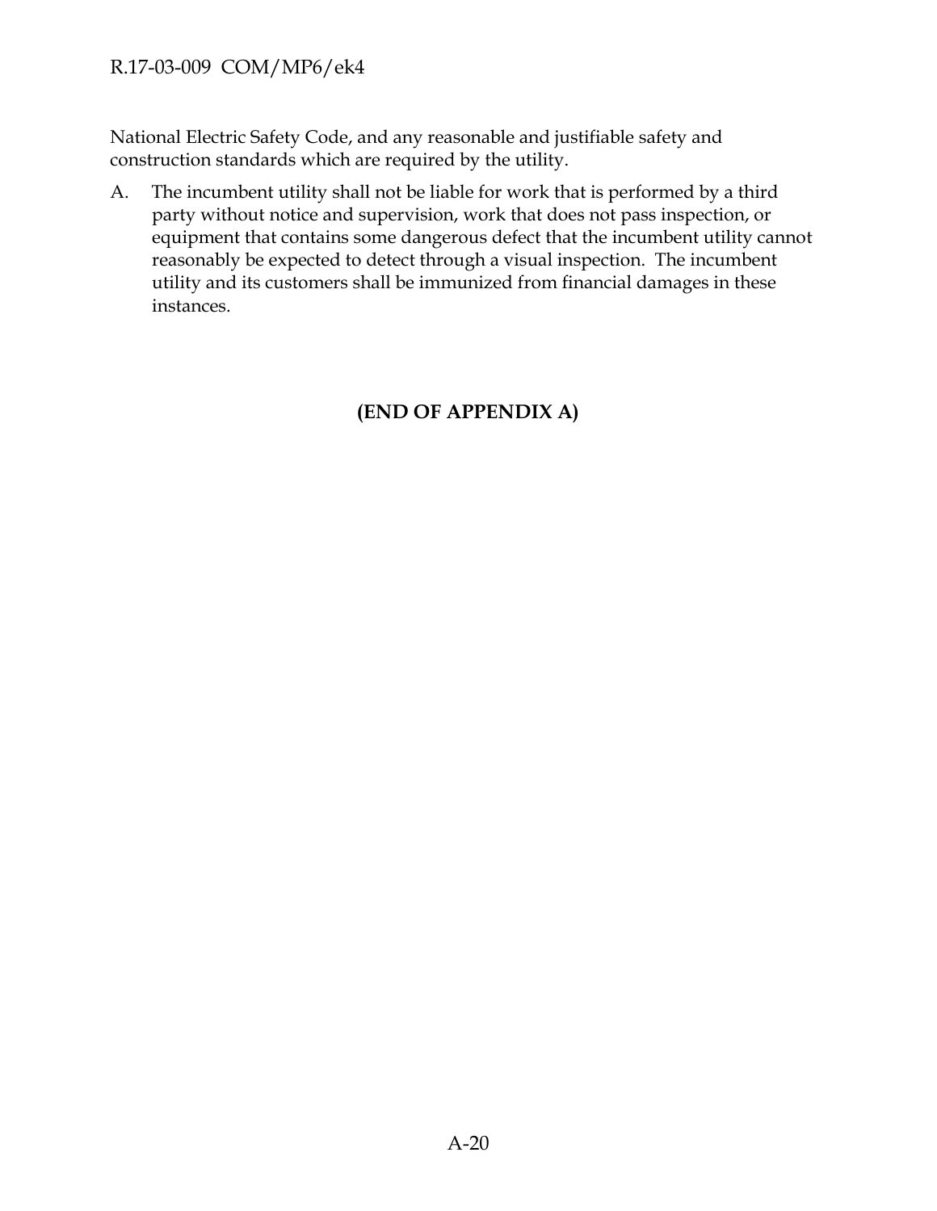National Electric Safety Code, and any reasonable and justifiable safety and construction standards which are required by the utility.

A. The incumbent utility shall not be liable for work that is performed by a third party without notice and supervision, work that does not pass inspection, or equipment that contains some dangerous defect that the incumbent utility cannot reasonably be expected to detect through a visual inspection. The incumbent utility and its customers shall be immunized from financial damages in these instances.

**(END OF APPENDIX A)**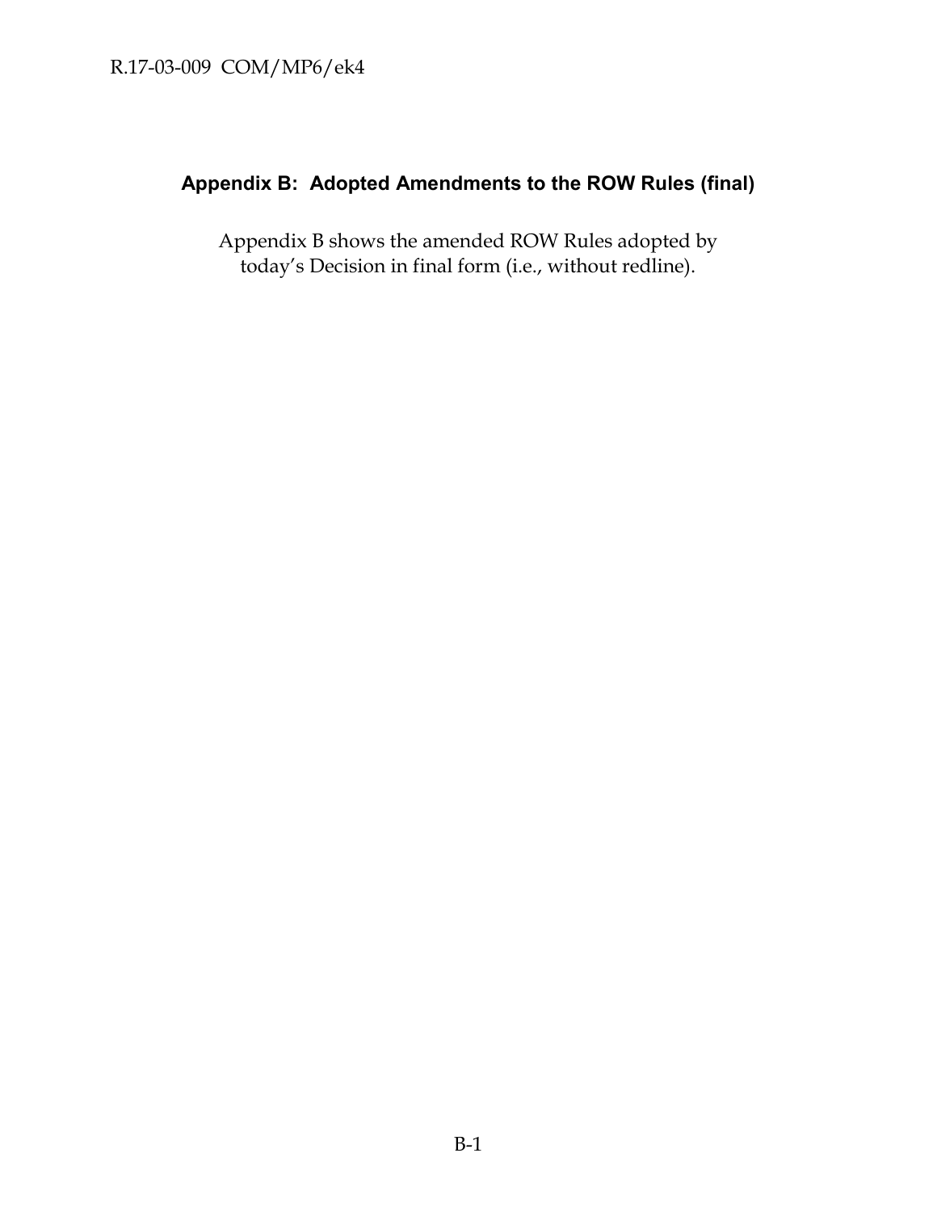## Appendix B: Adopted Amendments to the ROW Rules (final)

Appendix B shows the amended ROW Rules adopted by today's Decision in final form (i.e., without redline).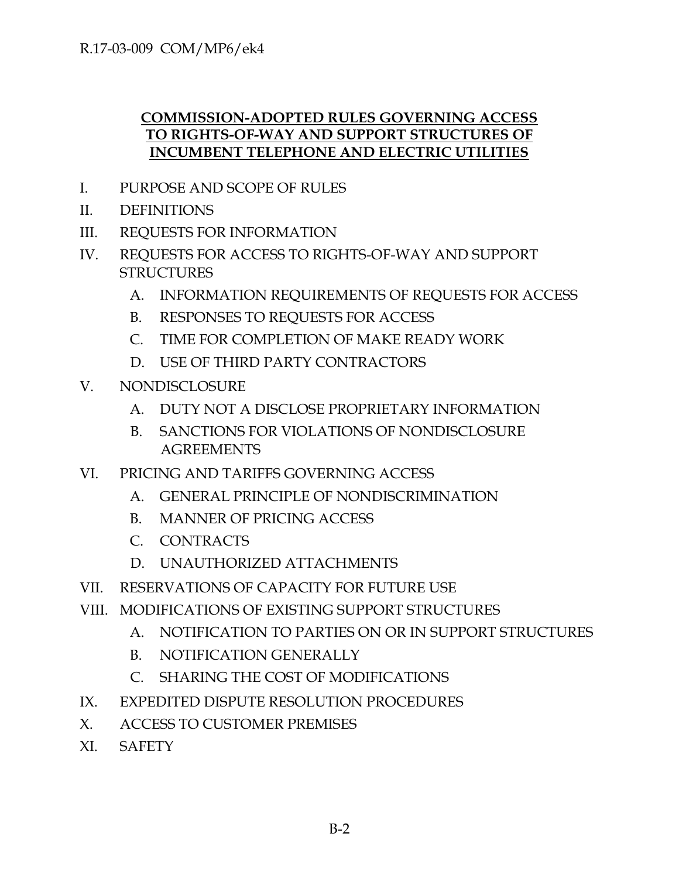**COMMISSION-ADOPTED RULES GOVERNING ACCESS TO RIGHTS-OF-WAY AND SUPPORT STRUCTURES OF INCUMBENT TELEPHONE AND ELECTRIC UTILITIES**

I. PURPOSE AND SCOPE OF RULES

II. DEFINITIONS

III. REQUESTS FOR INFORMATION

IV. REQUESTS FOR ACCESS TO RIGHTS-OF-WAY AND SUPPORT STRUCTURES

  A. INFORMATION REQUIREMENTS OF REQUESTS FOR ACCESS

  B. RESPONSES TO REQUESTS FOR ACCESS

  C. TIME FOR COMPLETION OF MAKE READY WORK

  D. USE OF THIRD PARTY CONTRACTORS

V. NONDISCLOSURE

  A. DUTY NOT A DISCLOSE PROPRIETARY INFORMATION

  B. SANCTIONS FOR VIOLATIONS OF NONDISCLOSURE AGREEMENTS

VI. PRICING AND TARIFFS GOVERNING ACCESS

  A. GENERAL PRINCIPLE OF NONDISCRIMINATION

  B. MANNER OF PRICING ACCESS

  C. CONTRACTS

  D. UNAUTHORIZED ATTACHMENTS

VII. RESERVATIONS OF CAPACITY FOR FUTURE USE

VIII. MODIFICATIONS OF EXISTING SUPPORT STRUCTURES

  A. NOTIFICATION TO PARTIES ON OR IN SUPPORT STRUCTURES

  B. NOTIFICATION GENERALLY

  C. SHARING THE COST OF MODIFICATIONS

IX. EXPEDITED DISPUTE RESOLUTION PROCEDURES

X. ACCESS TO CUSTOMER PREMISES

XI. SAFETY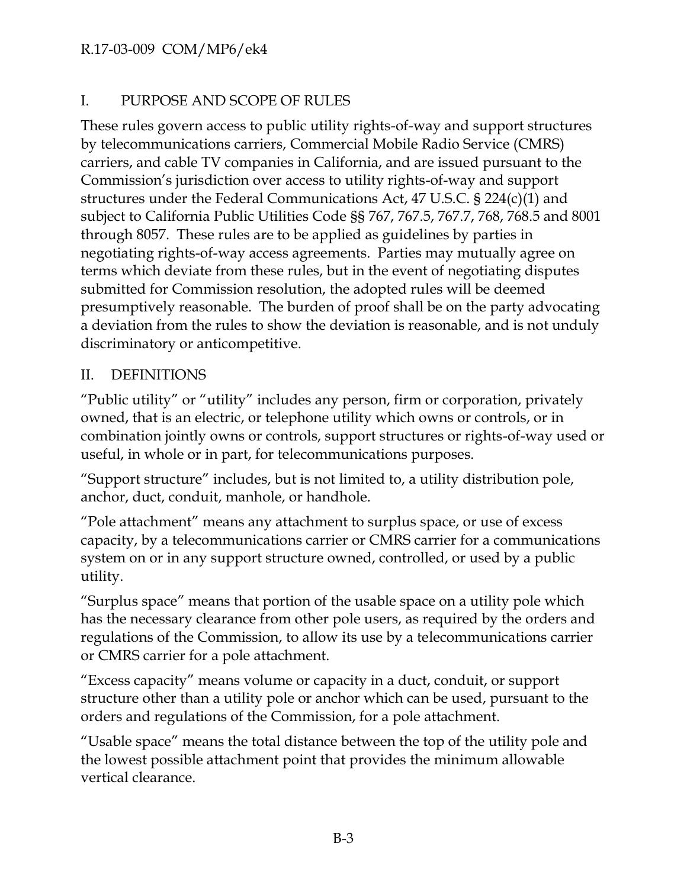## I. PURPOSE AND SCOPE OF RULES

These rules govern access to public utility rights-of-way and support structures by telecommunications carriers, Commercial Mobile Radio Service (CMRS) carriers, and cable TV companies in California, and are issued pursuant to the Commission's jurisdiction over access to utility rights-of-way and support structures under the Federal Communications Act, 47 U.S.C. § 224(c)(1) and subject to California Public Utilities Code §§ 767, 767.5, 767.7, 768, 768.5 and 8001 through 8057. These rules are to be applied as guidelines by parties in negotiating rights-of-way access agreements. Parties may mutually agree on terms which deviate from these rules, but in the event of negotiating disputes submitted for Commission resolution, the adopted rules will be deemed presumptively reasonable. The burden of proof shall be on the party advocating a deviation from the rules to show the deviation is reasonable, and is not unduly discriminatory or anticompetitive.

## II. DEFINITIONS

"Public utility" or "utility" includes any person, firm or corporation, privately owned, that is an electric, or telephone utility which owns or controls, or in combination jointly owns or controls, support structures or rights-of-way used or useful, in whole or in part, for telecommunications purposes.

"Support structure" includes, but is not limited to, a utility distribution pole, anchor, duct, conduit, manhole, or handhole.

"Pole attachment" means any attachment to surplus space, or use of excess capacity, by a telecommunications carrier or CMRS carrier for a communications system on or in any support structure owned, controlled, or used by a public utility.

"Surplus space" means that portion of the usable space on a utility pole which has the necessary clearance from other pole users, as required by the orders and regulations of the Commission, to allow its use by a telecommunications carrier or CMRS carrier for a pole attachment.

"Excess capacity" means volume or capacity in a duct, conduit, or support structure other than a utility pole or anchor which can be used, pursuant to the orders and regulations of the Commission, for a pole attachment.

"Usable space" means the total distance between the top of the utility pole and the lowest possible attachment point that provides the minimum allowable vertical clearance.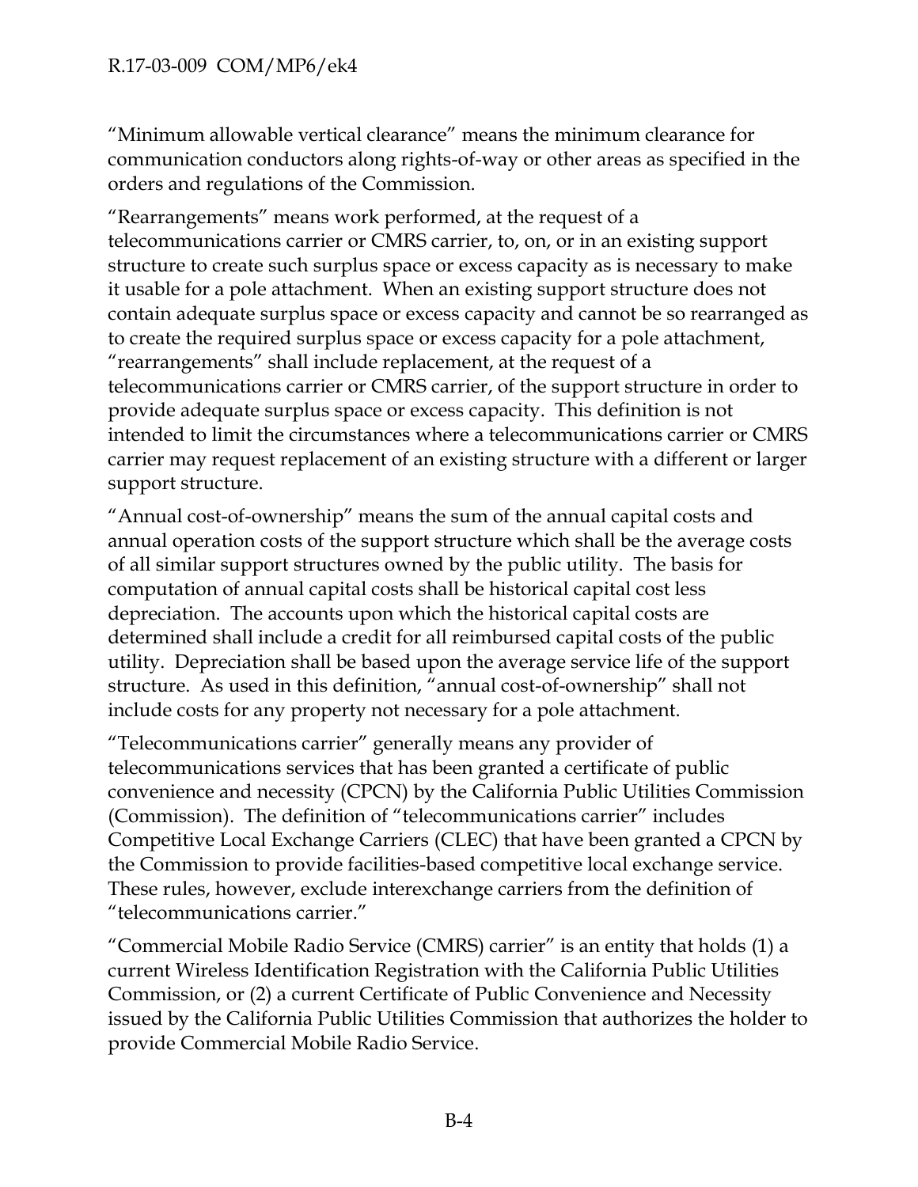"Minimum allowable vertical clearance" means the minimum clearance for communication conductors along rights-of-way or other areas as specified in the orders and regulations of the Commission.

"Rearrangements" means work performed, at the request of a telecommunications carrier or CMRS carrier, to, on, or in an existing support structure to create such surplus space or excess capacity as is necessary to make it usable for a pole attachment. When an existing support structure does not contain adequate surplus space or excess capacity and cannot be so rearranged as to create the required surplus space or excess capacity for a pole attachment, "rearrangements" shall include replacement, at the request of a telecommunications carrier or CMRS carrier, of the support structure in order to provide adequate surplus space or excess capacity. This definition is not intended to limit the circumstances where a telecommunications carrier or CMRS carrier may request replacement of an existing structure with a different or larger support structure.

"Annual cost-of-ownership" means the sum of the annual capital costs and annual operation costs of the support structure which shall be the average costs of all similar support structures owned by the public utility. The basis for computation of annual capital costs shall be historical capital cost less depreciation. The accounts upon which the historical capital costs are determined shall include a credit for all reimbursed capital costs of the public utility. Depreciation shall be based upon the average service life of the support structure. As used in this definition, "annual cost-of-ownership" shall not include costs for any property not necessary for a pole attachment.

"Telecommunications carrier" generally means any provider of telecommunications services that has been granted a certificate of public convenience and necessity (CPCN) by the California Public Utilities Commission (Commission). The definition of "telecommunications carrier" includes Competitive Local Exchange Carriers (CLEC) that have been granted a CPCN by the Commission to provide facilities-based competitive local exchange service. These rules, however, exclude interexchange carriers from the definition of "telecommunications carrier."

"Commercial Mobile Radio Service (CMRS) carrier" is an entity that holds (1) a current Wireless Identification Registration with the California Public Utilities Commission, or (2) a current Certificate of Public Convenience and Necessity issued by the California Public Utilities Commission that authorizes the holder to provide Commercial Mobile Radio Service.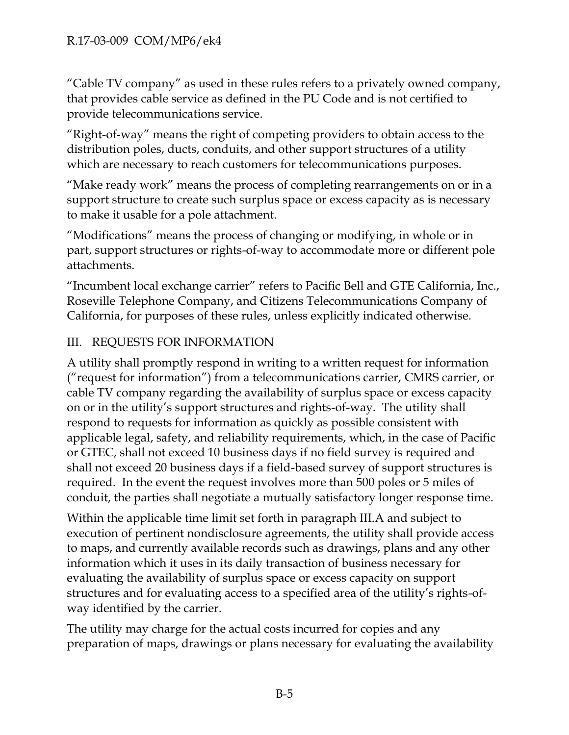"Cable TV company" as used in these rules refers to a privately owned company, that provides cable service as defined in the PU Code and is not certified to provide telecommunications service.

"Right-of-way" means the right of competing providers to obtain access to the distribution poles, ducts, conduits, and other support structures of a utility which are necessary to reach customers for telecommunications purposes.

"Make ready work" means the process of completing rearrangements on or in a support structure to create such surplus space or excess capacity as is necessary to make it usable for a pole attachment.

"Modifications" means the process of changing or modifying, in whole or in part, support structures or rights-of-way to accommodate more or different pole attachments.

"Incumbent local exchange carrier" refers to Pacific Bell and GTE California, Inc., Roseville Telephone Company, and Citizens Telecommunications Company of California, for purposes of these rules, unless explicitly indicated otherwise.

## III. REQUESTS FOR INFORMATION

A utility shall promptly respond in writing to a written request for information ("request for information") from a telecommunications carrier, CMRS carrier, or cable TV company regarding the availability of surplus space or excess capacity on or in the utility's support structures and rights-of-way. The utility shall respond to requests for information as quickly as possible consistent with applicable legal, safety, and reliability requirements, which, in the case of Pacific or GTEC, shall not exceed 10 business days if no field survey is required and shall not exceed 20 business days if a field-based survey of support structures is required. In the event the request involves more than 500 poles or 5 miles of conduit, the parties shall negotiate a mutually satisfactory longer response time.

Within the applicable time limit set forth in paragraph III.A and subject to execution of pertinent nondisclosure agreements, the utility shall provide access to maps, and currently available records such as drawings, plans and any other information which it uses in its daily transaction of business necessary for evaluating the availability of surplus space or excess capacity on support structures and for evaluating access to a specified area of the utility's rights-of-way identified by the carrier.

The utility may charge for the actual costs incurred for copies and any preparation of maps, drawings or plans necessary for evaluating the availability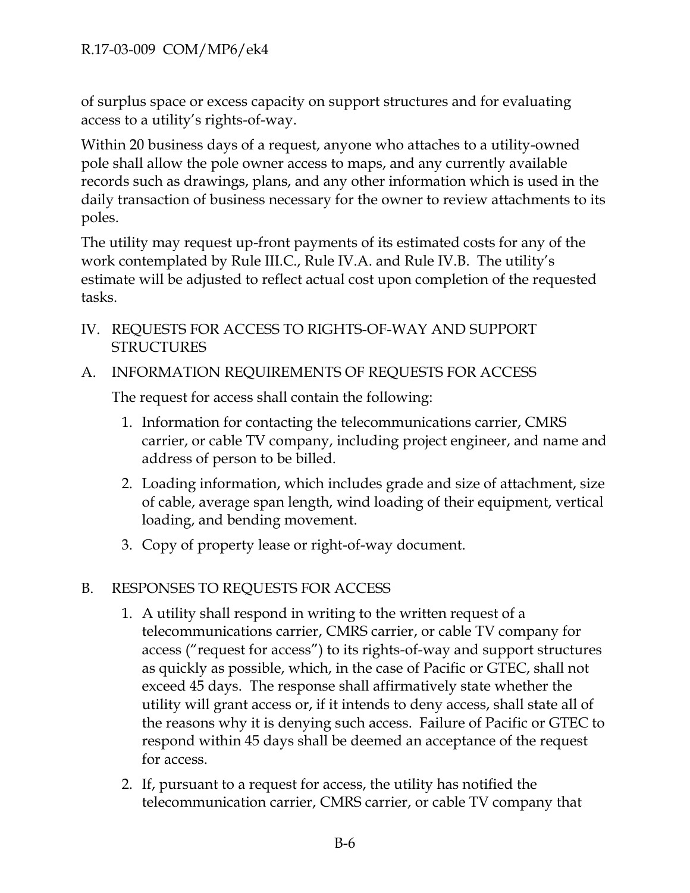of surplus space or excess capacity on support structures and for evaluating access to a utility's rights-of-way.

Within 20 business days of a request, anyone who attaches to a utility-owned pole shall allow the pole owner access to maps, and any currently available records such as drawings, plans, and any other information which is used in the daily transaction of business necessary for the owner to review attachments to its poles.

The utility may request up-front payments of its estimated costs for any of the work contemplated by Rule III.C., Rule IV.A. and Rule IV.B. The utility's estimate will be adjusted to reflect actual cost upon completion of the requested tasks.

IV. REQUESTS FOR ACCESS TO RIGHTS-OF-WAY AND SUPPORT STRUCTURES

A. INFORMATION REQUIREMENTS OF REQUESTS FOR ACCESS

The request for access shall contain the following:

1. Information for contacting the telecommunications carrier, CMRS carrier, or cable TV company, including project engineer, and name and address of person to be billed.
2. Loading information, which includes grade and size of attachment, size of cable, average span length, wind loading of their equipment, vertical loading, and bending movement.
3. Copy of property lease or right-of-way document.

B. RESPONSES TO REQUESTS FOR ACCESS

1. A utility shall respond in writing to the written request of a telecommunications carrier, CMRS carrier, or cable TV company for access ("request for access") to its rights-of-way and support structures as quickly as possible, which, in the case of Pacific or GTEC, shall not exceed 45 days. The response shall affirmatively state whether the utility will grant access or, if it intends to deny access, shall state all of the reasons why it is denying such access. Failure of Pacific or GTEC to respond within 45 days shall be deemed an acceptance of the request for access.
2. If, pursuant to a request for access, the utility has notified the telecommunication carrier, CMRS carrier, or cable TV company that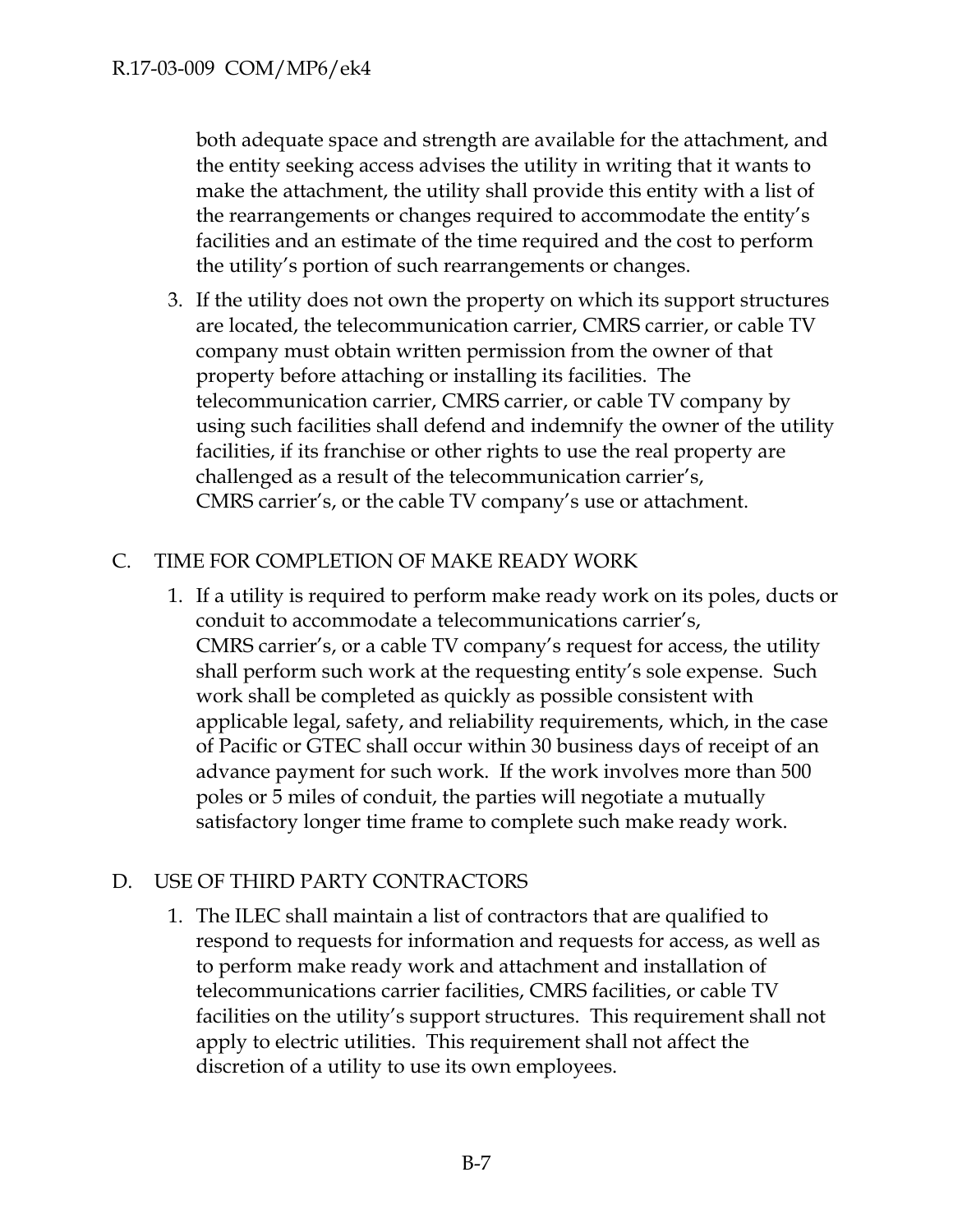both adequate space and strength are available for the attachment, and the entity seeking access advises the utility in writing that it wants to make the attachment, the utility shall provide this entity with a list of the rearrangements or changes required to accommodate the entity's facilities and an estimate of the time required and the cost to perform the utility's portion of such rearrangements or changes.

3. If the utility does not own the property on which its support structures are located, the telecommunication carrier, CMRS carrier, or cable TV company must obtain written permission from the owner of that property before attaching or installing its facilities. The telecommunication carrier, CMRS carrier, or cable TV company by using such facilities shall defend and indemnify the owner of the utility facilities, if its franchise or other rights to use the real property are challenged as a result of the telecommunication carrier's, CMRS carrier's, or the cable TV company's use or attachment.

C. TIME FOR COMPLETION OF MAKE READY WORK

1. If a utility is required to perform make ready work on its poles, ducts or conduit to accommodate a telecommunications carrier's, CMRS carrier's, or a cable TV company's request for access, the utility shall perform such work at the requesting entity's sole expense. Such work shall be completed as quickly as possible consistent with applicable legal, safety, and reliability requirements, which, in the case of Pacific or GTEC shall occur within 30 business days of receipt of an advance payment for such work. If the work involves more than 500 poles or 5 miles of conduit, the parties will negotiate a mutually satisfactory longer time frame to complete such make ready work.

D. USE OF THIRD PARTY CONTRACTORS

1. The ILEC shall maintain a list of contractors that are qualified to respond to requests for information and requests for access, as well as to perform make ready work and attachment and installation of telecommunications carrier facilities, CMRS facilities, or cable TV facilities on the utility's support structures. This requirement shall not apply to electric utilities. This requirement shall not affect the discretion of a utility to use its own employees.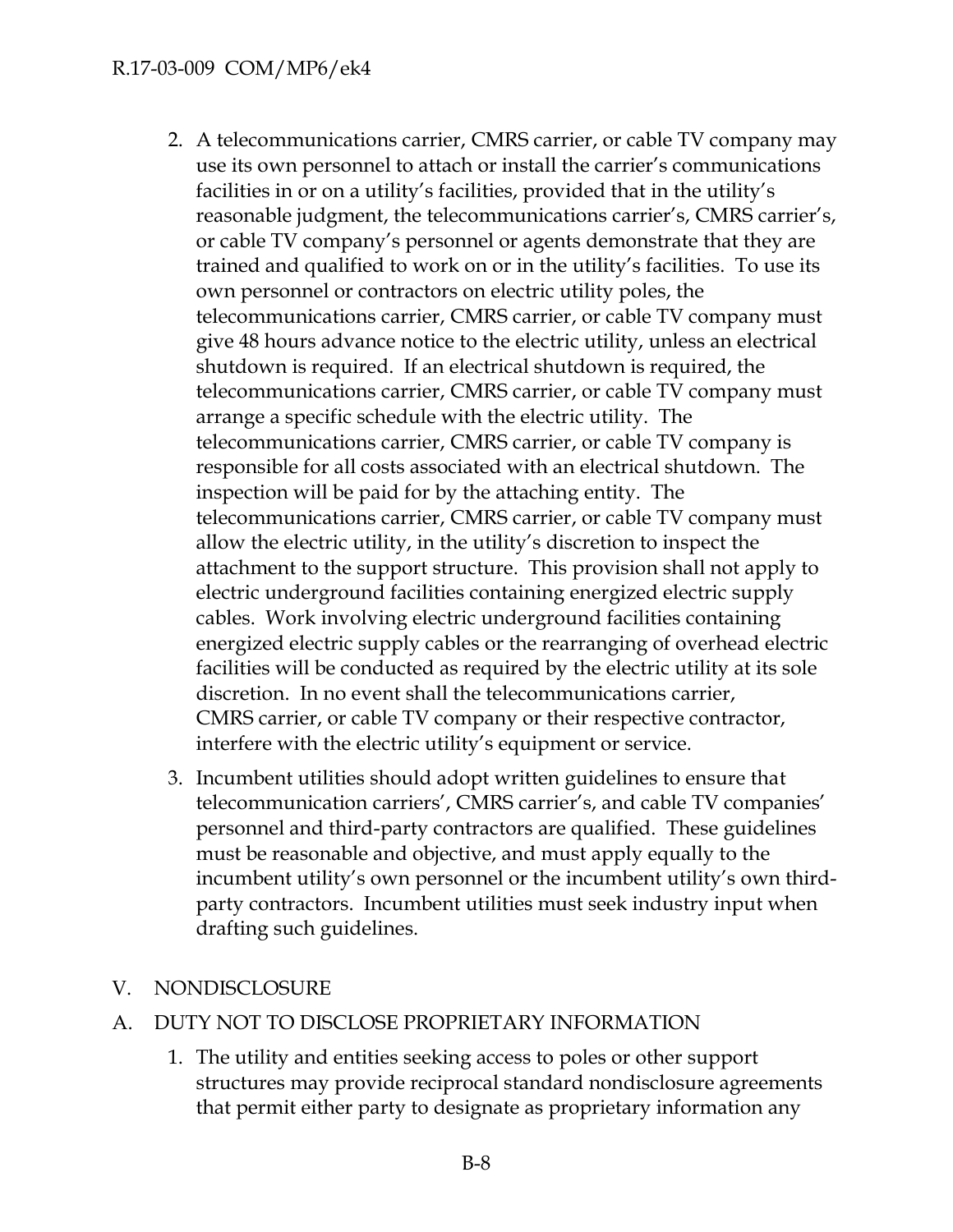2. A telecommunications carrier, CMRS carrier, or cable TV company may use its own personnel to attach or install the carrier's communications facilities in or on a utility's facilities, provided that in the utility's reasonable judgment, the telecommunications carrier's, CMRS carrier's, or cable TV company's personnel or agents demonstrate that they are trained and qualified to work on or in the utility's facilities. To use its own personnel or contractors on electric utility poles, the telecommunications carrier, CMRS carrier, or cable TV company must give 48 hours advance notice to the electric utility, unless an electrical shutdown is required. If an electrical shutdown is required, the telecommunications carrier, CMRS carrier, or cable TV company must arrange a specific schedule with the electric utility. The telecommunications carrier, CMRS carrier, or cable TV company is responsible for all costs associated with an electrical shutdown. The inspection will be paid for by the attaching entity. The telecommunications carrier, CMRS carrier, or cable TV company must allow the electric utility, in the utility's discretion to inspect the attachment to the support structure. This provision shall not apply to electric underground facilities containing energized electric supply cables. Work involving electric underground facilities containing energized electric supply cables or the rearranging of overhead electric facilities will be conducted as required by the electric utility at its sole discretion. In no event shall the telecommunications carrier, CMRS carrier, or cable TV company or their respective contractor, interfere with the electric utility's equipment or service.

3. Incumbent utilities should adopt written guidelines to ensure that telecommunication carriers', CMRS carrier's, and cable TV companies' personnel and third-party contractors are qualified. These guidelines must be reasonable and objective, and must apply equally to the incumbent utility's own personnel or the incumbent utility's own third-party contractors. Incumbent utilities must seek industry input when drafting such guidelines.

# V. NONDISCLOSURE

## A. DUTY NOT TO DISCLOSE PROPRIETARY INFORMATION

1. The utility and entities seeking access to poles or other support structures may provide reciprocal standard nondisclosure agreements that permit either party to designate as proprietary information any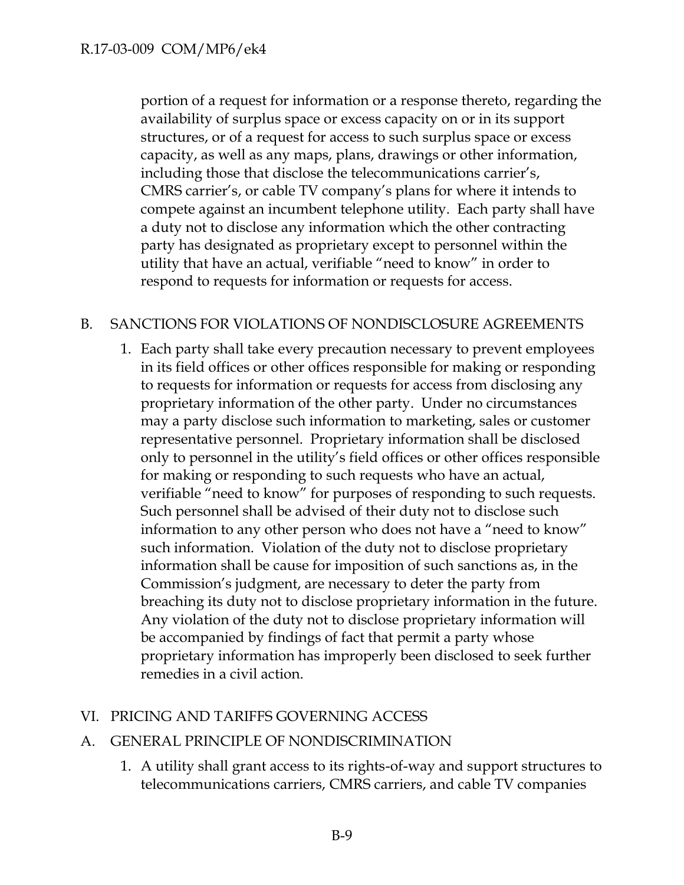portion of a request for information or a response thereto, regarding the availability of surplus space or excess capacity on or in its support structures, or of a request for access to such surplus space or excess capacity, as well as any maps, plans, drawings or other information, including those that disclose the telecommunications carrier's, CMRS carrier's, or cable TV company's plans for where it intends to compete against an incumbent telephone utility. Each party shall have a duty not to disclose any information which the other contracting party has designated as proprietary except to personnel within the utility that have an actual, verifiable "need to know" in order to respond to requests for information or requests for access.

B. SANCTIONS FOR VIOLATIONS OF NONDISCLOSURE AGREEMENTS

1. Each party shall take every precaution necessary to prevent employees in its field offices or other offices responsible for making or responding to requests for information or requests for access from disclosing any proprietary information of the other party. Under no circumstances may a party disclose such information to marketing, sales or customer representative personnel. Proprietary information shall be disclosed only to personnel in the utility's field offices or other offices responsible for making or responding to such requests who have an actual, verifiable "need to know" for purposes of responding to such requests. Such personnel shall be advised of their duty not to disclose such information to any other person who does not have a "need to know" such information. Violation of the duty not to disclose proprietary information shall be cause for imposition of such sanctions as, in the Commission's judgment, are necessary to deter the party from breaching its duty not to disclose proprietary information in the future. Any violation of the duty not to disclose proprietary information will be accompanied by findings of fact that permit a party whose proprietary information has improperly been disclosed to seek further remedies in a civil action.

VI. PRICING AND TARIFFS GOVERNING ACCESS

A. GENERAL PRINCIPLE OF NONDISCRIMINATION

1. A utility shall grant access to its rights-of-way and support structures to telecommunications carriers, CMRS carriers, and cable TV companies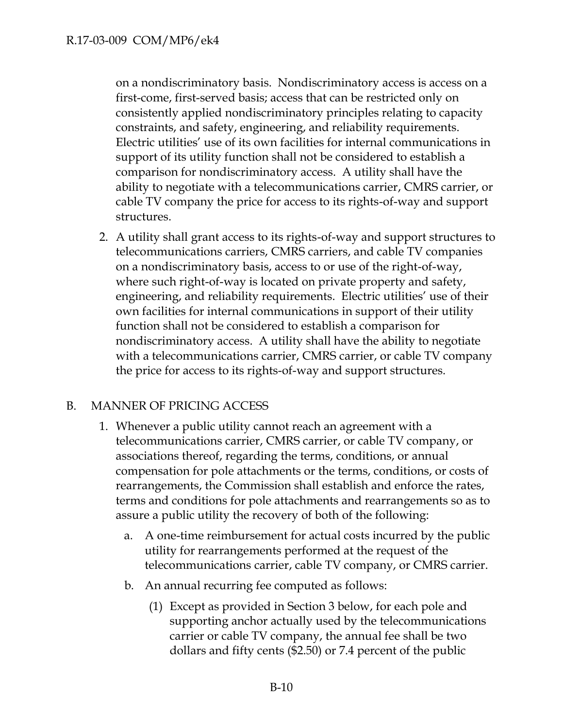on a nondiscriminatory basis. Nondiscriminatory access is access on a first-come, first-served basis; access that can be restricted only on consistently applied nondiscriminatory principles relating to capacity constraints, and safety, engineering, and reliability requirements. Electric utilities' use of its own facilities for internal communications in support of its utility function shall not be considered to establish a comparison for nondiscriminatory access. A utility shall have the ability to negotiate with a telecommunications carrier, CMRS carrier, or cable TV company the price for access to its rights-of-way and support structures.

2. A utility shall grant access to its rights-of-way and support structures to telecommunications carriers, CMRS carriers, and cable TV companies on a nondiscriminatory basis, access to or use of the right-of-way, where such right-of-way is located on private property and safety, engineering, and reliability requirements. Electric utilities' use of their own facilities for internal communications in support of their utility function shall not be considered to establish a comparison for nondiscriminatory access. A utility shall have the ability to negotiate with a telecommunications carrier, CMRS carrier, or cable TV company the price for access to its rights-of-way and support structures.

## B. MANNER OF PRICING ACCESS

1. Whenever a public utility cannot reach an agreement with a telecommunications carrier, CMRS carrier, or cable TV company, or associations thereof, regarding the terms, conditions, or annual compensation for pole attachments or the terms, conditions, or costs of rearrangements, the Commission shall establish and enforce the rates, terms and conditions for pole attachments and rearrangements so as to assure a public utility the recovery of both of the following:
   a. A one-time reimbursement for actual costs incurred by the public utility for rearrangements performed at the request of the telecommunications carrier, cable TV company, or CMRS carrier.
   b. An annual recurring fee computed as follows:
      (1) Except as provided in Section 3 below, for each pole and supporting anchor actually used by the telecommunications carrier or cable TV company, the annual fee shall be two dollars and fifty cents ($2.50) or 7.4 percent of the public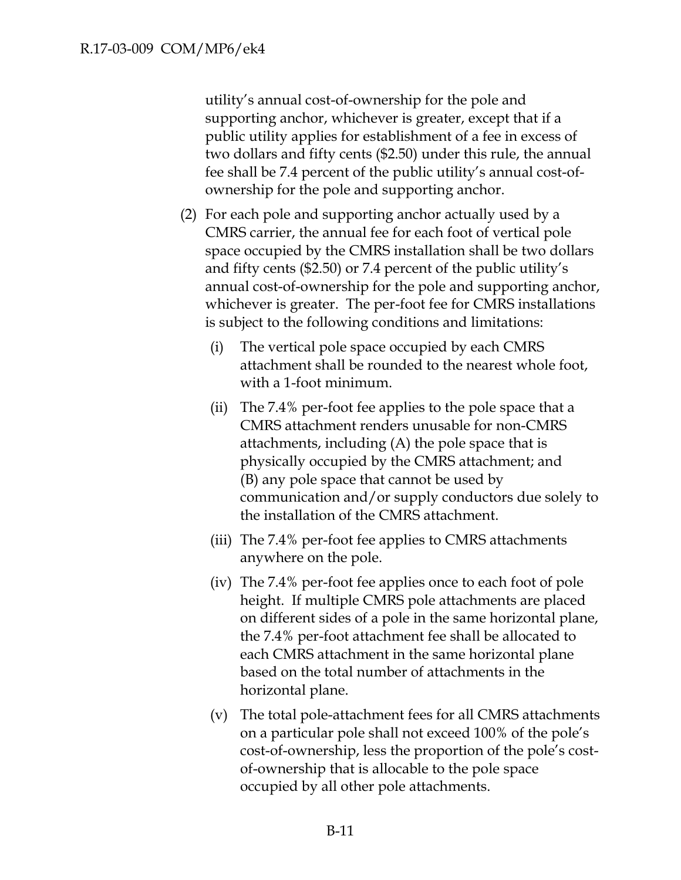utility's annual cost-of-ownership for the pole and supporting anchor, whichever is greater, except that if a public utility applies for establishment of a fee in excess of two dollars and fifty cents ($2.50) under this rule, the annual fee shall be 7.4 percent of the public utility's annual cost-of-ownership for the pole and supporting anchor.

(2) For each pole and supporting anchor actually used by a CMRS carrier, the annual fee for each foot of vertical pole space occupied by the CMRS installation shall be two dollars and fifty cents ($2.50) or 7.4 percent of the public utility's annual cost-of-ownership for the pole and supporting anchor, whichever is greater. The per-foot fee for CMRS installations is subject to the following conditions and limitations:

  (i) The vertical pole space occupied by each CMRS attachment shall be rounded to the nearest whole foot, with a 1-foot minimum.

  (ii) The 7.4% per-foot fee applies to the pole space that a CMRS attachment renders unusable for non-CMRS attachments, including (A) the pole space that is physically occupied by the CMRS attachment; and (B) any pole space that cannot be used by communication and/or supply conductors due solely to the installation of the CMRS attachment.

  (iii) The 7.4% per-foot fee applies to CMRS attachments anywhere on the pole.

  (iv) The 7.4% per-foot fee applies once to each foot of pole height. If multiple CMRS pole attachments are placed on different sides of a pole in the same horizontal plane, the 7.4% per-foot attachment fee shall be allocated to each CMRS attachment in the same horizontal plane based on the total number of attachments in the horizontal plane.

  (v) The total pole-attachment fees for all CMRS attachments on a particular pole shall not exceed 100% of the pole's cost-of-ownership, less the proportion of the pole's cost-of-ownership that is allocable to the pole space occupied by all other pole attachments.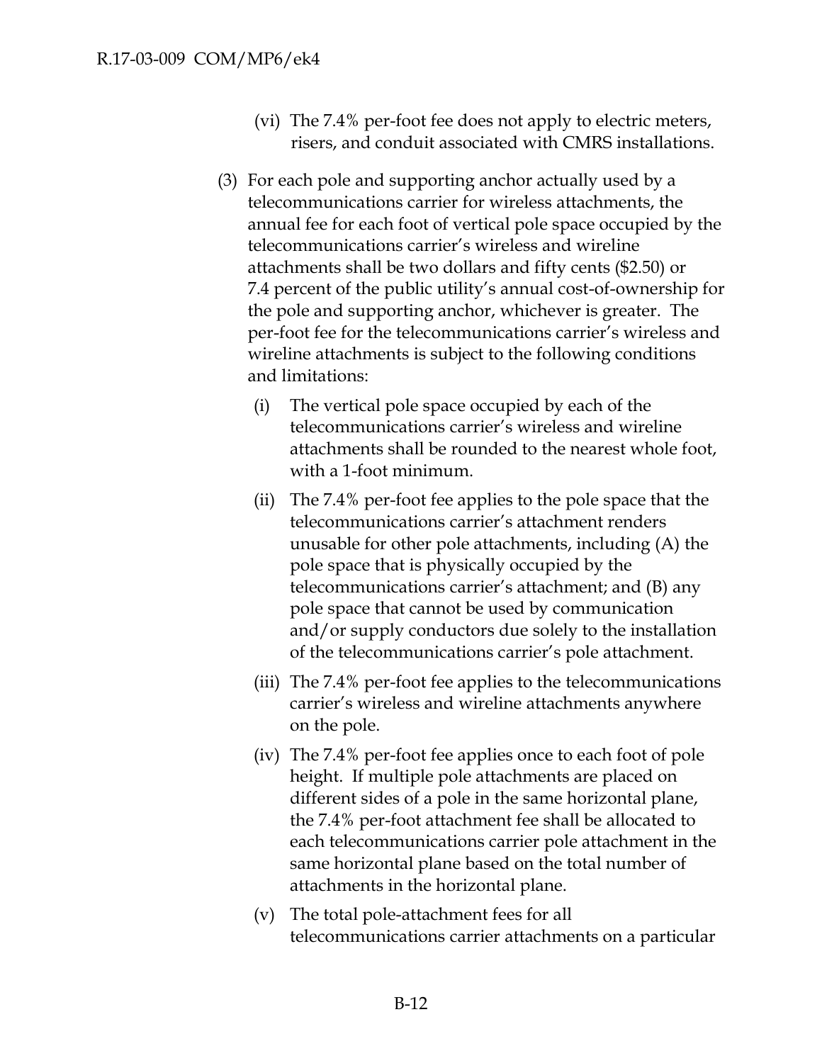(vi) The 7.4% per-foot fee does not apply to electric meters, risers, and conduit associated with CMRS installations.

(3) For each pole and supporting anchor actually used by a telecommunications carrier for wireless attachments, the annual fee for each foot of vertical pole space occupied by the telecommunications carrier's wireless and wireline attachments shall be two dollars and fifty cents ($2.50) or 7.4 percent of the public utility's annual cost-of-ownership for the pole and supporting anchor, whichever is greater. The per-foot fee for the telecommunications carrier's wireless and wireline attachments is subject to the following conditions and limitations:

(i) The vertical pole space occupied by each of the telecommunications carrier's wireless and wireline attachments shall be rounded to the nearest whole foot, with a 1-foot minimum.

(ii) The 7.4% per-foot fee applies to the pole space that the telecommunications carrier's attachment renders unusable for other pole attachments, including (A) the pole space that is physically occupied by the telecommunications carrier's attachment; and (B) any pole space that cannot be used by communication and/or supply conductors due solely to the installation of the telecommunications carrier's pole attachment.

(iii) The 7.4% per-foot fee applies to the telecommunications carrier's wireless and wireline attachments anywhere on the pole.

(iv) The 7.4% per-foot fee applies once to each foot of pole height. If multiple pole attachments are placed on different sides of a pole in the same horizontal plane, the 7.4% per-foot attachment fee shall be allocated to each telecommunications carrier pole attachment in the same horizontal plane based on the total number of attachments in the horizontal plane.

(v) The total pole-attachment fees for all telecommunications carrier attachments on a particular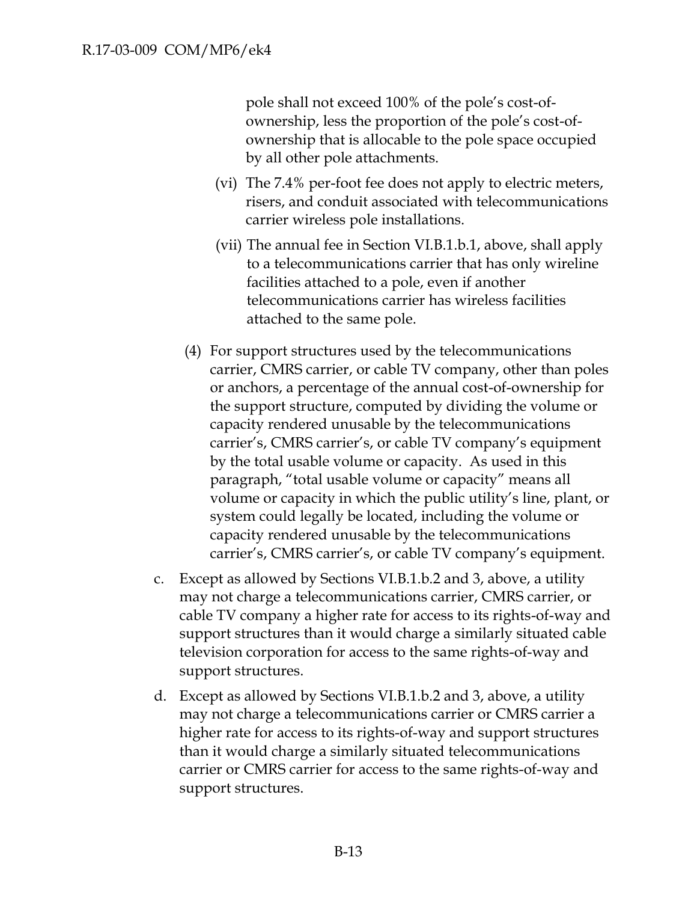pole shall not exceed 100% of the pole's cost-of-ownership, less the proportion of the pole's cost-of-ownership that is allocable to the pole space occupied by all other pole attachments.

(vi) The 7.4% per-foot fee does not apply to electric meters, risers, and conduit associated with telecommunications carrier wireless pole installations.

(vii) The annual fee in Section VI.B.1.b.1, above, shall apply to a telecommunications carrier that has only wireline facilities attached to a pole, even if another telecommunications carrier has wireless facilities attached to the same pole.

(4) For support structures used by the telecommunications carrier, CMRS carrier, or cable TV company, other than poles or anchors, a percentage of the annual cost-of-ownership for the support structure, computed by dividing the volume or capacity rendered unusable by the telecommunications carrier's, CMRS carrier's, or cable TV company's equipment by the total usable volume or capacity. As used in this paragraph, "total usable volume or capacity" means all volume or capacity in which the public utility's line, plant, or system could legally be located, including the volume or capacity rendered unusable by the telecommunications carrier's, CMRS carrier's, or cable TV company's equipment.

c. Except as allowed by Sections VI.B.1.b.2 and 3, above, a utility may not charge a telecommunications carrier, CMRS carrier, or cable TV company a higher rate for access to its rights-of-way and support structures than it would charge a similarly situated cable television corporation for access to the same rights-of-way and support structures.

d. Except as allowed by Sections VI.B.1.b.2 and 3, above, a utility may not charge a telecommunications carrier or CMRS carrier a higher rate for access to its rights-of-way and support structures than it would charge a similarly situated telecommunications carrier or CMRS carrier for access to the same rights-of-way and support structures.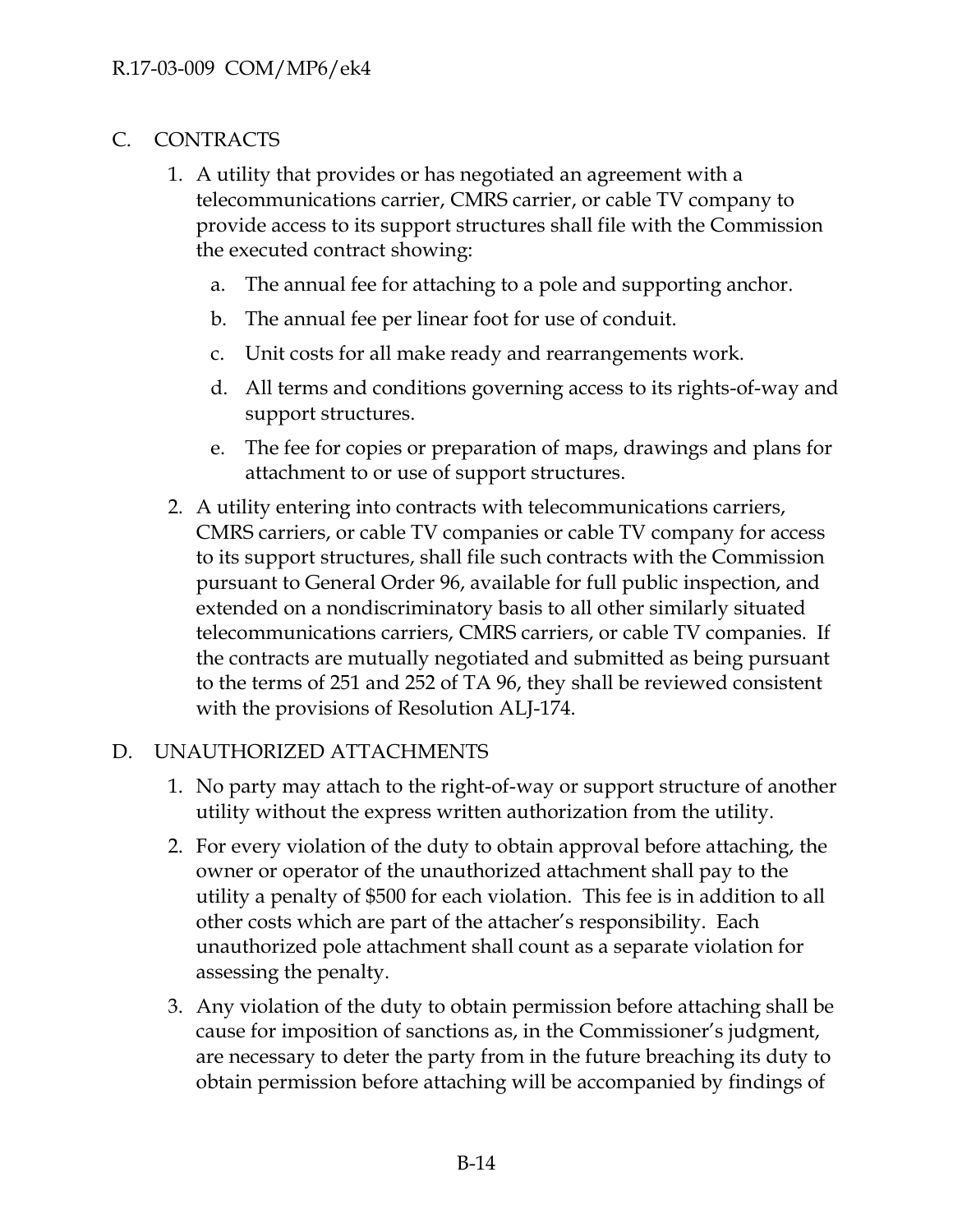## C. CONTRACTS

1. A utility that provides or has negotiated an agreement with a telecommunications carrier, CMRS carrier, or cable TV company to provide access to its support structures shall file with the Commission the executed contract showing:
   a. The annual fee for attaching to a pole and supporting anchor.
   b. The annual fee per linear foot for use of conduit.
   c. Unit costs for all make ready and rearrangements work.
   d. All terms and conditions governing access to its rights-of-way and support structures.
   e. The fee for copies or preparation of maps, drawings and plans for attachment to or use of support structures.
2. A utility entering into contracts with telecommunications carriers, CMRS carriers, or cable TV companies or cable TV company for access to its support structures, shall file such contracts with the Commission pursuant to General Order 96, available for full public inspection, and extended on a nondiscriminatory basis to all other similarly situated telecommunications carriers, CMRS carriers, or cable TV companies. If the contracts are mutually negotiated and submitted as being pursuant to the terms of 251 and 252 of TA 96, they shall be reviewed consistent with the provisions of Resolution ALJ-174.

## D. UNAUTHORIZED ATTACHMENTS

1. No party may attach to the right-of-way or support structure of another utility without the express written authorization from the utility.
2. For every violation of the duty to obtain approval before attaching, the owner or operator of the unauthorized attachment shall pay to the utility a penalty of $500 for each violation. This fee is in addition to all other costs which are part of the attacher's responsibility. Each unauthorized pole attachment shall count as a separate violation for assessing the penalty.
3. Any violation of the duty to obtain permission before attaching shall be cause for imposition of sanctions as, in the Commissioner's judgment, are necessary to deter the party from in the future breaching its duty to obtain permission before attaching will be accompanied by findings of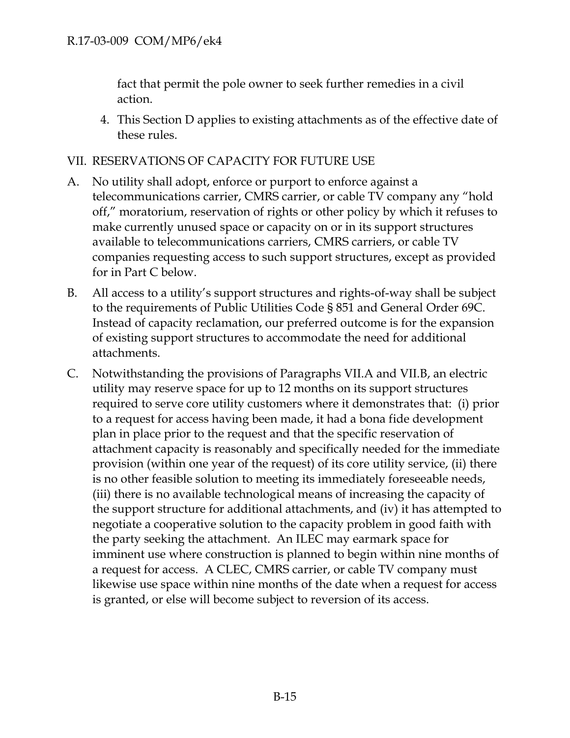fact that permit the pole owner to seek further remedies in a civil action.

4. This Section D applies to existing attachments as of the effective date of these rules.

## VII. RESERVATIONS OF CAPACITY FOR FUTURE USE

A. No utility shall adopt, enforce or purport to enforce against a telecommunications carrier, CMRS carrier, or cable TV company any "hold off," moratorium, reservation of rights or other policy by which it refuses to make currently unused space or capacity on or in its support structures available to telecommunications carriers, CMRS carriers, or cable TV companies requesting access to such support structures, except as provided for in Part C below.

B. All access to a utility's support structures and rights-of-way shall be subject to the requirements of Public Utilities Code § 851 and General Order 69C. Instead of capacity reclamation, our preferred outcome is for the expansion of existing support structures to accommodate the need for additional attachments.

C. Notwithstanding the provisions of Paragraphs VII.A and VII.B, an electric utility may reserve space for up to 12 months on its support structures required to serve core utility customers where it demonstrates that: (i) prior to a request for access having been made, it had a bona fide development plan in place prior to the request and that the specific reservation of attachment capacity is reasonably and specifically needed for the immediate provision (within one year of the request) of its core utility service, (ii) there is no other feasible solution to meeting its immediately foreseeable needs, (iii) there is no available technological means of increasing the capacity of the support structure for additional attachments, and (iv) it has attempted to negotiate a cooperative solution to the capacity problem in good faith with the party seeking the attachment. An ILEC may earmark space for imminent use where construction is planned to begin within nine months of a request for access. A CLEC, CMRS carrier, or cable TV company must likewise use space within nine months of the date when a request for access is granted, or else will become subject to reversion of its access.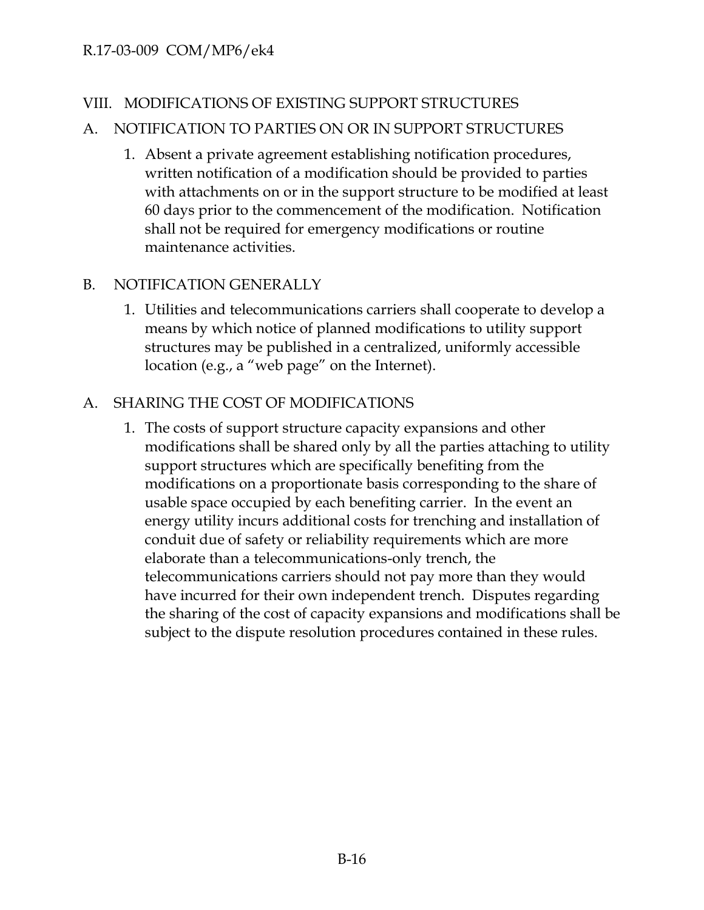## VIII. MODIFICATIONS OF EXISTING SUPPORT STRUCTURES

### A. NOTIFICATION TO PARTIES ON OR IN SUPPORT STRUCTURES

1. Absent a private agreement establishing notification procedures, written notification of a modification should be provided to parties with attachments on or in the support structure to be modified at least 60 days prior to the commencement of the modification. Notification shall not be required for emergency modifications or routine maintenance activities.

### B. NOTIFICATION GENERALLY

1. Utilities and telecommunications carriers shall cooperate to develop a means by which notice of planned modifications to utility support structures may be published in a centralized, uniformly accessible location (e.g., a "web page" on the Internet).

### A. SHARING THE COST OF MODIFICATIONS

1. The costs of support structure capacity expansions and other modifications shall be shared only by all the parties attaching to utility support structures which are specifically benefiting from the modifications on a proportionate basis corresponding to the share of usable space occupied by each benefiting carrier. In the event an energy utility incurs additional costs for trenching and installation of conduit due of safety or reliability requirements which are more elaborate than a telecommunications-only trench, the telecommunications carriers should not pay more than they would have incurred for their own independent trench. Disputes regarding the sharing of the cost of capacity expansions and modifications shall be subject to the dispute resolution procedures contained in these rules.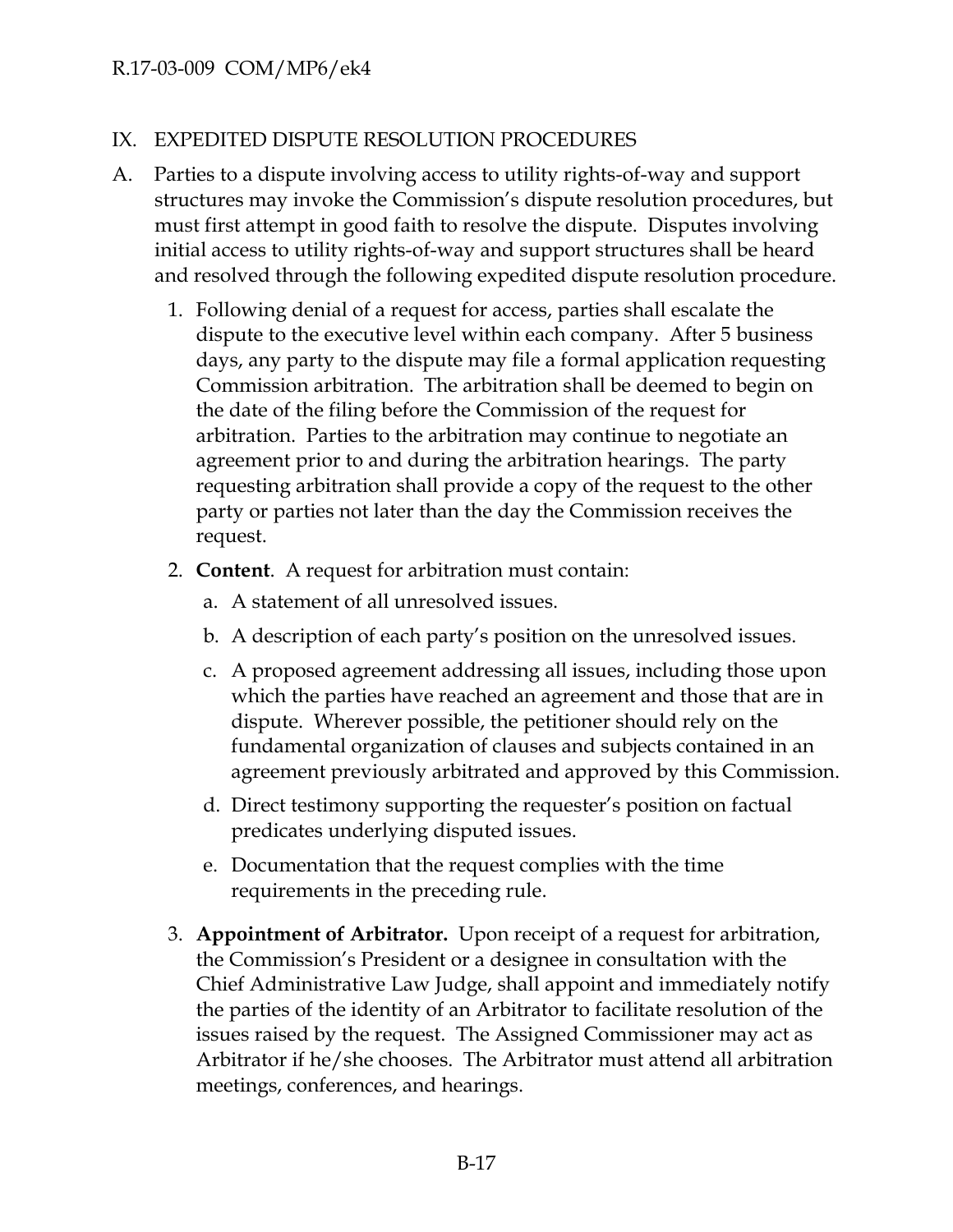## IX. EXPEDITED DISPUTE RESOLUTION PROCEDURES

A. Parties to a dispute involving access to utility rights-of-way and support structures may invoke the Commission's dispute resolution procedures, but must first attempt in good faith to resolve the dispute. Disputes involving initial access to utility rights-of-way and support structures shall be heard and resolved through the following expedited dispute resolution procedure.

1. Following denial of a request for access, parties shall escalate the dispute to the executive level within each company. After 5 business days, any party to the dispute may file a formal application requesting Commission arbitration. The arbitration shall be deemed to begin on the date of the filing before the Commission of the request for arbitration. Parties to the arbitration may continue to negotiate an agreement prior to and during the arbitration hearings. The party requesting arbitration shall provide a copy of the request to the other party or parties not later than the day the Commission receives the request.

2. **Content**. A request for arbitration must contain:

   a. A statement of all unresolved issues.

   b. A description of each party's position on the unresolved issues.

   c. A proposed agreement addressing all issues, including those upon which the parties have reached an agreement and those that are in dispute. Wherever possible, the petitioner should rely on the fundamental organization of clauses and subjects contained in an agreement previously arbitrated and approved by this Commission.

   d. Direct testimony supporting the requester's position on factual predicates underlying disputed issues.

   e. Documentation that the request complies with the time requirements in the preceding rule.

3. **Appointment of Arbitrator.** Upon receipt of a request for arbitration, the Commission's President or a designee in consultation with the Chief Administrative Law Judge, shall appoint and immediately notify the parties of the identity of an Arbitrator to facilitate resolution of the issues raised by the request. The Assigned Commissioner may act as Arbitrator if he/she chooses. The Arbitrator must attend all arbitration meetings, conferences, and hearings.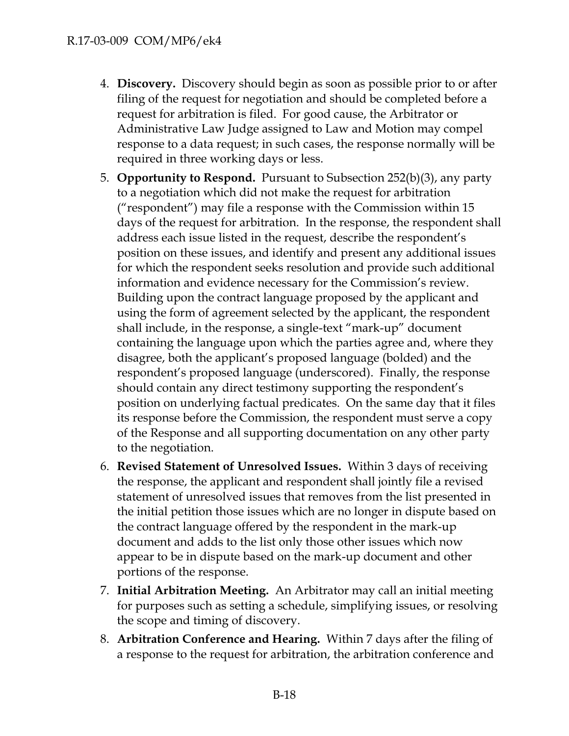4. **Discovery.** Discovery should begin as soon as possible prior to or after filing of the request for negotiation and should be completed before a request for arbitration is filed. For good cause, the Arbitrator or Administrative Law Judge assigned to Law and Motion may compel response to a data request; in such cases, the response normally will be required in three working days or less.
5. **Opportunity to Respond.** Pursuant to Subsection 252(b)(3), any party to a negotiation which did not make the request for arbitration ("respondent") may file a response with the Commission within 15 days of the request for arbitration. In the response, the respondent shall address each issue listed in the request, describe the respondent's position on these issues, and identify and present any additional issues for which the respondent seeks resolution and provide such additional information and evidence necessary for the Commission's review. Building upon the contract language proposed by the applicant and using the form of agreement selected by the applicant, the respondent shall include, in the response, a single-text "mark-up" document containing the language upon which the parties agree and, where they disagree, both the applicant's proposed language (bolded) and the respondent's proposed language (underscored). Finally, the response should contain any direct testimony supporting the respondent's position on underlying factual predicates. On the same day that it files its response before the Commission, the respondent must serve a copy of the Response and all supporting documentation on any other party to the negotiation.
6. **Revised Statement of Unresolved Issues.** Within 3 days of receiving the response, the applicant and respondent shall jointly file a revised statement of unresolved issues that removes from the list presented in the initial petition those issues which are no longer in dispute based on the contract language offered by the respondent in the mark-up document and adds to the list only those other issues which now appear to be in dispute based on the mark-up document and other portions of the response.
7. **Initial Arbitration Meeting.** An Arbitrator may call an initial meeting for purposes such as setting a schedule, simplifying issues, or resolving the scope and timing of discovery.
8. **Arbitration Conference and Hearing.** Within 7 days after the filing of a response to the request for arbitration, the arbitration conference and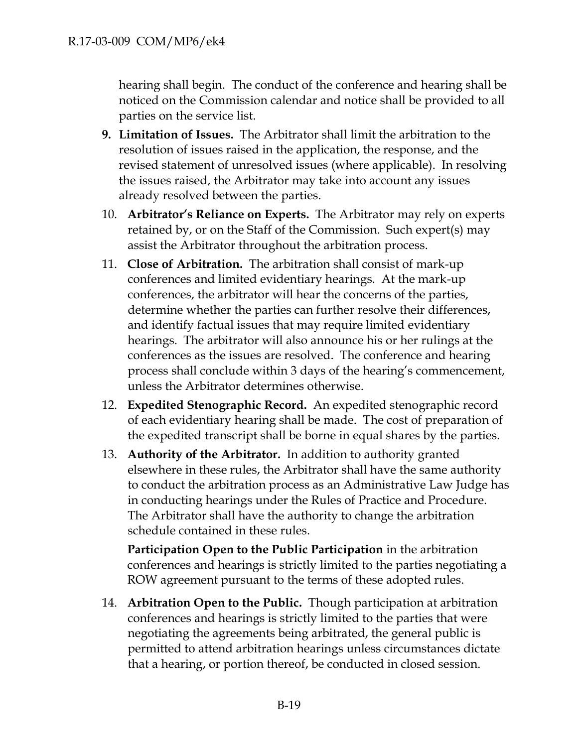hearing shall begin. The conduct of the conference and hearing shall be noticed on the Commission calendar and notice shall be provided to all parties on the service list.

9. **Limitation of Issues.** The Arbitrator shall limit the arbitration to the resolution of issues raised in the application, the response, and the revised statement of unresolved issues (where applicable). In resolving the issues raised, the Arbitrator may take into account any issues already resolved between the parties.

10. **Arbitrator's Reliance on Experts.** The Arbitrator may rely on experts retained by, or on the Staff of the Commission. Such expert(s) may assist the Arbitrator throughout the arbitration process.

11. **Close of Arbitration.** The arbitration shall consist of mark-up conferences and limited evidentiary hearings. At the mark-up conferences, the arbitrator will hear the concerns of the parties, determine whether the parties can further resolve their differences, and identify factual issues that may require limited evidentiary hearings. The arbitrator will also announce his or her rulings at the conferences as the issues are resolved. The conference and hearing process shall conclude within 3 days of the hearing's commencement, unless the Arbitrator determines otherwise.

12. **Expedited Stenographic Record.** An expedited stenographic record of each evidentiary hearing shall be made. The cost of preparation of the expedited transcript shall be borne in equal shares by the parties.

13. **Authority of the Arbitrator.** In addition to authority granted elsewhere in these rules, the Arbitrator shall have the same authority to conduct the arbitration process as an Administrative Law Judge has in conducting hearings under the Rules of Practice and Procedure. The Arbitrator shall have the authority to change the arbitration schedule contained in these rules.

    **Participation Open to the Public Participation** in the arbitration conferences and hearings is strictly limited to the parties negotiating a ROW agreement pursuant to the terms of these adopted rules.

14. **Arbitration Open to the Public.** Though participation at arbitration conferences and hearings is strictly limited to the parties that were negotiating the agreements being arbitrated, the general public is permitted to attend arbitration hearings unless circumstances dictate that a hearing, or portion thereof, be conducted in closed session.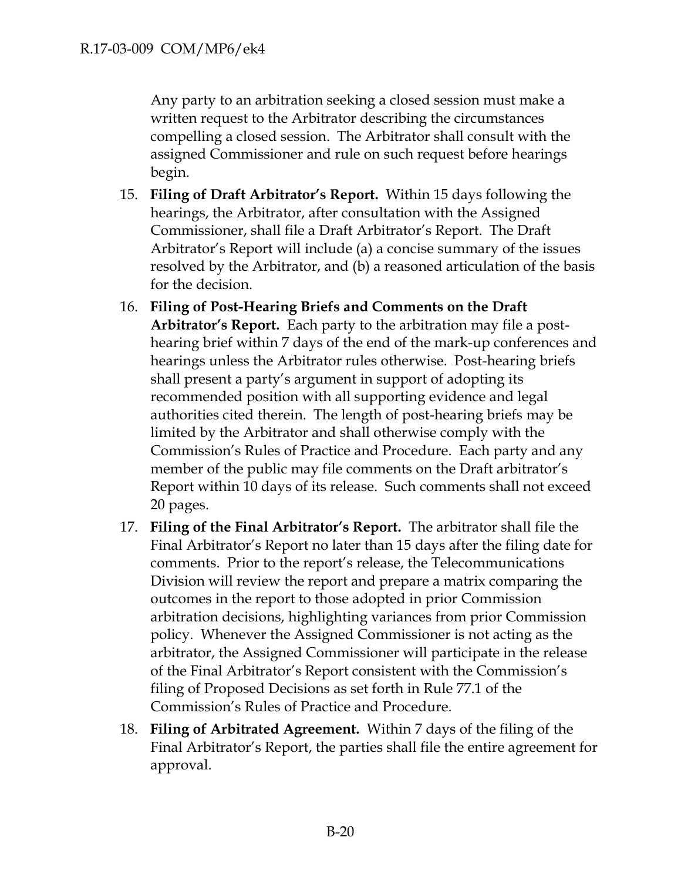Any party to an arbitration seeking a closed session must make a written request to the Arbitrator describing the circumstances compelling a closed session. The Arbitrator shall consult with the assigned Commissioner and rule on such request before hearings begin.

15. **Filing of Draft Arbitrator's Report.** Within 15 days following the hearings, the Arbitrator, after consultation with the Assigned Commissioner, shall file a Draft Arbitrator's Report. The Draft Arbitrator's Report will include (a) a concise summary of the issues resolved by the Arbitrator, and (b) a reasoned articulation of the basis for the decision.
16. **Filing of Post-Hearing Briefs and Comments on the Draft Arbitrator's Report.** Each party to the arbitration may file a post-hearing brief within 7 days of the end of the mark-up conferences and hearings unless the Arbitrator rules otherwise. Post-hearing briefs shall present a party's argument in support of adopting its recommended position with all supporting evidence and legal authorities cited therein. The length of post-hearing briefs may be limited by the Arbitrator and shall otherwise comply with the Commission's Rules of Practice and Procedure. Each party and any member of the public may file comments on the Draft arbitrator's Report within 10 days of its release. Such comments shall not exceed 20 pages.
17. **Filing of the Final Arbitrator's Report.** The arbitrator shall file the Final Arbitrator's Report no later than 15 days after the filing date for comments. Prior to the report's release, the Telecommunications Division will review the report and prepare a matrix comparing the outcomes in the report to those adopted in prior Commission arbitration decisions, highlighting variances from prior Commission policy. Whenever the Assigned Commissioner is not acting as the arbitrator, the Assigned Commissioner will participate in the release of the Final Arbitrator's Report consistent with the Commission's filing of Proposed Decisions as set forth in Rule 77.1 of the Commission's Rules of Practice and Procedure.
18. **Filing of Arbitrated Agreement.** Within 7 days of the filing of the Final Arbitrator's Report, the parties shall file the entire agreement for approval.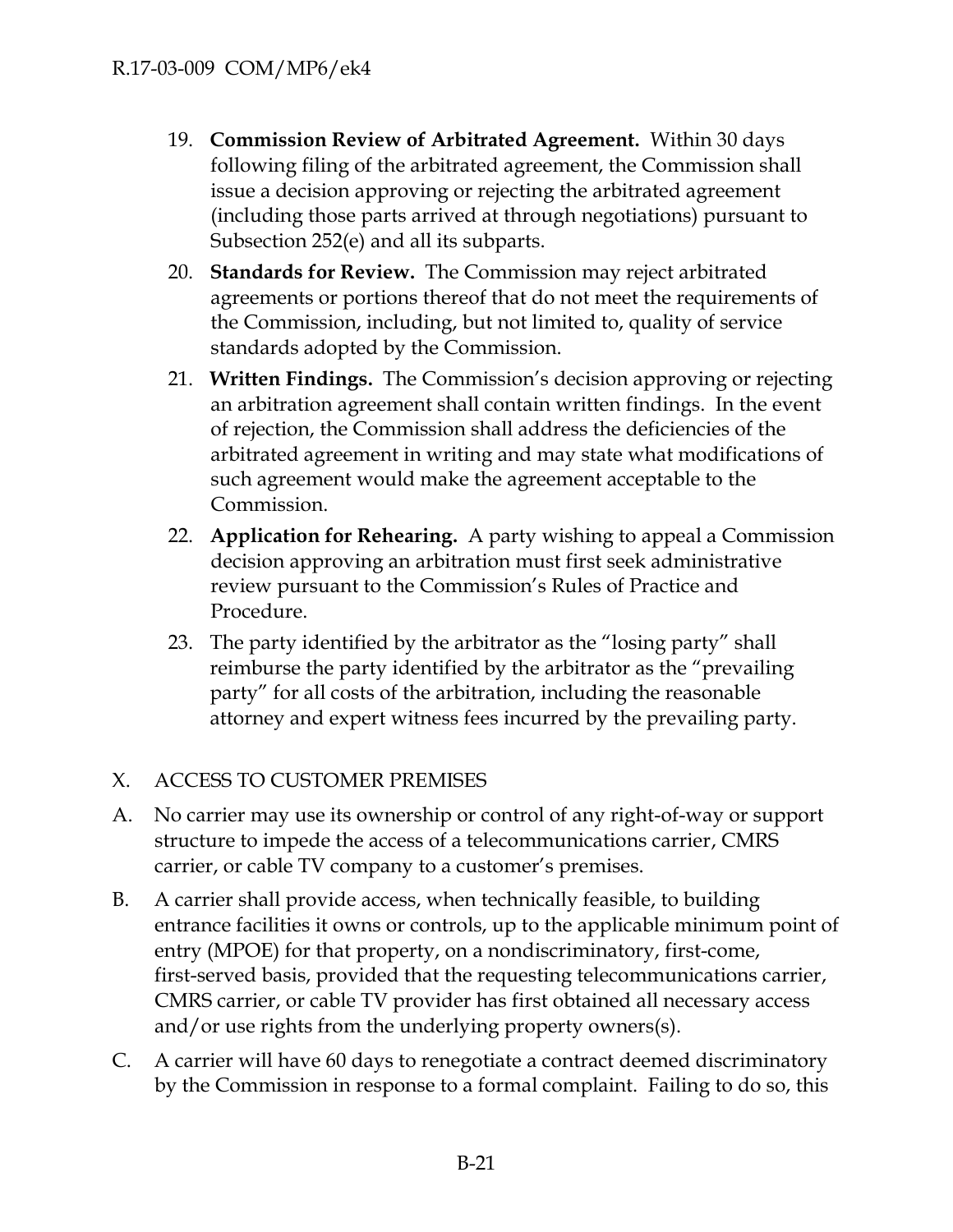19. **Commission Review of Arbitrated Agreement.** Within 30 days following filing of the arbitrated agreement, the Commission shall issue a decision approving or rejecting the arbitrated agreement (including those parts arrived at through negotiations) pursuant to Subsection 252(e) and all its subparts.
20. **Standards for Review.** The Commission may reject arbitrated agreements or portions thereof that do not meet the requirements of the Commission, including, but not limited to, quality of service standards adopted by the Commission.
21. **Written Findings.** The Commission's decision approving or rejecting an arbitration agreement shall contain written findings. In the event of rejection, the Commission shall address the deficiencies of the arbitrated agreement in writing and may state what modifications of such agreement would make the agreement acceptable to the Commission.
22. **Application for Rehearing.** A party wishing to appeal a Commission decision approving an arbitration must first seek administrative review pursuant to the Commission's Rules of Practice and Procedure.
23. The party identified by the arbitrator as the "losing party" shall reimburse the party identified by the arbitrator as the "prevailing party" for all costs of the arbitration, including the reasonable attorney and expert witness fees incurred by the prevailing party.

## X. ACCESS TO CUSTOMER PREMISES

A. No carrier may use its ownership or control of any right-of-way or support structure to impede the access of a telecommunications carrier, CMRS carrier, or cable TV company to a customer's premises.

B. A carrier shall provide access, when technically feasible, to building entrance facilities it owns or controls, up to the applicable minimum point of entry (MPOE) for that property, on a nondiscriminatory, first-come, first-served basis, provided that the requesting telecommunications carrier, CMRS carrier, or cable TV provider has first obtained all necessary access and/or use rights from the underlying property owners(s).

C. A carrier will have 60 days to renegotiate a contract deemed discriminatory by the Commission in response to a formal complaint. Failing to do so, this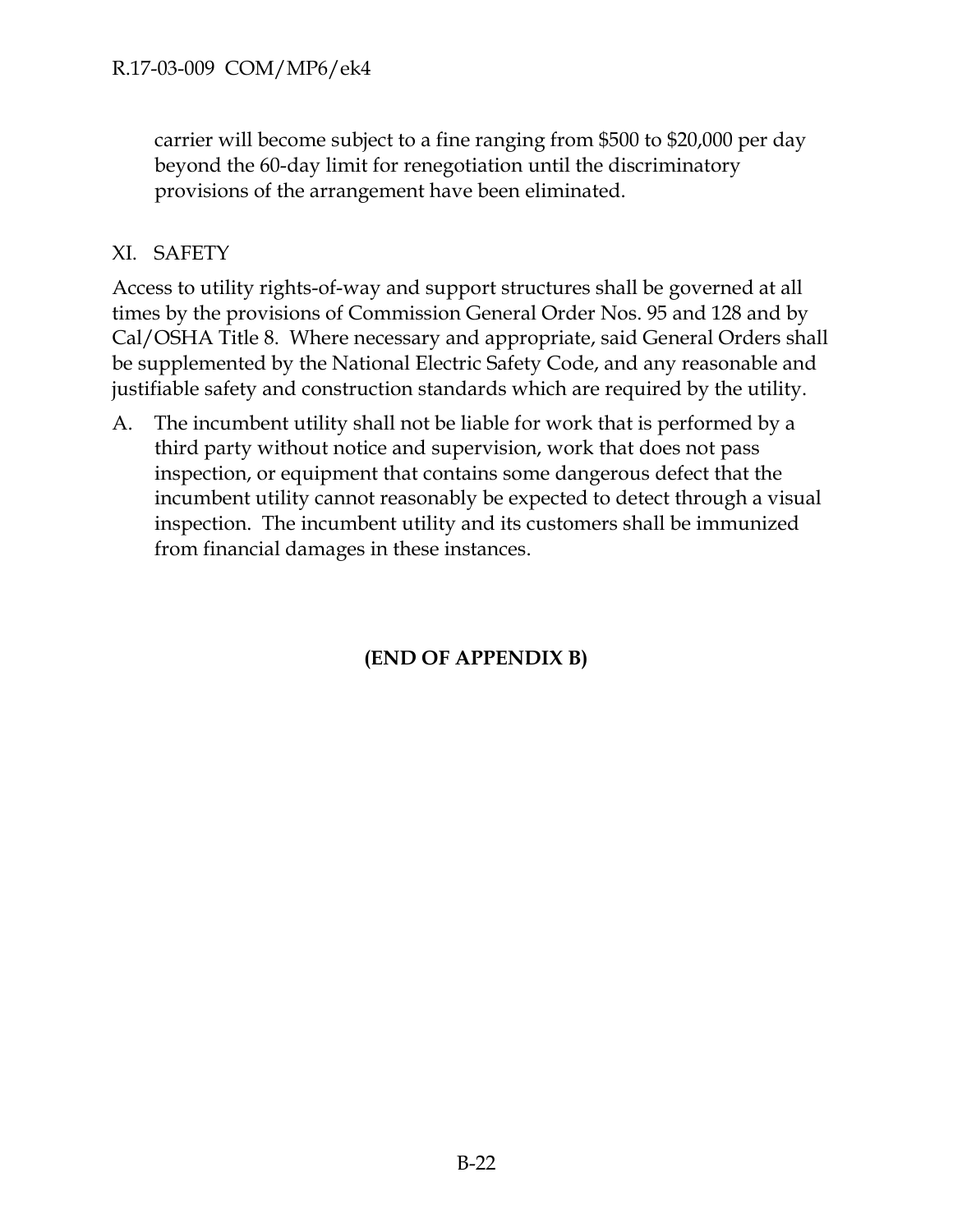carrier will become subject to a fine ranging from $500 to $20,000 per day beyond the 60-day limit for renegotiation until the discriminatory provisions of the arrangement have been eliminated.

## XI. SAFETY

Access to utility rights-of-way and support structures shall be governed at all times by the provisions of Commission General Order Nos. 95 and 128 and by Cal/OSHA Title 8. Where necessary and appropriate, said General Orders shall be supplemented by the National Electric Safety Code, and any reasonable and justifiable safety and construction standards which are required by the utility.

A. The incumbent utility shall not be liable for work that is performed by a third party without notice and supervision, work that does not pass inspection, or equipment that contains some dangerous defect that the incumbent utility cannot reasonably be expected to detect through a visual inspection. The incumbent utility and its customers shall be immunized from financial damages in these instances.

**(END OF APPENDIX B)**